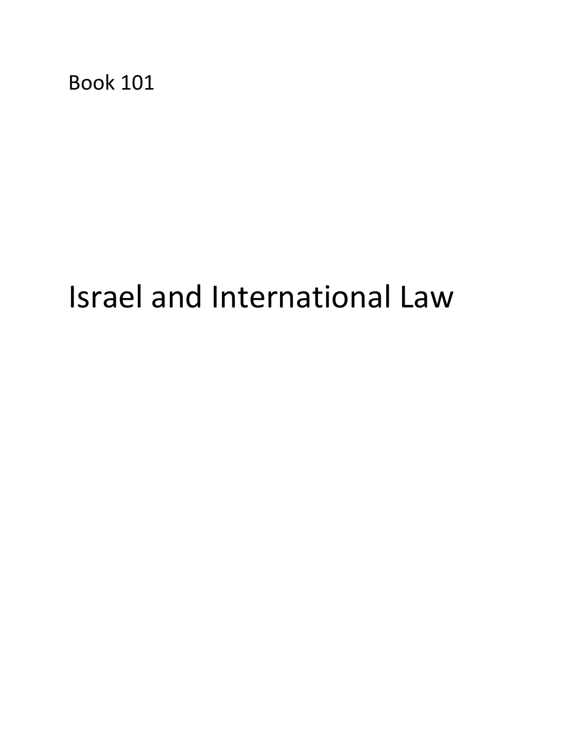Book 101

# Israel and International Law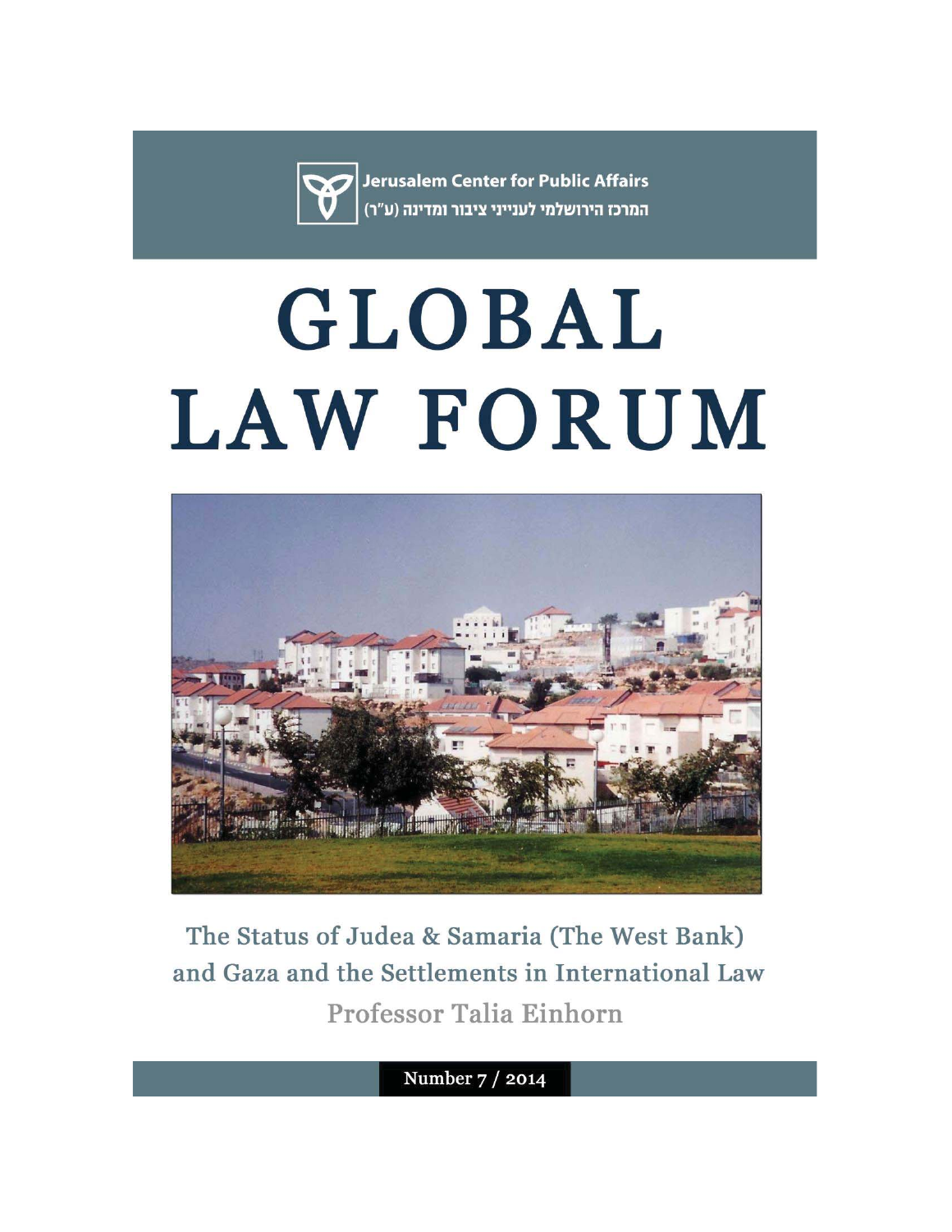Jerusalem Center for Public Affairs

המרכז הירושלמי לענייני ציבור ומדינה (ע"ר)

# GLOBAL LAW FORUM

The Status of Judea & Samaria (The West Bank) and Gaza and the Settlements in International Law

Professor Talia Einhorn

Number 7 / 2014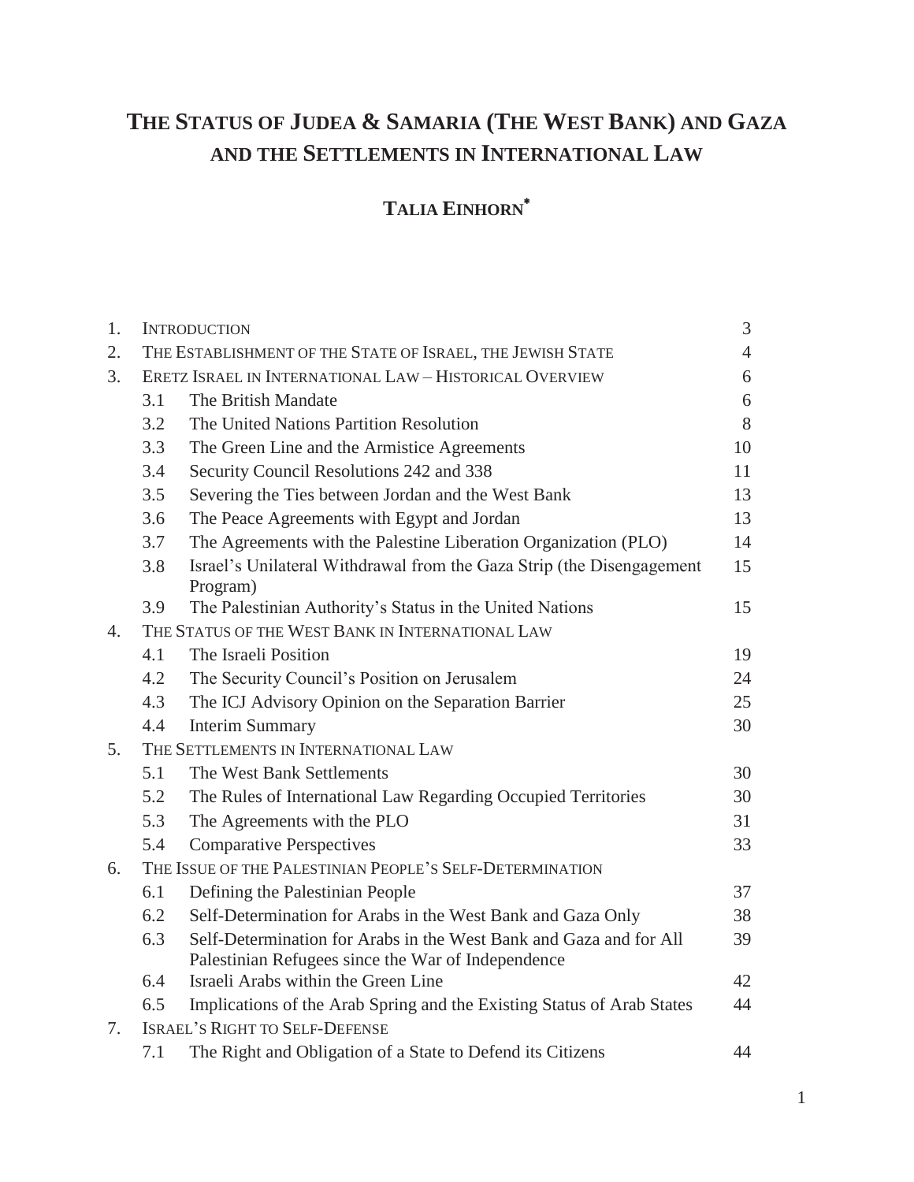# THE STATUS OF JUDEA & SAMARIA (THE WEST BANK) AND GAZA AND THE SETTLEMENTS IN INTERNATIONAL LAW

## TALIA EINHORN*

| | | | |
|---|---|---|---|
| 1. | INTRODUCTION | | 3 |
| 2. | THE ESTABLISHMENT OF THE STATE OF ISRAEL, THE JEWISH STATE | | 4 |
| 3. | ERETZ ISRAEL IN INTERNATIONAL LAW – HISTORICAL OVERVIEW | | 6 |
| | 3.1 | The British Mandate | 6 |
| | 3.2 | The United Nations Partition Resolution | 8 |
| | 3.3 | The Green Line and the Armistice Agreements | 10 |
| | 3.4 | Security Council Resolutions 242 and 338 | 11 |
| | 3.5 | Severing the Ties between Jordan and the West Bank | 13 |
| | 3.6 | The Peace Agreements with Egypt and Jordan | 13 |
| | 3.7 | The Agreements with the Palestine Liberation Organization (PLO) | 14 |
| | 3.8 | Israel's Unilateral Withdrawal from the Gaza Strip (the Disengagement Program) | 15 |
| | 3.9 | The Palestinian Authority's Status in the United Nations | 15 |
| 4. | THE STATUS OF THE WEST BANK IN INTERNATIONAL LAW | | |
| | 4.1 | The Israeli Position | 19 |
| | 4.2 | The Security Council's Position on Jerusalem | 24 |
| | 4.3 | The ICJ Advisory Opinion on the Separation Barrier | 25 |
| | 4.4 | Interim Summary | 30 |
| 5. | THE SETTLEMENTS IN INTERNATIONAL LAW | | |
| | 5.1 | The West Bank Settlements | 30 |
| | 5.2 | The Rules of International Law Regarding Occupied Territories | 30 |
| | 5.3 | The Agreements with the PLO | 31 |
| | 5.4 | Comparative Perspectives | 33 |
| 6. | THE ISSUE OF THE PALESTINIAN PEOPLE'S SELF-DETERMINATION | | |
| | 6.1 | Defining the Palestinian People | 37 |
| | 6.2 | Self-Determination for Arabs in the West Bank and Gaza Only | 38 |
| | 6.3 | Self-Determination for Arabs in the West Bank and Gaza and for All Palestinian Refugees since the War of Independence | 39 |
| | 6.4 | Israeli Arabs within the Green Line | 42 |
| | 6.5 | Implications of the Arab Spring and the Existing Status of Arab States | 44 |
| 7. | ISRAEL'S RIGHT TO SELF-DEFENSE | | |
| | 7.1 | The Right and Obligation of a State to Defend its Citizens | 44 |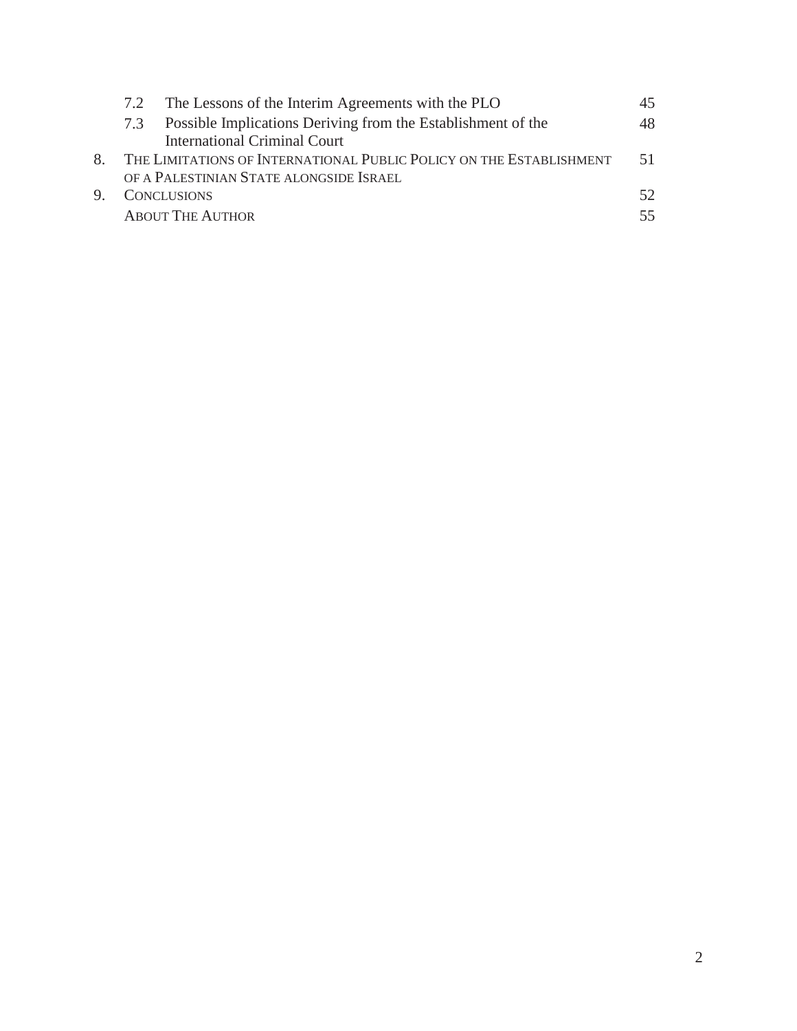| | | |
|---|---|---|
| 7.2 | The Lessons of the Interim Agreements with the PLO | 45 |
| 7.3 | Possible Implications Deriving from the Establishment of the International Criminal Court | 48 |
| 8. | THE LIMITATIONS OF INTERNATIONAL PUBLIC POLICY ON THE ESTABLISHMENT OF A PALESTINIAN STATE ALONGSIDE ISRAEL | 51 |
| 9. | CONCLUSIONS | 52 |
| | ABOUT THE AUTHOR | 55 |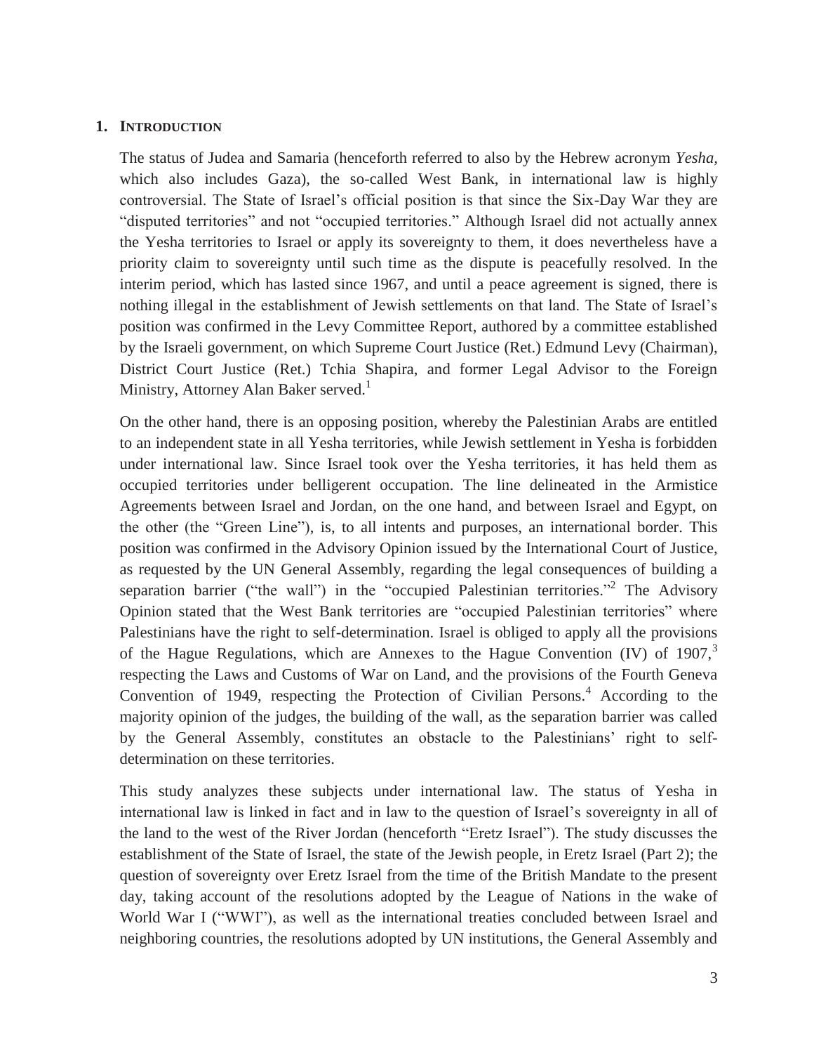## 1. Introduction

The status of Judea and Samaria (henceforth referred to also by the Hebrew acronym *Yesha,* which also includes Gaza), the so-called West Bank, in international law is highly controversial. The State of Israel's official position is that since the Six-Day War they are "disputed territories" and not "occupied territories." Although Israel did not actually annex the Yesha territories to Israel or apply its sovereignty to them, it does nevertheless have a priority claim to sovereignty until such time as the dispute is peacefully resolved. In the interim period, which has lasted since 1967, and until a peace agreement is signed, there is nothing illegal in the establishment of Jewish settlements on that land. The State of Israel's position was confirmed in the Levy Committee Report, authored by a committee established by the Israeli government, on which Supreme Court Justice (Ret.) Edmund Levy (Chairman), District Court Justice (Ret.) Tchia Shapira, and former Legal Advisor to the Foreign Ministry, Attorney Alan Baker served.[1]

On the other hand, there is an opposing position, whereby the Palestinian Arabs are entitled to an independent state in all Yesha territories, while Jewish settlement in Yesha is forbidden under international law. Since Israel took over the Yesha territories, it has held them as occupied territories under belligerent occupation. The line delineated in the Armistice Agreements between Israel and Jordan, on the one hand, and between Israel and Egypt, on the other (the "Green Line"), is, to all intents and purposes, an international border. This position was confirmed in the Advisory Opinion issued by the International Court of Justice, as requested by the UN General Assembly, regarding the legal consequences of building a separation barrier ("the wall") in the "occupied Palestinian territories."[2] The Advisory Opinion stated that the West Bank territories are "occupied Palestinian territories" where Palestinians have the right to self-determination. Israel is obliged to apply all the provisions of the Hague Regulations, which are Annexes to the Hague Convention (IV) of 1907,[3] respecting the Laws and Customs of War on Land, and the provisions of the Fourth Geneva Convention of 1949, respecting the Protection of Civilian Persons.[4] According to the majority opinion of the judges, the building of the wall, as the separation barrier was called by the General Assembly, constitutes an obstacle to the Palestinians' right to self-determination on these territories.

This study analyzes these subjects under international law. The status of Yesha in international law is linked in fact and in law to the question of Israel's sovereignty in all of the land to the west of the River Jordan (henceforth "Eretz Israel"). The study discusses the establishment of the State of Israel, the state of the Jewish people, in Eretz Israel (Part 2); the question of sovereignty over Eretz Israel from the time of the British Mandate to the present day, taking account of the resolutions adopted by the League of Nations in the wake of World War I ("WWI"), as well as the international treaties concluded between Israel and neighboring countries, the resolutions adopted by UN institutions, the General Assembly and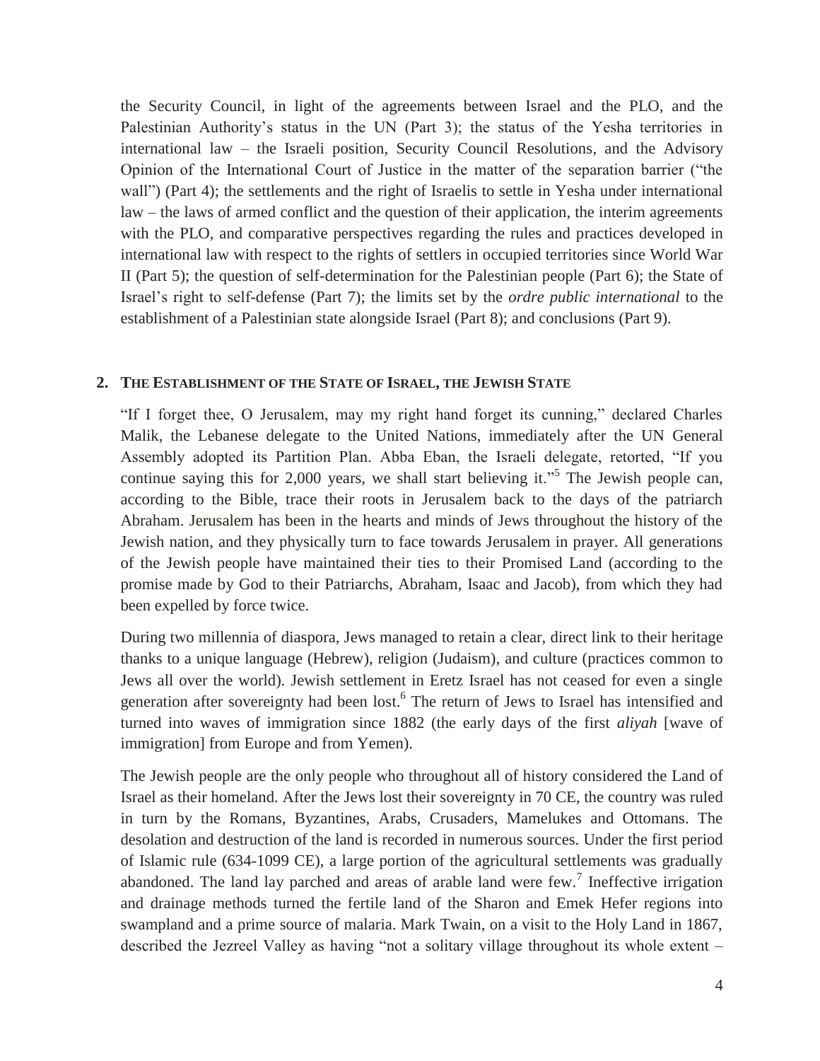the Security Council, in light of the agreements between Israel and the PLO, and the Palestinian Authority's status in the UN (Part 3); the status of the Yesha territories in international law – the Israeli position, Security Council Resolutions, and the Advisory Opinion of the International Court of Justice in the matter of the separation barrier ("the wall") (Part 4); the settlements and the right of Israelis to settle in Yesha under international law – the laws of armed conflict and the question of their application, the interim agreements with the PLO, and comparative perspectives regarding the rules and practices developed in international law with respect to the rights of settlers in occupied territories since World War II (Part 5); the question of self-determination for the Palestinian people (Part 6); the State of Israel's right to self-defense (Part 7); the limits set by the *ordre public international* to the establishment of a Palestinian state alongside Israel (Part 8); and conclusions (Part 9).

## 2. The Establishment of the State of Israel, the Jewish State

"If I forget thee, O Jerusalem, may my right hand forget its cunning," declared Charles Malik, the Lebanese delegate to the United Nations, immediately after the UN General Assembly adopted its Partition Plan. Abba Eban, the Israeli delegate, retorted, "If you continue saying this for 2,000 years, we shall start believing it."[5] The Jewish people can, according to the Bible, trace their roots in Jerusalem back to the days of the patriarch Abraham. Jerusalem has been in the hearts and minds of Jews throughout the history of the Jewish nation, and they physically turn to face towards Jerusalem in prayer. All generations of the Jewish people have maintained their ties to their Promised Land (according to the promise made by God to their Patriarchs, Abraham, Isaac and Jacob), from which they had been expelled by force twice.

During two millennia of diaspora, Jews managed to retain a clear, direct link to their heritage thanks to a unique language (Hebrew), religion (Judaism), and culture (practices common to Jews all over the world). Jewish settlement in Eretz Israel has not ceased for even a single generation after sovereignty had been lost.[6] The return of Jews to Israel has intensified and turned into waves of immigration since 1882 (the early days of the first *aliyah* [wave of immigration] from Europe and from Yemen).

The Jewish people are the only people who throughout all of history considered the Land of Israel as their homeland. After the Jews lost their sovereignty in 70 CE, the country was ruled in turn by the Romans, Byzantines, Arabs, Crusaders, Mamelukes and Ottomans. The desolation and destruction of the land is recorded in numerous sources. Under the first period of Islamic rule (634-1099 CE), a large portion of the agricultural settlements was gradually abandoned. The land lay parched and areas of arable land were few.[7] Ineffective irrigation and drainage methods turned the fertile land of the Sharon and Emek Hefer regions into swampland and a prime source of malaria. Mark Twain, on a visit to the Holy Land in 1867, described the Jezreel Valley as having "not a solitary village throughout its whole extent –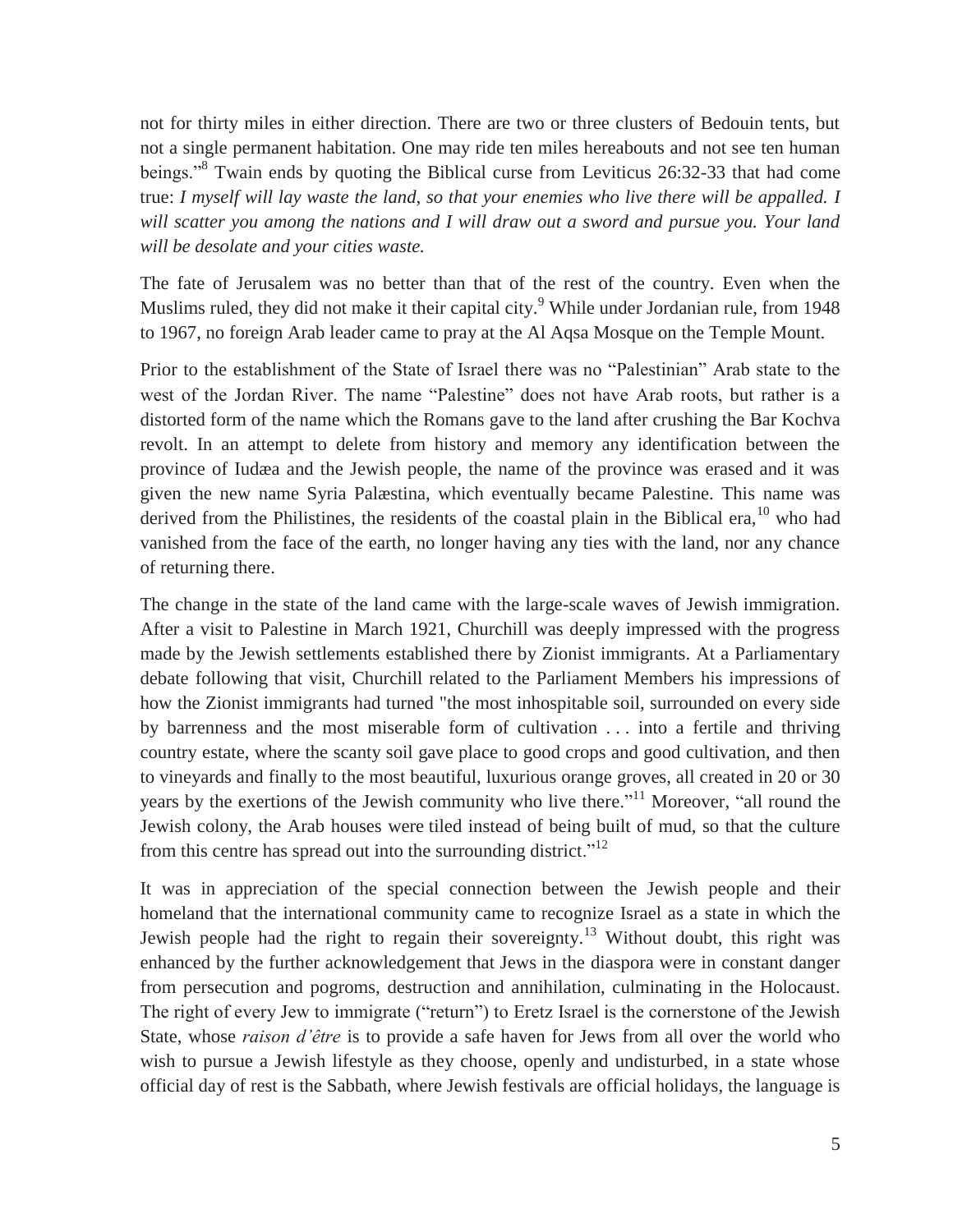not for thirty miles in either direction. There are two or three clusters of Bedouin tents, but not a single permanent habitation. One may ride ten miles hereabouts and not see ten human beings."[8] Twain ends by quoting the Biblical curse from Leviticus 26:32-33 that had come true: *I myself will lay waste the land, so that your enemies who live there will be appalled. I will scatter you among the nations and I will draw out a sword and pursue you. Your land will be desolate and your cities waste.*

The fate of Jerusalem was no better than that of the rest of the country. Even when the Muslims ruled, they did not make it their capital city.[9] While under Jordanian rule, from 1948 to 1967, no foreign Arab leader came to pray at the Al Aqsa Mosque on the Temple Mount.

Prior to the establishment of the State of Israel there was no "Palestinian" Arab state to the west of the Jordan River. The name "Palestine" does not have Arab roots, but rather is a distorted form of the name which the Romans gave to the land after crushing the Bar Kochva revolt. In an attempt to delete from history and memory any identification between the province of Iudæa and the Jewish people, the name of the province was erased and it was given the new name Syria Palæstina, which eventually became Palestine. This name was derived from the Philistines, the residents of the coastal plain in the Biblical era,[10] who had vanished from the face of the earth, no longer having any ties with the land, nor any chance of returning there.

The change in the state of the land came with the large-scale waves of Jewish immigration. After a visit to Palestine in March 1921, Churchill was deeply impressed with the progress made by the Jewish settlements established there by Zionist immigrants. At a Parliamentary debate following that visit, Churchill related to the Parliament Members his impressions of how the Zionist immigrants had turned "the most inhospitable soil, surrounded on every side by barrenness and the most miserable form of cultivation . . . into a fertile and thriving country estate, where the scanty soil gave place to good crops and good cultivation, and then to vineyards and finally to the most beautiful, luxurious orange groves, all created in 20 or 30 years by the exertions of the Jewish community who live there."[11] Moreover, "all round the Jewish colony, the Arab houses were tiled instead of being built of mud, so that the culture from this centre has spread out into the surrounding district."[12]

It was in appreciation of the special connection between the Jewish people and their homeland that the international community came to recognize Israel as a state in which the Jewish people had the right to regain their sovereignty.[13] Without doubt, this right was enhanced by the further acknowledgement that Jews in the diaspora were in constant danger from persecution and pogroms, destruction and annihilation, culminating in the Holocaust. The right of every Jew to immigrate ("return") to Eretz Israel is the cornerstone of the Jewish State, whose *raison d'être* is to provide a safe haven for Jews from all over the world who wish to pursue a Jewish lifestyle as they choose, openly and undisturbed, in a state whose official day of rest is the Sabbath, where Jewish festivals are official holidays, the language is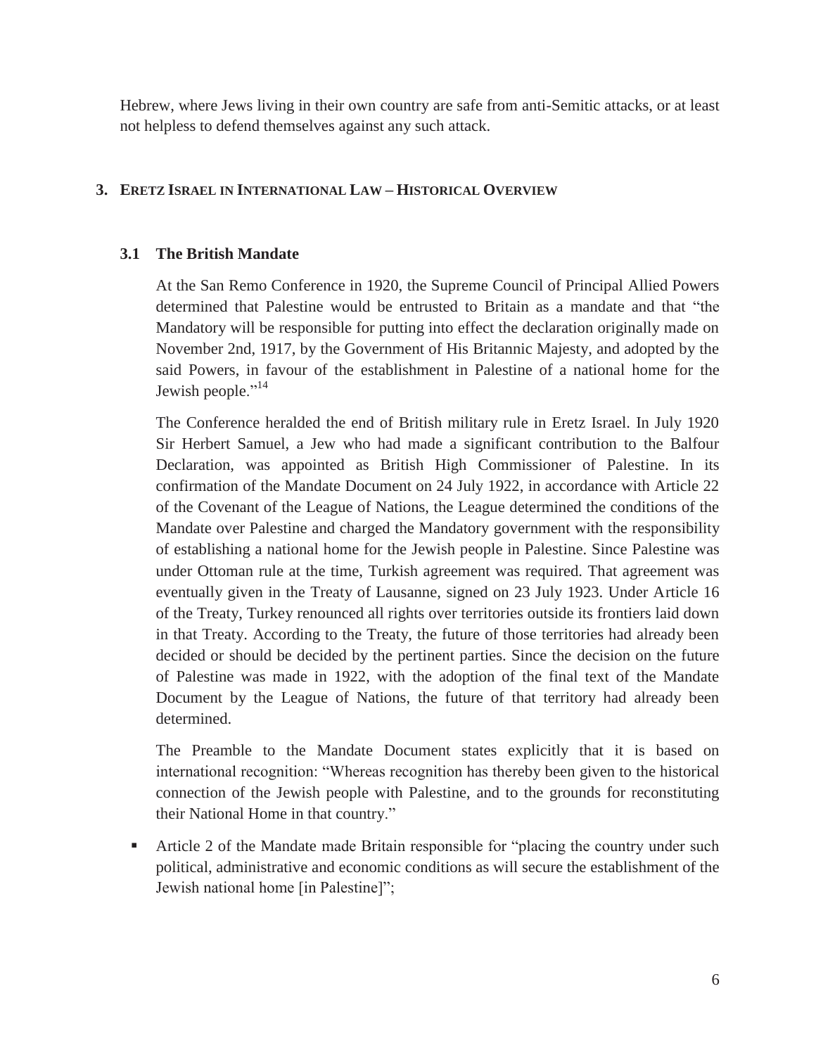Hebrew, where Jews living in their own country are safe from anti-Semitic attacks, or at least not helpless to defend themselves against any such attack.

## 3. Eretz Israel in International Law – Historical Overview

### 3.1 The British Mandate

At the San Remo Conference in 1920, the Supreme Council of Principal Allied Powers determined that Palestine would be entrusted to Britain as a mandate and that "the Mandatory will be responsible for putting into effect the declaration originally made on November 2nd, 1917, by the Government of His Britannic Majesty, and adopted by the said Powers, in favour of the establishment in Palestine of a national home for the Jewish people."[14]

The Conference heralded the end of British military rule in Eretz Israel. In July 1920 Sir Herbert Samuel, a Jew who had made a significant contribution to the Balfour Declaration, was appointed as British High Commissioner of Palestine. In its confirmation of the Mandate Document on 24 July 1922, in accordance with Article 22 of the Covenant of the League of Nations, the League determined the conditions of the Mandate over Palestine and charged the Mandatory government with the responsibility of establishing a national home for the Jewish people in Palestine. Since Palestine was under Ottoman rule at the time, Turkish agreement was required. That agreement was eventually given in the Treaty of Lausanne, signed on 23 July 1923. Under Article 16 of the Treaty, Turkey renounced all rights over territories outside its frontiers laid down in that Treaty. According to the Treaty, the future of those territories had already been decided or should be decided by the pertinent parties. Since the decision on the future of Palestine was made in 1922, with the adoption of the final text of the Mandate Document by the League of Nations, the future of that territory had already been determined.

The Preamble to the Mandate Document states explicitly that it is based on international recognition: "Whereas recognition has thereby been given to the historical connection of the Jewish people with Palestine, and to the grounds for reconstituting their National Home in that country."

- Article 2 of the Mandate made Britain responsible for "placing the country under such political, administrative and economic conditions as will secure the establishment of the Jewish national home [in Palestine]";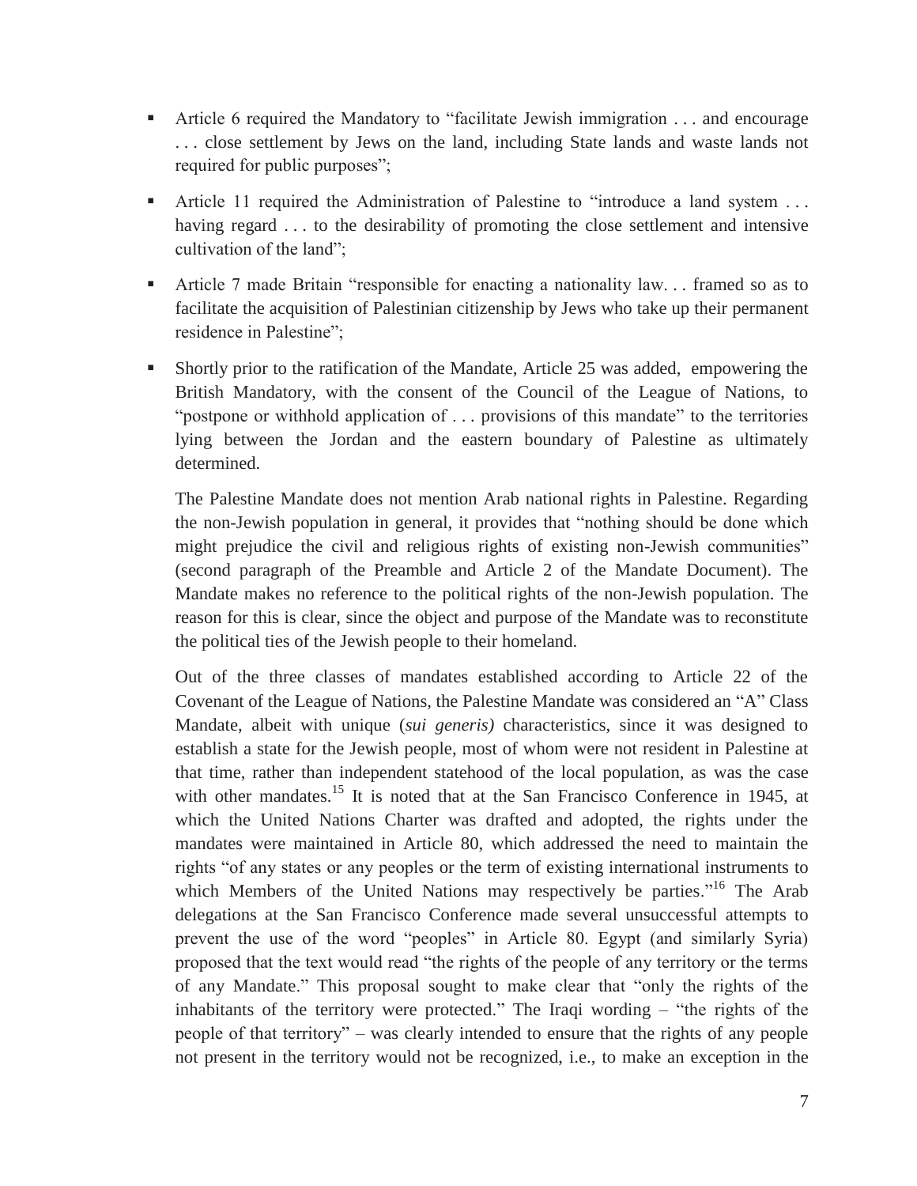- Article 6 required the Mandatory to "facilitate Jewish immigration . . . and encourage . . . close settlement by Jews on the land, including State lands and waste lands not required for public purposes";
- Article 11 required the Administration of Palestine to "introduce a land system . . . having regard . . . to the desirability of promoting the close settlement and intensive cultivation of the land";
- Article 7 made Britain "responsible for enacting a nationality law. . . framed so as to facilitate the acquisition of Palestinian citizenship by Jews who take up their permanent residence in Palestine";
- Shortly prior to the ratification of the Mandate, Article 25 was added, empowering the British Mandatory, with the consent of the Council of the League of Nations, to "postpone or withhold application of . . . provisions of this mandate" to the territories lying between the Jordan and the eastern boundary of Palestine as ultimately determined.

  The Palestine Mandate does not mention Arab national rights in Palestine. Regarding the non-Jewish population in general, it provides that "nothing should be done which might prejudice the civil and religious rights of existing non-Jewish communities" (second paragraph of the Preamble and Article 2 of the Mandate Document). The Mandate makes no reference to the political rights of the non-Jewish population. The reason for this is clear, since the object and purpose of the Mandate was to reconstitute the political ties of the Jewish people to their homeland.

  Out of the three classes of mandates established according to Article 22 of the Covenant of the League of Nations, the Palestine Mandate was considered an "A" Class Mandate, albeit with unique (*sui generis)* characteristics, since it was designed to establish a state for the Jewish people, most of whom were not resident in Palestine at that time, rather than independent statehood of the local population, as was the case with other mandates.[15] It is noted that at the San Francisco Conference in 1945, at which the United Nations Charter was drafted and adopted, the rights under the mandates were maintained in Article 80, which addressed the need to maintain the rights "of any states or any peoples or the term of existing international instruments to which Members of the United Nations may respectively be parties."[16] The Arab delegations at the San Francisco Conference made several unsuccessful attempts to prevent the use of the word "peoples" in Article 80. Egypt (and similarly Syria) proposed that the text would read "the rights of the people of any territory or the terms of any Mandate." This proposal sought to make clear that "only the rights of the inhabitants of the territory were protected." The Iraqi wording – "the rights of the people of that territory" – was clearly intended to ensure that the rights of any people not present in the territory would not be recognized, i.e., to make an exception in the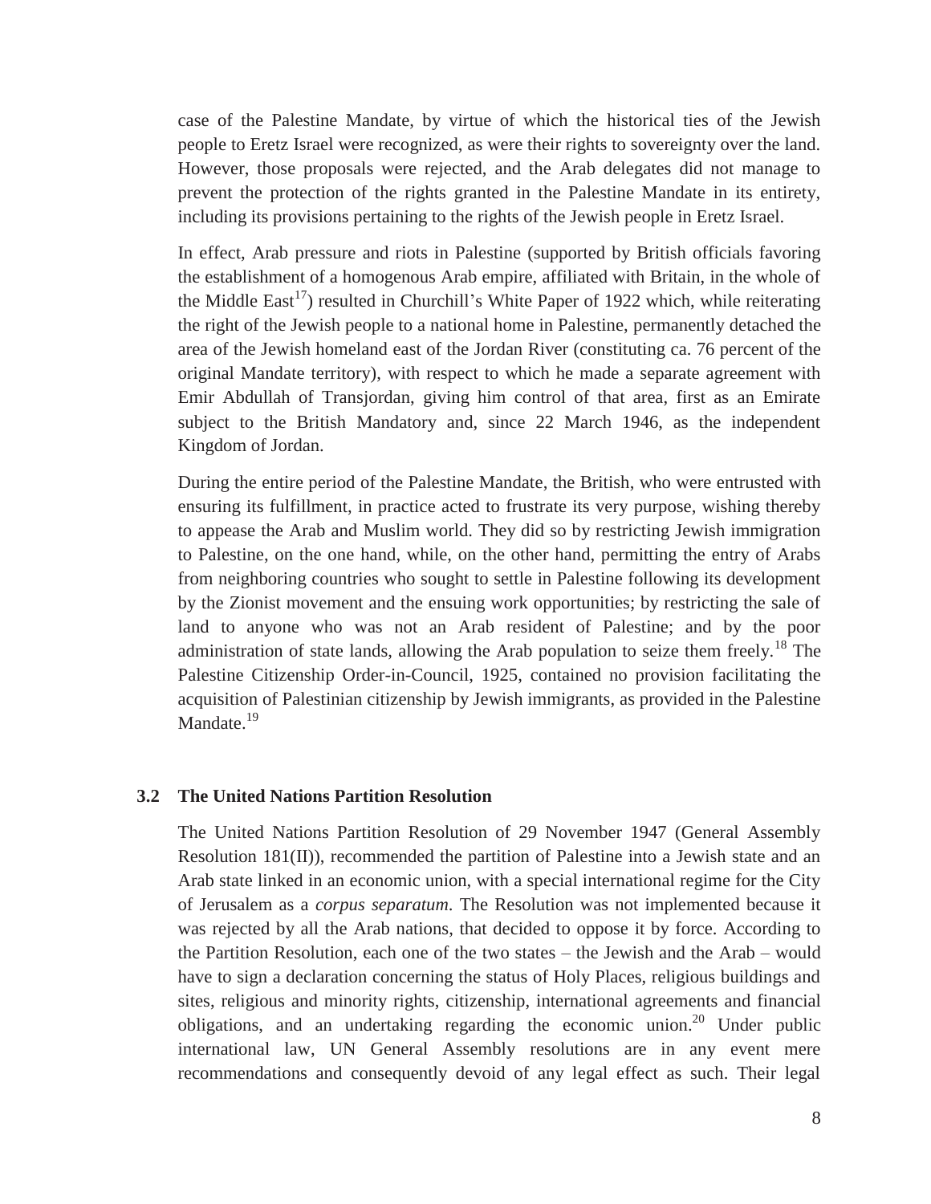case of the Palestine Mandate, by virtue of which the historical ties of the Jewish people to Eretz Israel were recognized, as were their rights to sovereignty over the land. However, those proposals were rejected, and the Arab delegates did not manage to prevent the protection of the rights granted in the Palestine Mandate in its entirety, including its provisions pertaining to the rights of the Jewish people in Eretz Israel.

In effect, Arab pressure and riots in Palestine (supported by British officials favoring the establishment of a homogenous Arab empire, affiliated with Britain, in the whole of the Middle East[17]) resulted in Churchill's White Paper of 1922 which, while reiterating the right of the Jewish people to a national home in Palestine, permanently detached the area of the Jewish homeland east of the Jordan River (constituting ca. 76 percent of the original Mandate territory), with respect to which he made a separate agreement with Emir Abdullah of Transjordan, giving him control of that area, first as an Emirate subject to the British Mandatory and, since 22 March 1946, as the independent Kingdom of Jordan.

During the entire period of the Palestine Mandate, the British, who were entrusted with ensuring its fulfillment, in practice acted to frustrate its very purpose, wishing thereby to appease the Arab and Muslim world. They did so by restricting Jewish immigration to Palestine, on the one hand, while, on the other hand, permitting the entry of Arabs from neighboring countries who sought to settle in Palestine following its development by the Zionist movement and the ensuing work opportunities; by restricting the sale of land to anyone who was not an Arab resident of Palestine; and by the poor administration of state lands, allowing the Arab population to seize them freely.[18] The Palestine Citizenship Order-in-Council, 1925, contained no provision facilitating the acquisition of Palestinian citizenship by Jewish immigrants, as provided in the Palestine Mandate.[19]

### 3.2 The United Nations Partition Resolution

The United Nations Partition Resolution of 29 November 1947 (General Assembly Resolution 181(II)), recommended the partition of Palestine into a Jewish state and an Arab state linked in an economic union, with a special international regime for the City of Jerusalem as a *corpus separatum*. The Resolution was not implemented because it was rejected by all the Arab nations, that decided to oppose it by force. According to the Partition Resolution, each one of the two states – the Jewish and the Arab – would have to sign a declaration concerning the status of Holy Places, religious buildings and sites, religious and minority rights, citizenship, international agreements and financial obligations, and an undertaking regarding the economic union.[20] Under public international law, UN General Assembly resolutions are in any event mere recommendations and consequently devoid of any legal effect as such. Their legal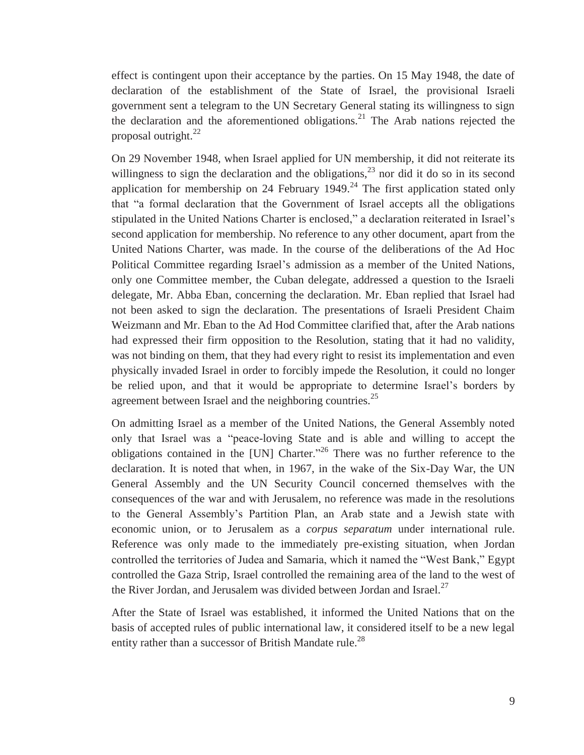effect is contingent upon their acceptance by the parties. On 15 May 1948, the date of declaration of the establishment of the State of Israel, the provisional Israeli government sent a telegram to the UN Secretary General stating its willingness to sign the declaration and the aforementioned obligations.[21] The Arab nations rejected the proposal outright.[22]

On 29 November 1948, when Israel applied for UN membership, it did not reiterate its willingness to sign the declaration and the obligations,[23] nor did it do so in its second application for membership on 24 February 1949.[24] The first application stated only that "a formal declaration that the Government of Israel accepts all the obligations stipulated in the United Nations Charter is enclosed," a declaration reiterated in Israel's second application for membership. No reference to any other document, apart from the United Nations Charter, was made. In the course of the deliberations of the Ad Hoc Political Committee regarding Israel's admission as a member of the United Nations, only one Committee member, the Cuban delegate, addressed a question to the Israeli delegate, Mr. Abba Eban, concerning the declaration. Mr. Eban replied that Israel had not been asked to sign the declaration. The presentations of Israeli President Chaim Weizmann and Mr. Eban to the Ad Hod Committee clarified that, after the Arab nations had expressed their firm opposition to the Resolution, stating that it had no validity, was not binding on them, that they had every right to resist its implementation and even physically invaded Israel in order to forcibly impede the Resolution, it could no longer be relied upon, and that it would be appropriate to determine Israel's borders by agreement between Israel and the neighboring countries.[25]

On admitting Israel as a member of the United Nations, the General Assembly noted only that Israel was a "peace-loving State and is able and willing to accept the obligations contained in the [UN] Charter."[26] There was no further reference to the declaration. It is noted that when, in 1967, in the wake of the Six-Day War, the UN General Assembly and the UN Security Council concerned themselves with the consequences of the war and with Jerusalem, no reference was made in the resolutions to the General Assembly's Partition Plan, an Arab state and a Jewish state with economic union, or to Jerusalem as a *corpus separatum* under international rule. Reference was only made to the immediately pre-existing situation, when Jordan controlled the territories of Judea and Samaria, which it named the "West Bank," Egypt controlled the Gaza Strip, Israel controlled the remaining area of the land to the west of the River Jordan, and Jerusalem was divided between Jordan and Israel.[27]

After the State of Israel was established, it informed the United Nations that on the basis of accepted rules of public international law, it considered itself to be a new legal entity rather than a successor of British Mandate rule.[28]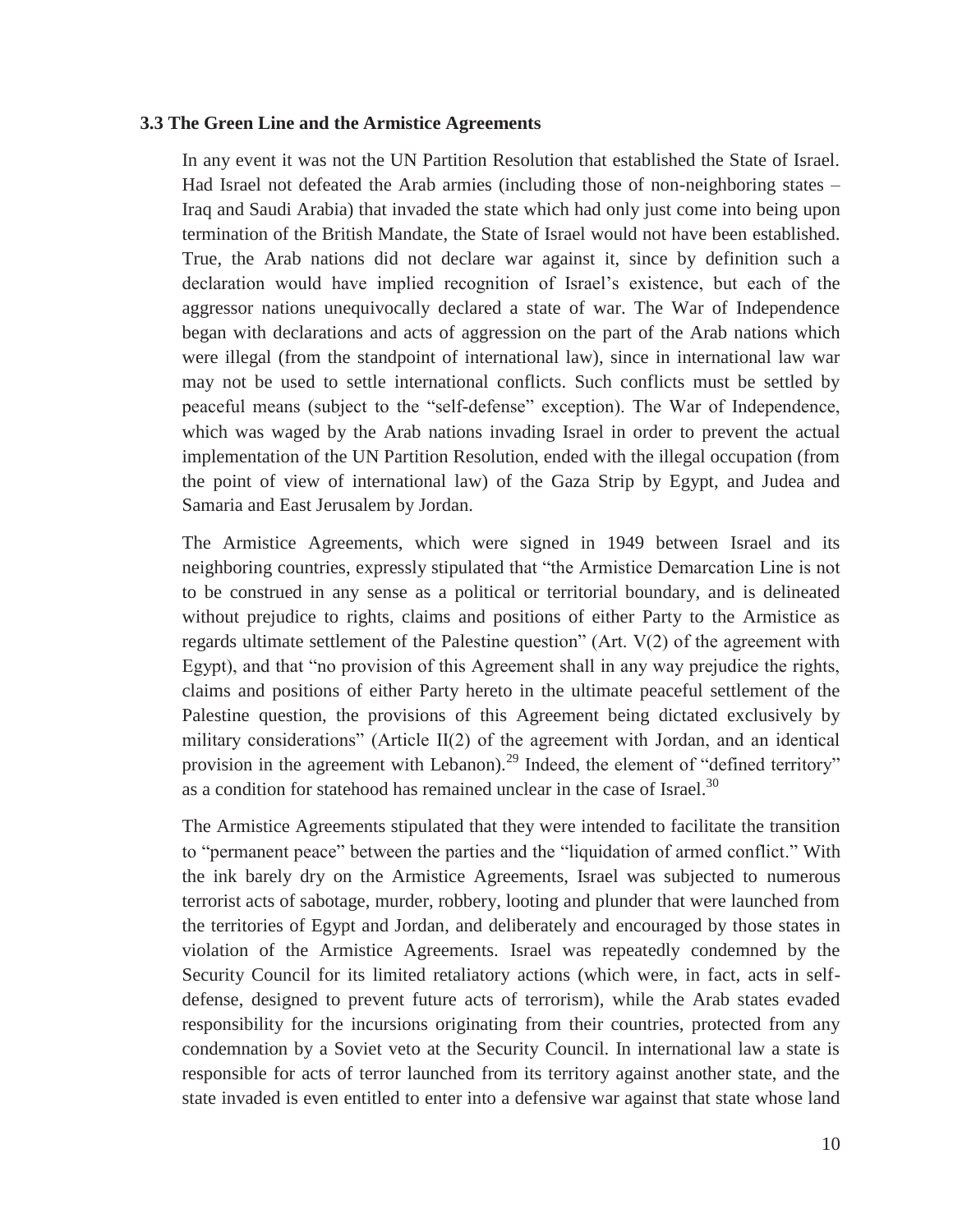### 3.3 The Green Line and the Armistice Agreements

In any event it was not the UN Partition Resolution that established the State of Israel. Had Israel not defeated the Arab armies (including those of non-neighboring states – Iraq and Saudi Arabia) that invaded the state which had only just come into being upon termination of the British Mandate, the State of Israel would not have been established. True, the Arab nations did not declare war against it, since by definition such a declaration would have implied recognition of Israel's existence, but each of the aggressor nations unequivocally declared a state of war. The War of Independence began with declarations and acts of aggression on the part of the Arab nations which were illegal (from the standpoint of international law), since in international law war may not be used to settle international conflicts. Such conflicts must be settled by peaceful means (subject to the "self-defense" exception). The War of Independence, which was waged by the Arab nations invading Israel in order to prevent the actual implementation of the UN Partition Resolution, ended with the illegal occupation (from the point of view of international law) of the Gaza Strip by Egypt, and Judea and Samaria and East Jerusalem by Jordan.

The Armistice Agreements, which were signed in 1949 between Israel and its neighboring countries, expressly stipulated that "the Armistice Demarcation Line is not to be construed in any sense as a political or territorial boundary, and is delineated without prejudice to rights, claims and positions of either Party to the Armistice as regards ultimate settlement of the Palestine question" (Art. V(2) of the agreement with Egypt), and that "no provision of this Agreement shall in any way prejudice the rights, claims and positions of either Party hereto in the ultimate peaceful settlement of the Palestine question, the provisions of this Agreement being dictated exclusively by military considerations" (Article II(2) of the agreement with Jordan, and an identical provision in the agreement with Lebanon).[29] Indeed, the element of "defined territory" as a condition for statehood has remained unclear in the case of Israel.[30]

The Armistice Agreements stipulated that they were intended to facilitate the transition to "permanent peace" between the parties and the "liquidation of armed conflict." With the ink barely dry on the Armistice Agreements, Israel was subjected to numerous terrorist acts of sabotage, murder, robbery, looting and plunder that were launched from the territories of Egypt and Jordan, and deliberately and encouraged by those states in violation of the Armistice Agreements. Israel was repeatedly condemned by the Security Council for its limited retaliatory actions (which were, in fact, acts in self-defense, designed to prevent future acts of terrorism), while the Arab states evaded responsibility for the incursions originating from their countries, protected from any condemnation by a Soviet veto at the Security Council. In international law a state is responsible for acts of terror launched from its territory against another state, and the state invaded is even entitled to enter into a defensive war against that state whose land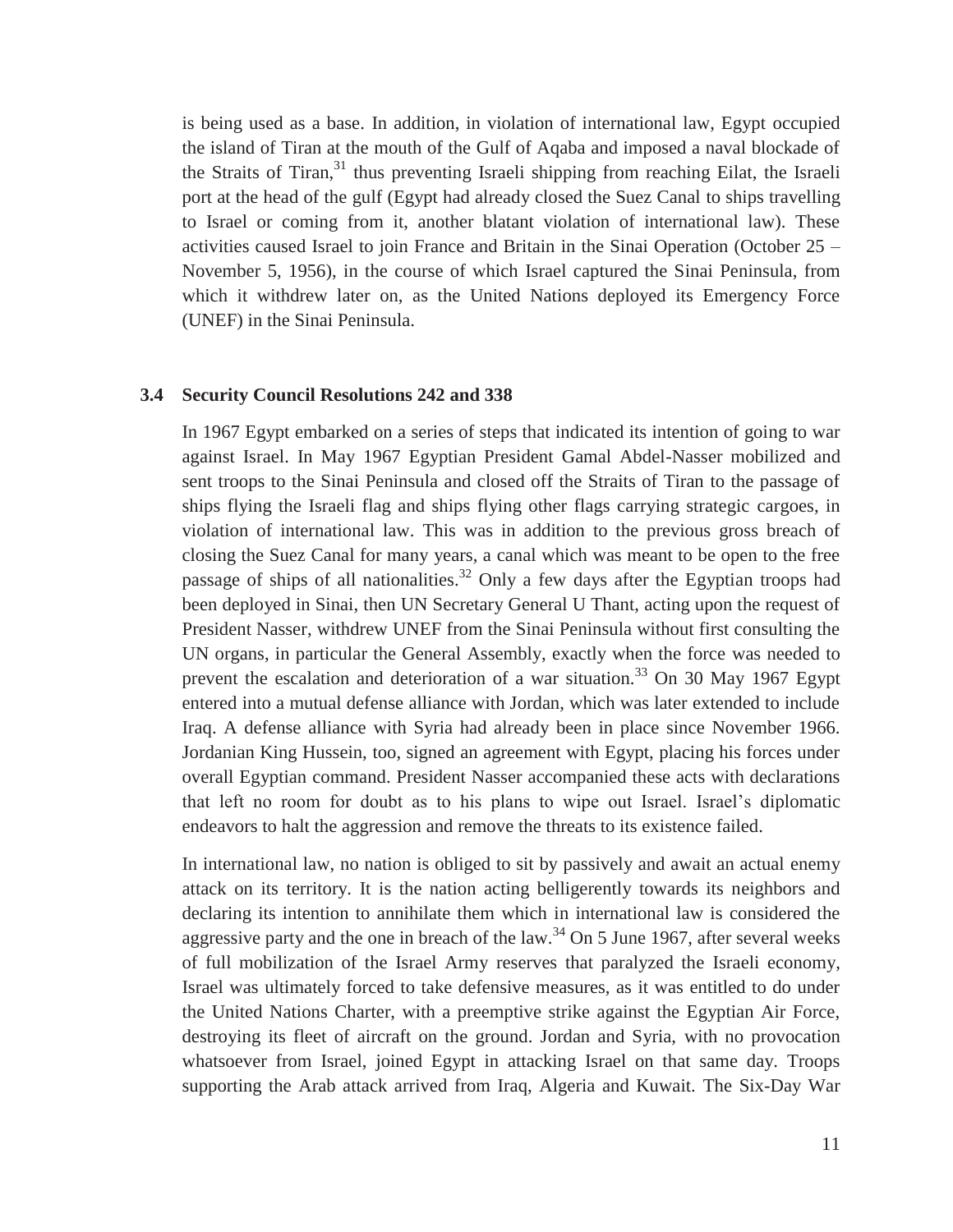is being used as a base. In addition, in violation of international law, Egypt occupied the island of Tiran at the mouth of the Gulf of Aqaba and imposed a naval blockade of the Straits of Tiran,[31] thus preventing Israeli shipping from reaching Eilat, the Israeli port at the head of the gulf (Egypt had already closed the Suez Canal to ships travelling to Israel or coming from it, another blatant violation of international law). These activities caused Israel to join France and Britain in the Sinai Operation (October 25 – November 5, 1956), in the course of which Israel captured the Sinai Peninsula, from which it withdrew later on, as the United Nations deployed its Emergency Force (UNEF) in the Sinai Peninsula.

### 3.4 Security Council Resolutions 242 and 338

In 1967 Egypt embarked on a series of steps that indicated its intention of going to war against Israel. In May 1967 Egyptian President Gamal Abdel-Nasser mobilized and sent troops to the Sinai Peninsula and closed off the Straits of Tiran to the passage of ships flying the Israeli flag and ships flying other flags carrying strategic cargoes, in violation of international law. This was in addition to the previous gross breach of closing the Suez Canal for many years, a canal which was meant to be open to the free passage of ships of all nationalities.[32] Only a few days after the Egyptian troops had been deployed in Sinai, then UN Secretary General U Thant, acting upon the request of President Nasser, withdrew UNEF from the Sinai Peninsula without first consulting the UN organs, in particular the General Assembly, exactly when the force was needed to prevent the escalation and deterioration of a war situation.[33] On 30 May 1967 Egypt entered into a mutual defense alliance with Jordan, which was later extended to include Iraq. A defense alliance with Syria had already been in place since November 1966. Jordanian King Hussein, too, signed an agreement with Egypt, placing his forces under overall Egyptian command. President Nasser accompanied these acts with declarations that left no room for doubt as to his plans to wipe out Israel. Israel's diplomatic endeavors to halt the aggression and remove the threats to its existence failed.

In international law, no nation is obliged to sit by passively and await an actual enemy attack on its territory. It is the nation acting belligerently towards its neighbors and declaring its intention to annihilate them which in international law is considered the aggressive party and the one in breach of the law.[34] On 5 June 1967, after several weeks of full mobilization of the Israel Army reserves that paralyzed the Israeli economy, Israel was ultimately forced to take defensive measures, as it was entitled to do under the United Nations Charter, with a preemptive strike against the Egyptian Air Force, destroying its fleet of aircraft on the ground. Jordan and Syria, with no provocation whatsoever from Israel, joined Egypt in attacking Israel on that same day. Troops supporting the Arab attack arrived from Iraq, Algeria and Kuwait. The Six-Day War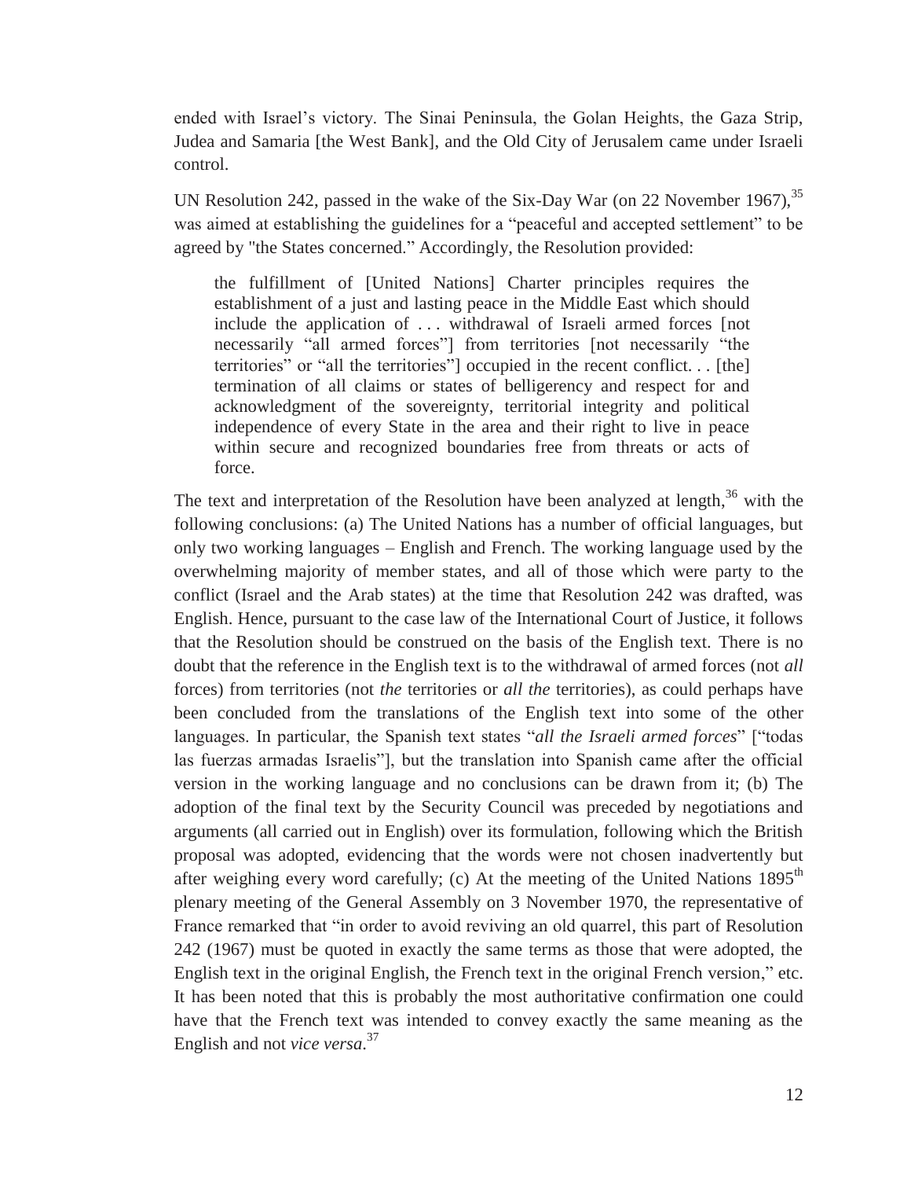ended with Israel's victory. The Sinai Peninsula, the Golan Heights, the Gaza Strip, Judea and Samaria [the West Bank], and the Old City of Jerusalem came under Israeli control.

UN Resolution 242, passed in the wake of the Six-Day War (on 22 November 1967),[35] was aimed at establishing the guidelines for a "peaceful and accepted settlement" to be agreed by "the States concerned." Accordingly, the Resolution provided:

> the fulfillment of [United Nations] Charter principles requires the establishment of a just and lasting peace in the Middle East which should include the application of . . . withdrawal of Israeli armed forces [not necessarily "all armed forces"] from territories [not necessarily "the territories" or "all the territories"] occupied in the recent conflict. . . [the] termination of all claims or states of belligerency and respect for and acknowledgment of the sovereignty, territorial integrity and political independence of every State in the area and their right to live in peace within secure and recognized boundaries free from threats or acts of force.

The text and interpretation of the Resolution have been analyzed at length,[36] with the following conclusions: (a) The United Nations has a number of official languages, but only two working languages – English and French. The working language used by the overwhelming majority of member states, and all of those which were party to the conflict (Israel and the Arab states) at the time that Resolution 242 was drafted, was English. Hence, pursuant to the case law of the International Court of Justice, it follows that the Resolution should be construed on the basis of the English text. There is no doubt that the reference in the English text is to the withdrawal of armed forces (not *all* forces) from territories (not *the* territories or *all the* territories), as could perhaps have been concluded from the translations of the English text into some of the other languages. In particular, the Spanish text states "*all the Israeli armed forces*" ["todas las fuerzas armadas Israelis"], but the translation into Spanish came after the official version in the working language and no conclusions can be drawn from it; (b) The adoption of the final text by the Security Council was preceded by negotiations and arguments (all carried out in English) over its formulation, following which the British proposal was adopted, evidencing that the words were not chosen inadvertently but after weighing every word carefully; (c) At the meeting of the United Nations 1895th plenary meeting of the General Assembly on 3 November 1970, the representative of France remarked that "in order to avoid reviving an old quarrel, this part of Resolution 242 (1967) must be quoted in exactly the same terms as those that were adopted, the English text in the original English, the French text in the original French version," etc. It has been noted that this is probably the most authoritative confirmation one could have that the French text was intended to convey exactly the same meaning as the English and not *vice versa*.[37]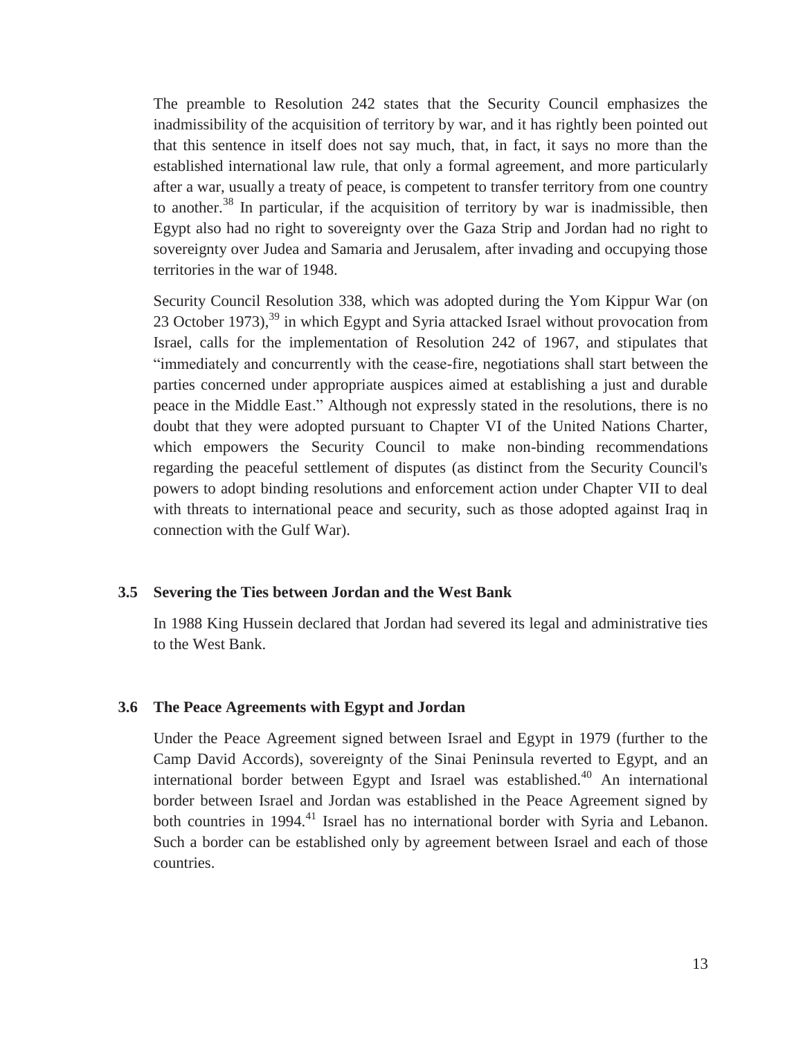The preamble to Resolution 242 states that the Security Council emphasizes the inadmissibility of the acquisition of territory by war, and it has rightly been pointed out that this sentence in itself does not say much, that, in fact, it says no more than the established international law rule, that only a formal agreement, and more particularly after a war, usually a treaty of peace, is competent to transfer territory from one country to another.[38] In particular, if the acquisition of territory by war is inadmissible, then Egypt also had no right to sovereignty over the Gaza Strip and Jordan had no right to sovereignty over Judea and Samaria and Jerusalem, after invading and occupying those territories in the war of 1948.

Security Council Resolution 338, which was adopted during the Yom Kippur War (on 23 October 1973),[39] in which Egypt and Syria attacked Israel without provocation from Israel, calls for the implementation of Resolution 242 of 1967, and stipulates that "immediately and concurrently with the cease-fire, negotiations shall start between the parties concerned under appropriate auspices aimed at establishing a just and durable peace in the Middle East." Although not expressly stated in the resolutions, there is no doubt that they were adopted pursuant to Chapter VI of the United Nations Charter, which empowers the Security Council to make non-binding recommendations regarding the peaceful settlement of disputes (as distinct from the Security Council's powers to adopt binding resolutions and enforcement action under Chapter VII to deal with threats to international peace and security, such as those adopted against Iraq in connection with the Gulf War).

### 3.5 Severing the Ties between Jordan and the West Bank

In 1988 King Hussein declared that Jordan had severed its legal and administrative ties to the West Bank.

### 3.6 The Peace Agreements with Egypt and Jordan

Under the Peace Agreement signed between Israel and Egypt in 1979 (further to the Camp David Accords), sovereignty of the Sinai Peninsula reverted to Egypt, and an international border between Egypt and Israel was established.[40] An international border between Israel and Jordan was established in the Peace Agreement signed by both countries in 1994.[41] Israel has no international border with Syria and Lebanon. Such a border can be established only by agreement between Israel and each of those countries.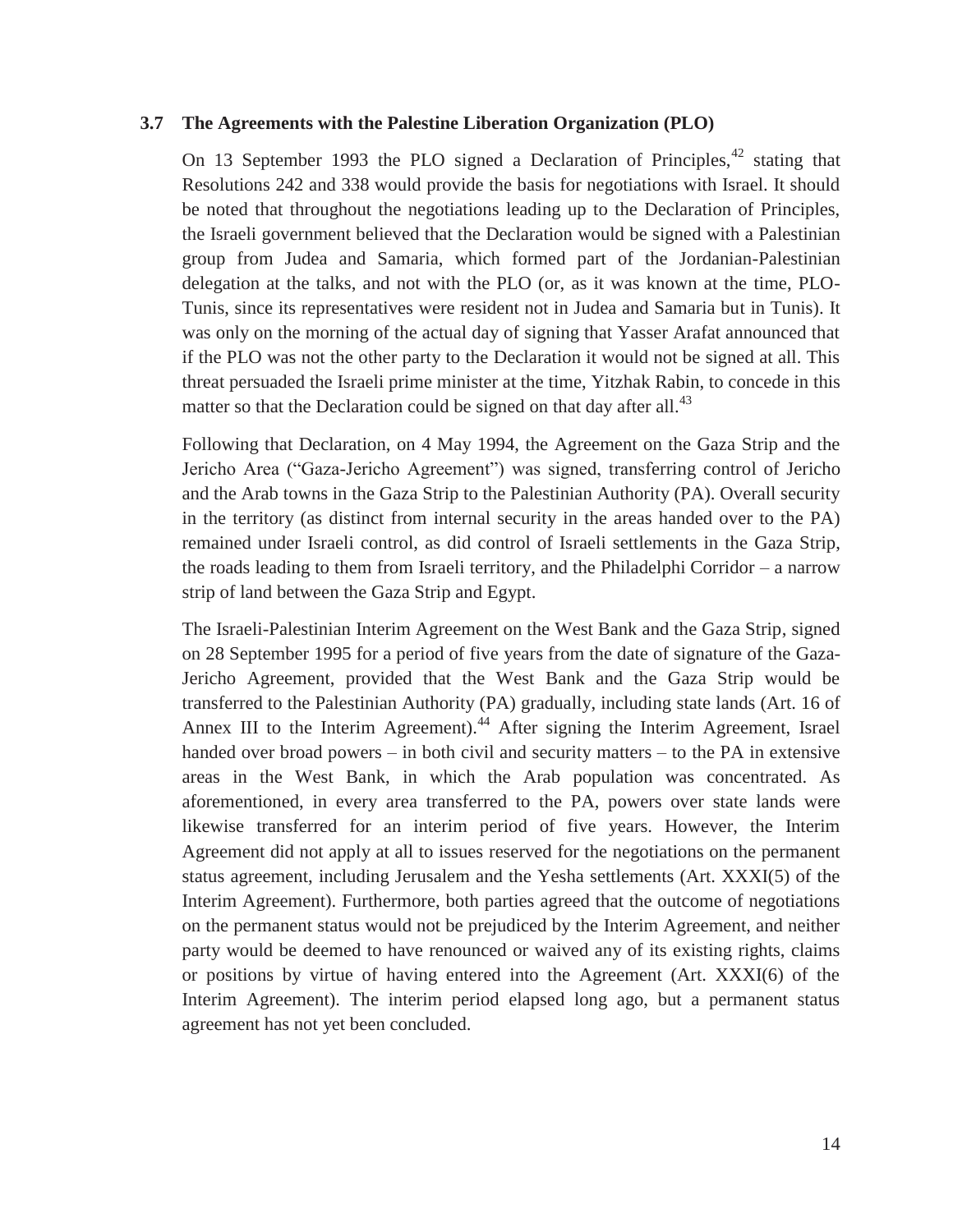### 3.7 The Agreements with the Palestine Liberation Organization (PLO)

On 13 September 1993 the PLO signed a Declaration of Principles,[42] stating that Resolutions 242 and 338 would provide the basis for negotiations with Israel. It should be noted that throughout the negotiations leading up to the Declaration of Principles, the Israeli government believed that the Declaration would be signed with a Palestinian group from Judea and Samaria, which formed part of the Jordanian-Palestinian delegation at the talks, and not with the PLO (or, as it was known at the time, PLO-Tunis, since its representatives were resident not in Judea and Samaria but in Tunis). It was only on the morning of the actual day of signing that Yasser Arafat announced that if the PLO was not the other party to the Declaration it would not be signed at all. This threat persuaded the Israeli prime minister at the time, Yitzhak Rabin, to concede in this matter so that the Declaration could be signed on that day after all.[43]

Following that Declaration, on 4 May 1994, the Agreement on the Gaza Strip and the Jericho Area ("Gaza-Jericho Agreement") was signed, transferring control of Jericho and the Arab towns in the Gaza Strip to the Palestinian Authority (PA). Overall security in the territory (as distinct from internal security in the areas handed over to the PA) remained under Israeli control, as did control of Israeli settlements in the Gaza Strip, the roads leading to them from Israeli territory, and the Philadelphi Corridor – a narrow strip of land between the Gaza Strip and Egypt.

The Israeli-Palestinian Interim Agreement on the West Bank and the Gaza Strip, signed on 28 September 1995 for a period of five years from the date of signature of the Gaza-Jericho Agreement, provided that the West Bank and the Gaza Strip would be transferred to the Palestinian Authority (PA) gradually, including state lands (Art. 16 of Annex III to the Interim Agreement).[44] After signing the Interim Agreement, Israel handed over broad powers – in both civil and security matters – to the PA in extensive areas in the West Bank, in which the Arab population was concentrated. As aforementioned, in every area transferred to the PA, powers over state lands were likewise transferred for an interim period of five years. However, the Interim Agreement did not apply at all to issues reserved for the negotiations on the permanent status agreement, including Jerusalem and the Yesha settlements (Art. XXXI(5) of the Interim Agreement). Furthermore, both parties agreed that the outcome of negotiations on the permanent status would not be prejudiced by the Interim Agreement, and neither party would be deemed to have renounced or waived any of its existing rights, claims or positions by virtue of having entered into the Agreement (Art. XXXI(6) of the Interim Agreement). The interim period elapsed long ago, but a permanent status agreement has not yet been concluded.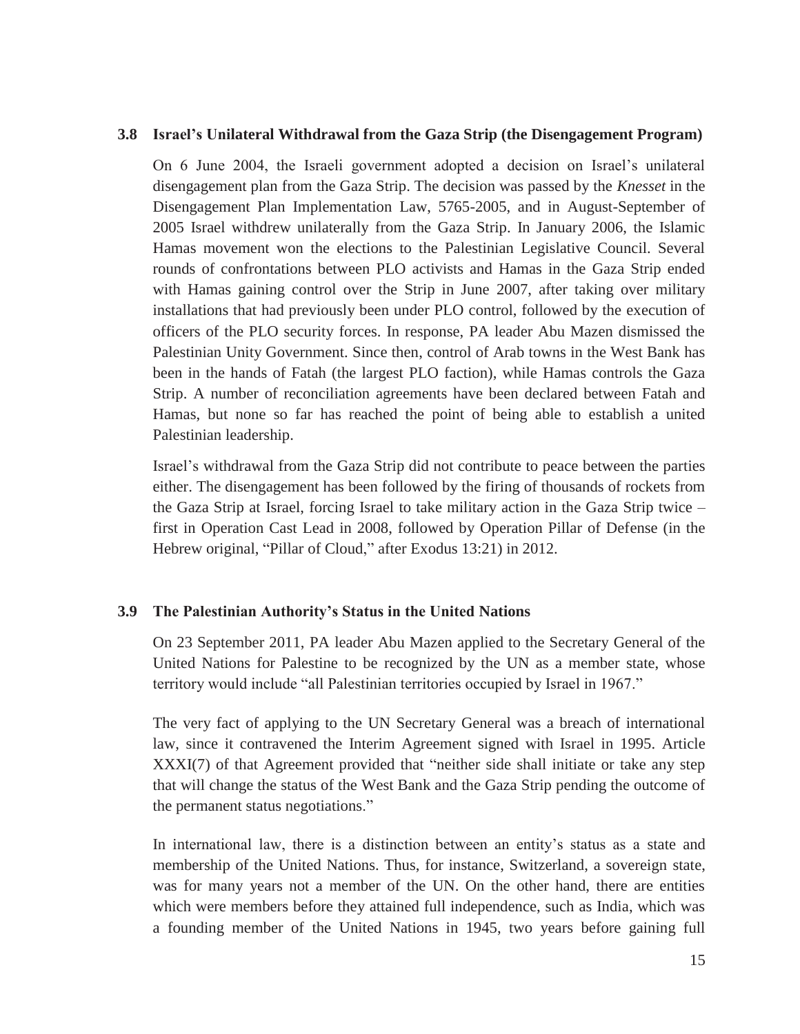### 3.8 Israel's Unilateral Withdrawal from the Gaza Strip (the Disengagement Program)

On 6 June 2004, the Israeli government adopted a decision on Israel's unilateral disengagement plan from the Gaza Strip. The decision was passed by the *Knesset* in the Disengagement Plan Implementation Law, 5765-2005, and in August-September of 2005 Israel withdrew unilaterally from the Gaza Strip. In January 2006, the Islamic Hamas movement won the elections to the Palestinian Legislative Council. Several rounds of confrontations between PLO activists and Hamas in the Gaza Strip ended with Hamas gaining control over the Strip in June 2007, after taking over military installations that had previously been under PLO control, followed by the execution of officers of the PLO security forces. In response, PA leader Abu Mazen dismissed the Palestinian Unity Government. Since then, control of Arab towns in the West Bank has been in the hands of Fatah (the largest PLO faction), while Hamas controls the Gaza Strip. A number of reconciliation agreements have been declared between Fatah and Hamas, but none so far has reached the point of being able to establish a united Palestinian leadership.

Israel's withdrawal from the Gaza Strip did not contribute to peace between the parties either. The disengagement has been followed by the firing of thousands of rockets from the Gaza Strip at Israel, forcing Israel to take military action in the Gaza Strip twice – first in Operation Cast Lead in 2008, followed by Operation Pillar of Defense (in the Hebrew original, "Pillar of Cloud," after Exodus 13:21) in 2012.

### 3.9 The Palestinian Authority's Status in the United Nations

On 23 September 2011, PA leader Abu Mazen applied to the Secretary General of the United Nations for Palestine to be recognized by the UN as a member state, whose territory would include "all Palestinian territories occupied by Israel in 1967."

The very fact of applying to the UN Secretary General was a breach of international law, since it contravened the Interim Agreement signed with Israel in 1995. Article XXXI(7) of that Agreement provided that "neither side shall initiate or take any step that will change the status of the West Bank and the Gaza Strip pending the outcome of the permanent status negotiations."

In international law, there is a distinction between an entity's status as a state and membership of the United Nations. Thus, for instance, Switzerland, a sovereign state, was for many years not a member of the UN. On the other hand, there are entities which were members before they attained full independence, such as India, which was a founding member of the United Nations in 1945, two years before gaining full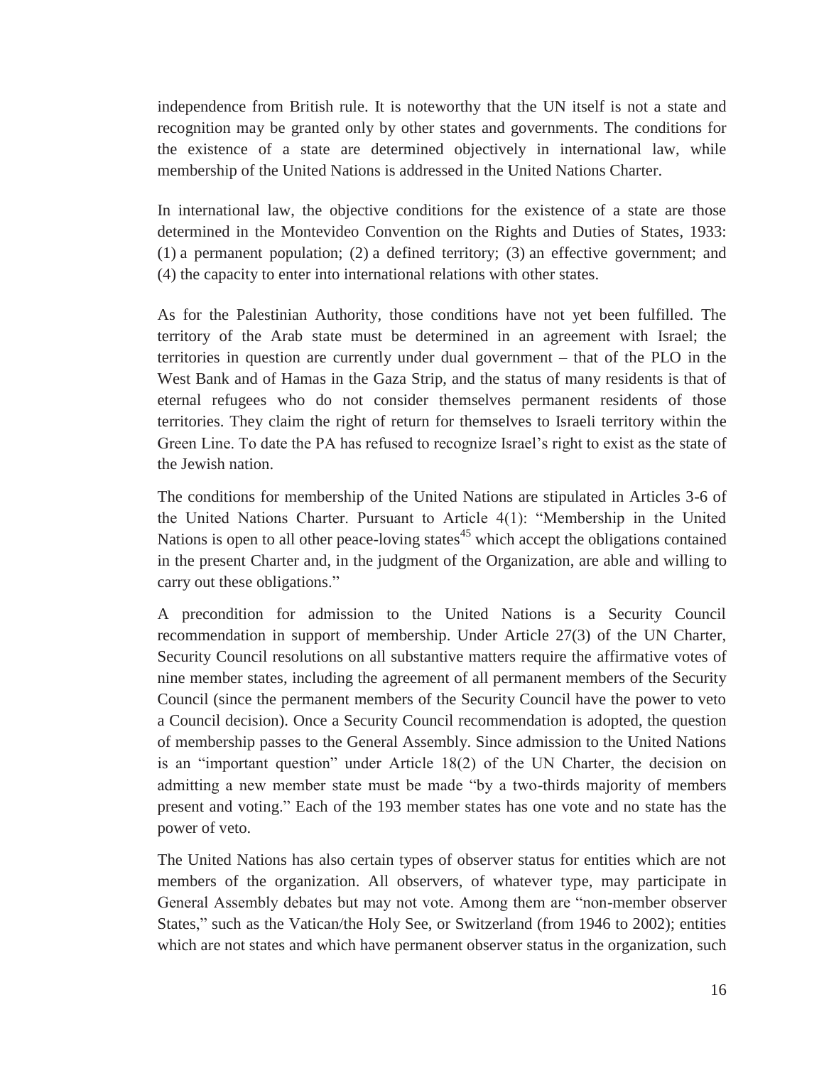independence from British rule. It is noteworthy that the UN itself is not a state and recognition may be granted only by other states and governments. The conditions for the existence of a state are determined objectively in international law, while membership of the United Nations is addressed in the United Nations Charter.

In international law, the objective conditions for the existence of a state are those determined in the Montevideo Convention on the Rights and Duties of States, 1933: (1) a permanent population; (2) a defined territory; (3) an effective government; and (4) the capacity to enter into international relations with other states.

As for the Palestinian Authority, those conditions have not yet been fulfilled. The territory of the Arab state must be determined in an agreement with Israel; the territories in question are currently under dual government – that of the PLO in the West Bank and of Hamas in the Gaza Strip, and the status of many residents is that of eternal refugees who do not consider themselves permanent residents of those territories. They claim the right of return for themselves to Israeli territory within the Green Line. To date the PA has refused to recognize Israel's right to exist as the state of the Jewish nation.

The conditions for membership of the United Nations are stipulated in Articles 3-6 of the United Nations Charter. Pursuant to Article 4(1): "Membership in the United Nations is open to all other peace-loving states[45] which accept the obligations contained in the present Charter and, in the judgment of the Organization, are able and willing to carry out these obligations."

A precondition for admission to the United Nations is a Security Council recommendation in support of membership. Under Article 27(3) of the UN Charter, Security Council resolutions on all substantive matters require the affirmative votes of nine member states, including the agreement of all permanent members of the Security Council (since the permanent members of the Security Council have the power to veto a Council decision). Once a Security Council recommendation is adopted, the question of membership passes to the General Assembly. Since admission to the United Nations is an "important question" under Article 18(2) of the UN Charter, the decision on admitting a new member state must be made "by a two-thirds majority of members present and voting." Each of the 193 member states has one vote and no state has the power of veto.

The United Nations has also certain types of observer status for entities which are not members of the organization. All observers, of whatever type, may participate in General Assembly debates but may not vote. Among them are "non-member observer States," such as the Vatican/the Holy See, or Switzerland (from 1946 to 2002); entities which are not states and which have permanent observer status in the organization, such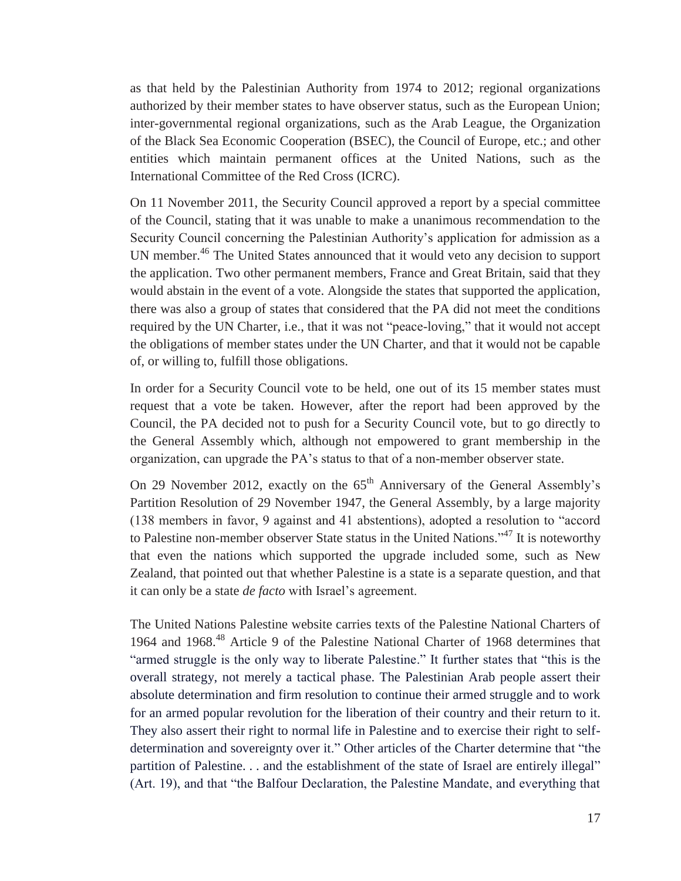as that held by the Palestinian Authority from 1974 to 2012; regional organizations authorized by their member states to have observer status, such as the European Union; inter-governmental regional organizations, such as the Arab League, the Organization of the Black Sea Economic Cooperation (BSEC), the Council of Europe, etc.; and other entities which maintain permanent offices at the United Nations, such as the International Committee of the Red Cross (ICRC).

On 11 November 2011, the Security Council approved a report by a special committee of the Council, stating that it was unable to make a unanimous recommendation to the Security Council concerning the Palestinian Authority's application for admission as a UN member.[46] The United States announced that it would veto any decision to support the application. Two other permanent members, France and Great Britain, said that they would abstain in the event of a vote. Alongside the states that supported the application, there was also a group of states that considered that the PA did not meet the conditions required by the UN Charter, i.e., that it was not "peace-loving," that it would not accept the obligations of member states under the UN Charter, and that it would not be capable of, or willing to, fulfill those obligations.

In order for a Security Council vote to be held, one out of its 15 member states must request that a vote be taken. However, after the report had been approved by the Council, the PA decided not to push for a Security Council vote, but to go directly to the General Assembly which, although not empowered to grant membership in the organization, can upgrade the PA's status to that of a non-member observer state.

On 29 November 2012, exactly on the 65th Anniversary of the General Assembly's Partition Resolution of 29 November 1947, the General Assembly, by a large majority (138 members in favor, 9 against and 41 abstentions), adopted a resolution to "accord to Palestine non-member observer State status in the United Nations."[47] It is noteworthy that even the nations which supported the upgrade included some, such as New Zealand, that pointed out that whether Palestine is a state is a separate question, and that it can only be a state *de facto* with Israel's agreement.

The United Nations Palestine website carries texts of the Palestine National Charters of 1964 and 1968.[48] Article 9 of the Palestine National Charter of 1968 determines that "armed struggle is the only way to liberate Palestine." It further states that "this is the overall strategy, not merely a tactical phase. The Palestinian Arab people assert their absolute determination and firm resolution to continue their armed struggle and to work for an armed popular revolution for the liberation of their country and their return to it. They also assert their right to normal life in Palestine and to exercise their right to self-determination and sovereignty over it." Other articles of the Charter determine that "the partition of Palestine. . . and the establishment of the state of Israel are entirely illegal" (Art. 19), and that "the Balfour Declaration, the Palestine Mandate, and everything that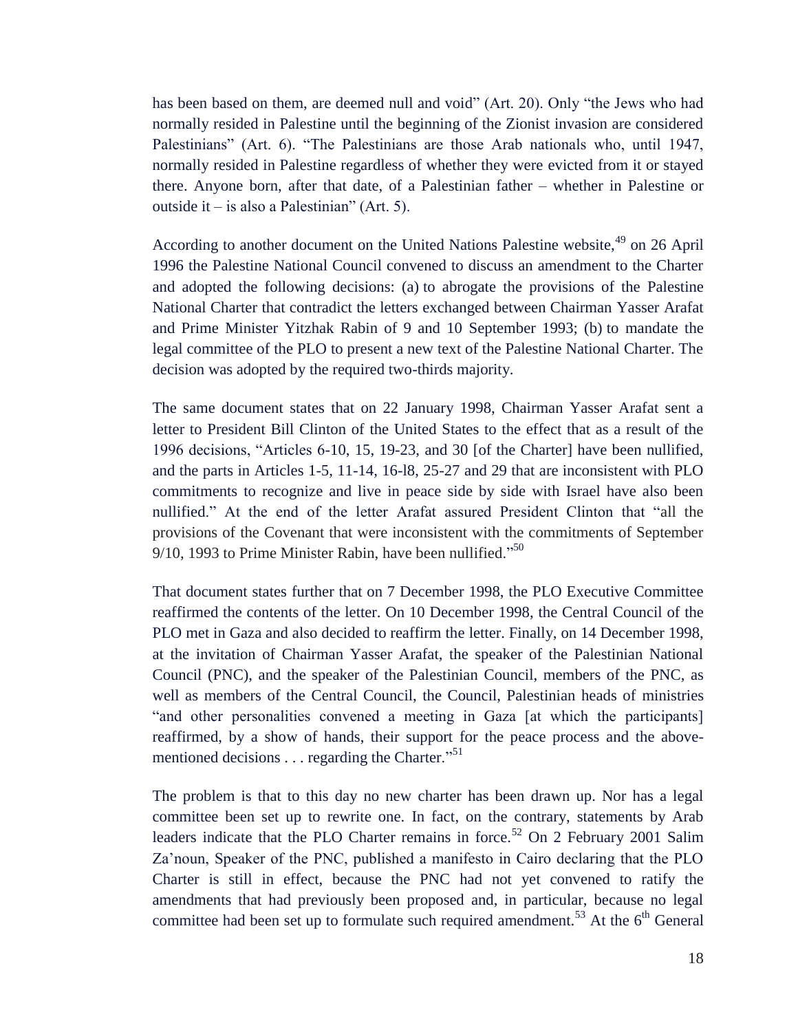has been based on them, are deemed null and void" (Art. 20). Only "the Jews who had normally resided in Palestine until the beginning of the Zionist invasion are considered Palestinians" (Art. 6). "The Palestinians are those Arab nationals who, until 1947, normally resided in Palestine regardless of whether they were evicted from it or stayed there. Anyone born, after that date, of a Palestinian father – whether in Palestine or outside it – is also a Palestinian" (Art. 5).

According to another document on the United Nations Palestine website,[49] on 26 April 1996 the Palestine National Council convened to discuss an amendment to the Charter and adopted the following decisions: (a) to abrogate the provisions of the Palestine National Charter that contradict the letters exchanged between Chairman Yasser Arafat and Prime Minister Yitzhak Rabin of 9 and 10 September 1993; (b) to mandate the legal committee of the PLO to present a new text of the Palestine National Charter. The decision was adopted by the required two-thirds majority.

The same document states that on 22 January 1998, Chairman Yasser Arafat sent a letter to President Bill Clinton of the United States to the effect that as a result of the 1996 decisions, "Articles 6-10, 15, 19-23, and 30 [of the Charter] have been nullified, and the parts in Articles 1-5, 11-14, 16-l8, 25-27 and 29 that are inconsistent with PLO commitments to recognize and live in peace side by side with Israel have also been nullified." At the end of the letter Arafat assured President Clinton that "all the provisions of the Covenant that were inconsistent with the commitments of September 9/10, 1993 to Prime Minister Rabin, have been nullified."[50]

That document states further that on 7 December 1998, the PLO Executive Committee reaffirmed the contents of the letter. On 10 December 1998, the Central Council of the PLO met in Gaza and also decided to reaffirm the letter. Finally, on 14 December 1998, at the invitation of Chairman Yasser Arafat, the speaker of the Palestinian National Council (PNC), and the speaker of the Palestinian Council, members of the PNC, as well as members of the Central Council, the Council, Palestinian heads of ministries "and other personalities convened a meeting in Gaza [at which the participants] reaffirmed, by a show of hands, their support for the peace process and the above-mentioned decisions . . . regarding the Charter."[51]

The problem is that to this day no new charter has been drawn up. Nor has a legal committee been set up to rewrite one. In fact, on the contrary, statements by Arab leaders indicate that the PLO Charter remains in force.[52] On 2 February 2001 Salim Za'noun, Speaker of the PNC, published a manifesto in Cairo declaring that the PLO Charter is still in effect, because the PNC had not yet convened to ratify the amendments that had previously been proposed and, in particular, because no legal committee had been set up to formulate such required amendment.[53] At the 6th General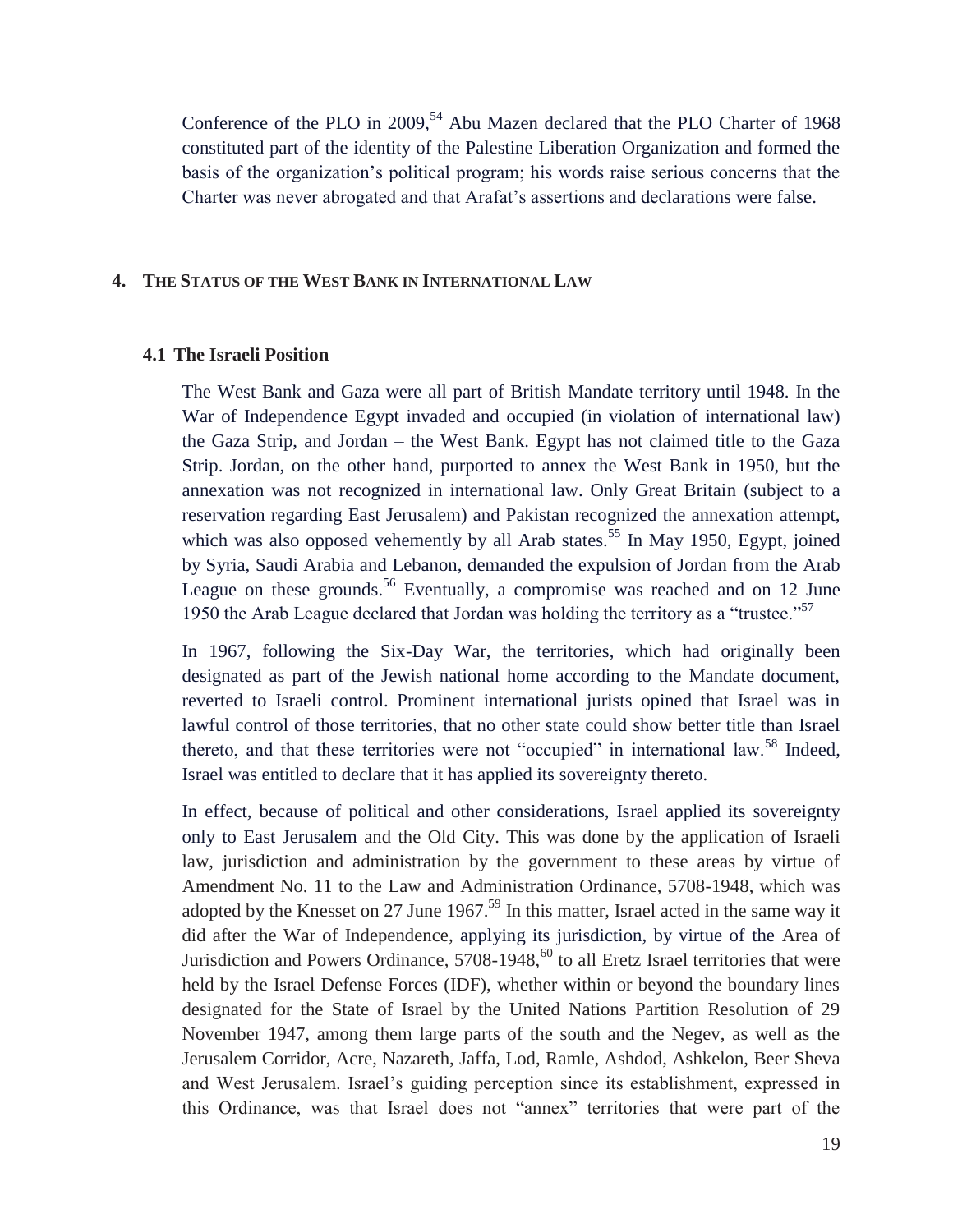Conference of the PLO in 2009,[54] Abu Mazen declared that the PLO Charter of 1968 constituted part of the identity of the Palestine Liberation Organization and formed the basis of the organization's political program; his words raise serious concerns that the Charter was never abrogated and that Arafat's assertions and declarations were false.

## 4. THE STATUS OF THE WEST BANK IN INTERNATIONAL LAW

### 4.1 The Israeli Position

The West Bank and Gaza were all part of British Mandate territory until 1948. In the War of Independence Egypt invaded and occupied (in violation of international law) the Gaza Strip, and Jordan – the West Bank. Egypt has not claimed title to the Gaza Strip. Jordan, on the other hand, purported to annex the West Bank in 1950, but the annexation was not recognized in international law. Only Great Britain (subject to a reservation regarding East Jerusalem) and Pakistan recognized the annexation attempt, which was also opposed vehemently by all Arab states.[55] In May 1950, Egypt, joined by Syria, Saudi Arabia and Lebanon, demanded the expulsion of Jordan from the Arab League on these grounds.[56] Eventually, a compromise was reached and on 12 June 1950 the Arab League declared that Jordan was holding the territory as a "trustee."[57]

In 1967, following the Six-Day War, the territories, which had originally been designated as part of the Jewish national home according to the Mandate document, reverted to Israeli control. Prominent international jurists opined that Israel was in lawful control of those territories, that no other state could show better title than Israel thereto, and that these territories were not "occupied" in international law.[58] Indeed, Israel was entitled to declare that it has applied its sovereignty thereto.

In effect, because of political and other considerations, Israel applied its sovereignty only to East Jerusalem and the Old City. This was done by the application of Israeli law, jurisdiction and administration by the government to these areas by virtue of Amendment No. 11 to the Law and Administration Ordinance, 5708-1948, which was adopted by the Knesset on 27 June 1967.[59] In this matter, Israel acted in the same way it did after the War of Independence, applying its jurisdiction, by virtue of the Area of Jurisdiction and Powers Ordinance, 5708-1948,[60] to all Eretz Israel territories that were held by the Israel Defense Forces (IDF), whether within or beyond the boundary lines designated for the State of Israel by the United Nations Partition Resolution of 29 November 1947, among them large parts of the south and the Negev, as well as the Jerusalem Corridor, Acre, Nazareth, Jaffa, Lod, Ramle, Ashdod, Ashkelon, Beer Sheva and West Jerusalem. Israel's guiding perception since its establishment, expressed in this Ordinance, was that Israel does not "annex" territories that were part of the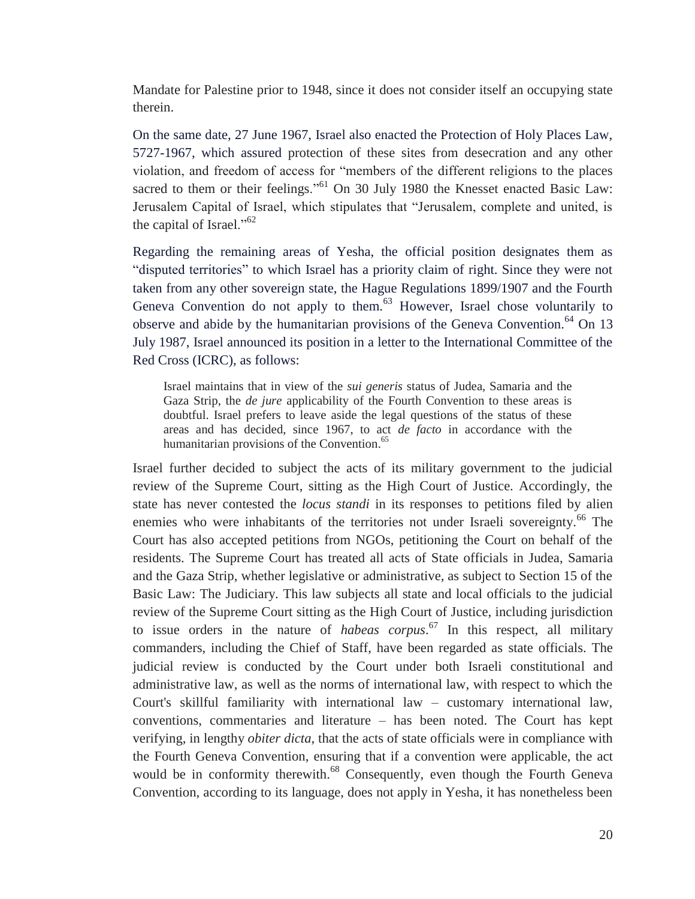Mandate for Palestine prior to 1948, since it does not consider itself an occupying state therein.

On the same date, 27 June 1967, Israel also enacted the Protection of Holy Places Law, 5727-1967, which assured protection of these sites from desecration and any other violation, and freedom of access for "members of the different religions to the places sacred to them or their feelings."[61] On 30 July 1980 the Knesset enacted Basic Law: Jerusalem Capital of Israel, which stipulates that "Jerusalem, complete and united, is the capital of Israel."[62]

Regarding the remaining areas of Yesha, the official position designates them as "disputed territories" to which Israel has a priority claim of right. Since they were not taken from any other sovereign state, the Hague Regulations 1899/1907 and the Fourth Geneva Convention do not apply to them.[63] However, Israel chose voluntarily to observe and abide by the humanitarian provisions of the Geneva Convention.[64] On 13 July 1987, Israel announced its position in a letter to the International Committee of the Red Cross (ICRC), as follows:

> Israel maintains that in view of the *sui generis* status of Judea, Samaria and the Gaza Strip, the *de jure* applicability of the Fourth Convention to these areas is doubtful. Israel prefers to leave aside the legal questions of the status of these areas and has decided, since 1967, to act *de facto* in accordance with the humanitarian provisions of the Convention.[65]

Israel further decided to subject the acts of its military government to the judicial review of the Supreme Court, sitting as the High Court of Justice. Accordingly, the state has never contested the *locus standi* in its responses to petitions filed by alien enemies who were inhabitants of the territories not under Israeli sovereignty.[66] The Court has also accepted petitions from NGOs, petitioning the Court on behalf of the residents. The Supreme Court has treated all acts of State officials in Judea, Samaria and the Gaza Strip, whether legislative or administrative, as subject to Section 15 of the Basic Law: The Judiciary. This law subjects all state and local officials to the judicial review of the Supreme Court sitting as the High Court of Justice, including jurisdiction to issue orders in the nature of *habeas corpus*.[67] In this respect, all military commanders, including the Chief of Staff, have been regarded as state officials. The judicial review is conducted by the Court under both Israeli constitutional and administrative law, as well as the norms of international law, with respect to which the Court's skillful familiarity with international law – customary international law, conventions, commentaries and literature – has been noted. The Court has kept verifying, in lengthy *obiter dicta*, that the acts of state officials were in compliance with the Fourth Geneva Convention, ensuring that if a convention were applicable, the act would be in conformity therewith.[68] Consequently, even though the Fourth Geneva Convention, according to its language, does not apply in Yesha, it has nonetheless been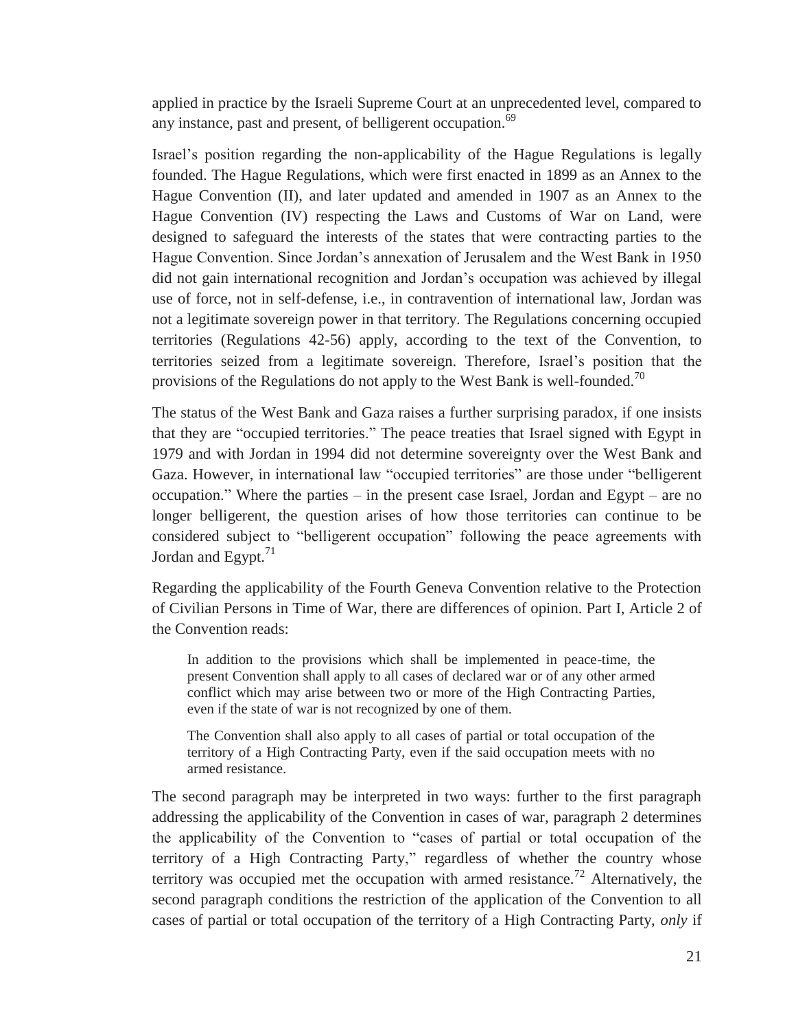applied in practice by the Israeli Supreme Court at an unprecedented level, compared to any instance, past and present, of belligerent occupation.[69]

Israel's position regarding the non-applicability of the Hague Regulations is legally founded. The Hague Regulations, which were first enacted in 1899 as an Annex to the Hague Convention (II), and later updated and amended in 1907 as an Annex to the Hague Convention (IV) respecting the Laws and Customs of War on Land, were designed to safeguard the interests of the states that were contracting parties to the Hague Convention. Since Jordan's annexation of Jerusalem and the West Bank in 1950 did not gain international recognition and Jordan's occupation was achieved by illegal use of force, not in self-defense, i.e., in contravention of international law, Jordan was not a legitimate sovereign power in that territory. The Regulations concerning occupied territories (Regulations 42-56) apply, according to the text of the Convention, to territories seized from a legitimate sovereign. Therefore, Israel's position that the provisions of the Regulations do not apply to the West Bank is well-founded.[70]

The status of the West Bank and Gaza raises a further surprising paradox, if one insists that they are "occupied territories." The peace treaties that Israel signed with Egypt in 1979 and with Jordan in 1994 did not determine sovereignty over the West Bank and Gaza. However, in international law "occupied territories" are those under "belligerent occupation." Where the parties – in the present case Israel, Jordan and Egypt – are no longer belligerent, the question arises of how those territories can continue to be considered subject to "belligerent occupation" following the peace agreements with Jordan and Egypt.[71]

Regarding the applicability of the Fourth Geneva Convention relative to the Protection of Civilian Persons in Time of War, there are differences of opinion. Part I, Article 2 of the Convention reads:

> In addition to the provisions which shall be implemented in peace-time, the present Convention shall apply to all cases of declared war or of any other armed conflict which may arise between two or more of the High Contracting Parties, even if the state of war is not recognized by one of them.
>
> The Convention shall also apply to all cases of partial or total occupation of the territory of a High Contracting Party, even if the said occupation meets with no armed resistance.

The second paragraph may be interpreted in two ways: further to the first paragraph addressing the applicability of the Convention in cases of war, paragraph 2 determines the applicability of the Convention to "cases of partial or total occupation of the territory of a High Contracting Party," regardless of whether the country whose territory was occupied met the occupation with armed resistance.[72] Alternatively, the second paragraph conditions the restriction of the application of the Convention to all cases of partial or total occupation of the territory of a High Contracting Party, *only* if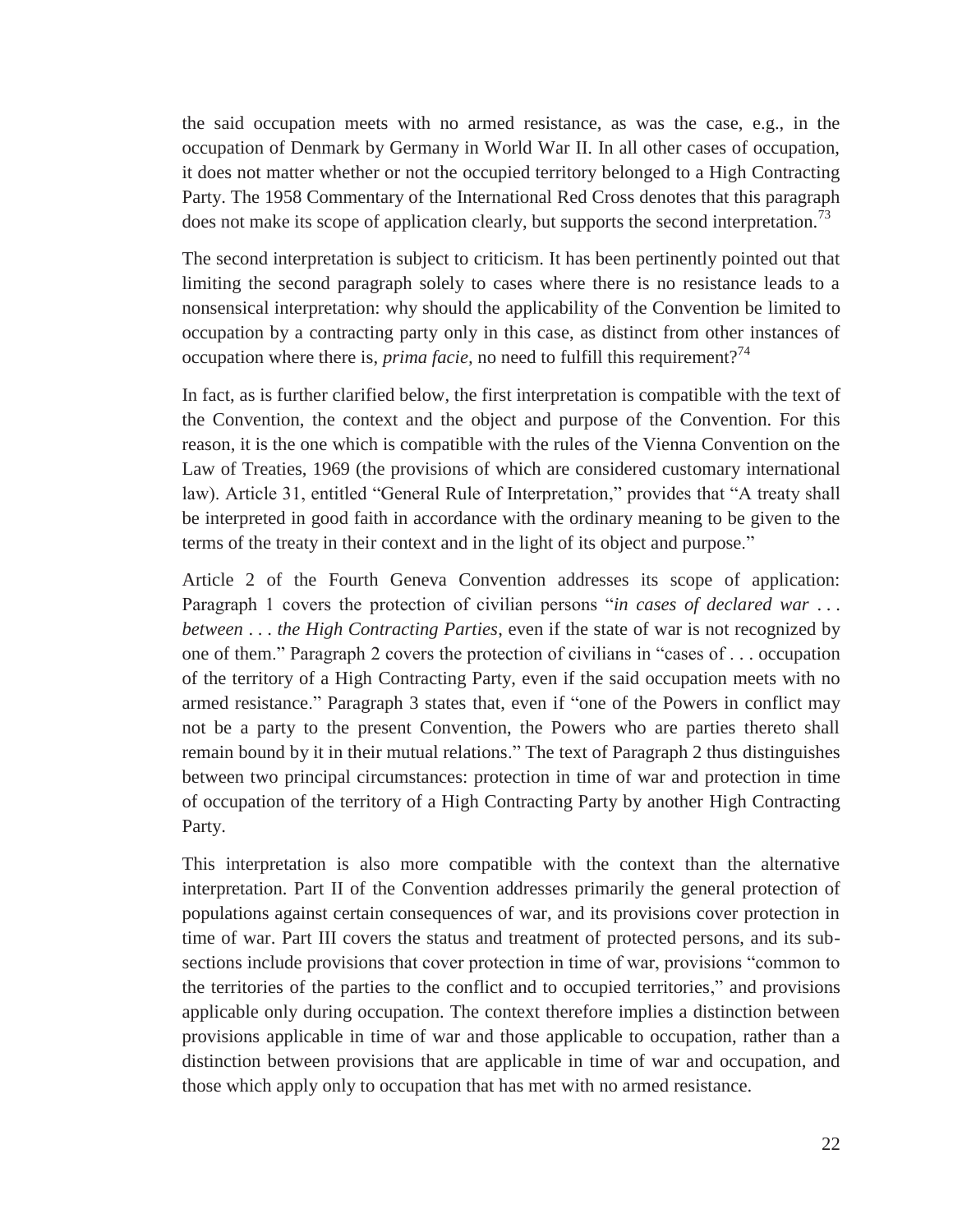the said occupation meets with no armed resistance, as was the case, e.g., in the occupation of Denmark by Germany in World War II. In all other cases of occupation, it does not matter whether or not the occupied territory belonged to a High Contracting Party. The 1958 Commentary of the International Red Cross denotes that this paragraph does not make its scope of application clearly, but supports the second interpretation.[73]

The second interpretation is subject to criticism. It has been pertinently pointed out that limiting the second paragraph solely to cases where there is no resistance leads to a nonsensical interpretation: why should the applicability of the Convention be limited to occupation by a contracting party only in this case, as distinct from other instances of occupation where there is, *prima facie*, no need to fulfill this requirement?[74]

In fact, as is further clarified below, the first interpretation is compatible with the text of the Convention, the context and the object and purpose of the Convention. For this reason, it is the one which is compatible with the rules of the Vienna Convention on the Law of Treaties, 1969 (the provisions of which are considered customary international law). Article 31, entitled "General Rule of Interpretation," provides that "A treaty shall be interpreted in good faith in accordance with the ordinary meaning to be given to the terms of the treaty in their context and in the light of its object and purpose."

Article 2 of the Fourth Geneva Convention addresses its scope of application: Paragraph 1 covers the protection of civilian persons "*in cases of declared war . . . between . . . the High Contracting Parties*, even if the state of war is not recognized by one of them." Paragraph 2 covers the protection of civilians in "cases of . . . occupation of the territory of a High Contracting Party, even if the said occupation meets with no armed resistance." Paragraph 3 states that, even if "one of the Powers in conflict may not be a party to the present Convention, the Powers who are parties thereto shall remain bound by it in their mutual relations." The text of Paragraph 2 thus distinguishes between two principal circumstances: protection in time of war and protection in time of occupation of the territory of a High Contracting Party by another High Contracting Party.

This interpretation is also more compatible with the context than the alternative interpretation. Part II of the Convention addresses primarily the general protection of populations against certain consequences of war, and its provisions cover protection in time of war. Part III covers the status and treatment of protected persons, and its sub-sections include provisions that cover protection in time of war, provisions "common to the territories of the parties to the conflict and to occupied territories," and provisions applicable only during occupation. The context therefore implies a distinction between provisions applicable in time of war and those applicable to occupation, rather than a distinction between provisions that are applicable in time of war and occupation, and those which apply only to occupation that has met with no armed resistance.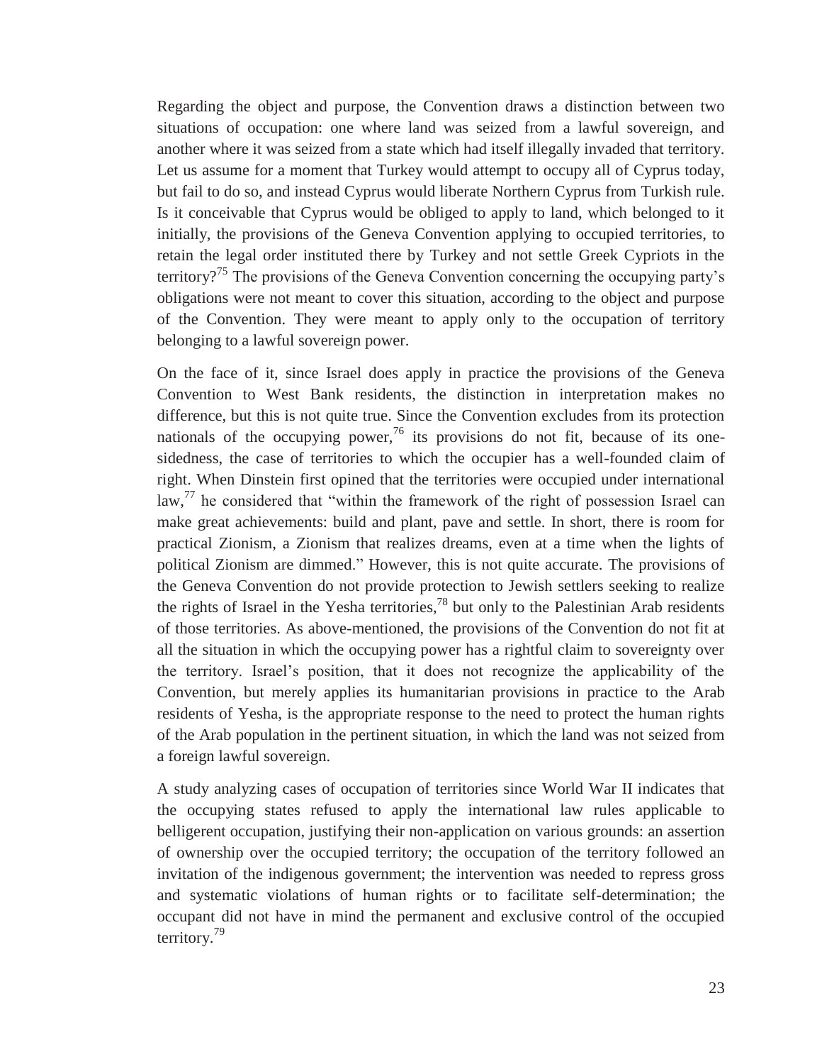Regarding the object and purpose, the Convention draws a distinction between two situations of occupation: one where land was seized from a lawful sovereign, and another where it was seized from a state which had itself illegally invaded that territory. Let us assume for a moment that Turkey would attempt to occupy all of Cyprus today, but fail to do so, and instead Cyprus would liberate Northern Cyprus from Turkish rule. Is it conceivable that Cyprus would be obliged to apply to land, which belonged to it initially, the provisions of the Geneva Convention applying to occupied territories, to retain the legal order instituted there by Turkey and not settle Greek Cypriots in the territory?[75] The provisions of the Geneva Convention concerning the occupying party's obligations were not meant to cover this situation, according to the object and purpose of the Convention. They were meant to apply only to the occupation of territory belonging to a lawful sovereign power.

On the face of it, since Israel does apply in practice the provisions of the Geneva Convention to West Bank residents, the distinction in interpretation makes no difference, but this is not quite true. Since the Convention excludes from its protection nationals of the occupying power,[76] its provisions do not fit, because of its one-sidedness, the case of territories to which the occupier has a well-founded claim of right. When Dinstein first opined that the territories were occupied under international law,[77] he considered that "within the framework of the right of possession Israel can make great achievements: build and plant, pave and settle. In short, there is room for practical Zionism, a Zionism that realizes dreams, even at a time when the lights of political Zionism are dimmed." However, this is not quite accurate. The provisions of the Geneva Convention do not provide protection to Jewish settlers seeking to realize the rights of Israel in the Yesha territories,[78] but only to the Palestinian Arab residents of those territories. As above-mentioned, the provisions of the Convention do not fit at all the situation in which the occupying power has a rightful claim to sovereignty over the territory. Israel's position, that it does not recognize the applicability of the Convention, but merely applies its humanitarian provisions in practice to the Arab residents of Yesha, is the appropriate response to the need to protect the human rights of the Arab population in the pertinent situation, in which the land was not seized from a foreign lawful sovereign.

A study analyzing cases of occupation of territories since World War II indicates that the occupying states refused to apply the international law rules applicable to belligerent occupation, justifying their non-application on various grounds: an assertion of ownership over the occupied territory; the occupation of the territory followed an invitation of the indigenous government; the intervention was needed to repress gross and systematic violations of human rights or to facilitate self-determination; the occupant did not have in mind the permanent and exclusive control of the occupied territory.[79]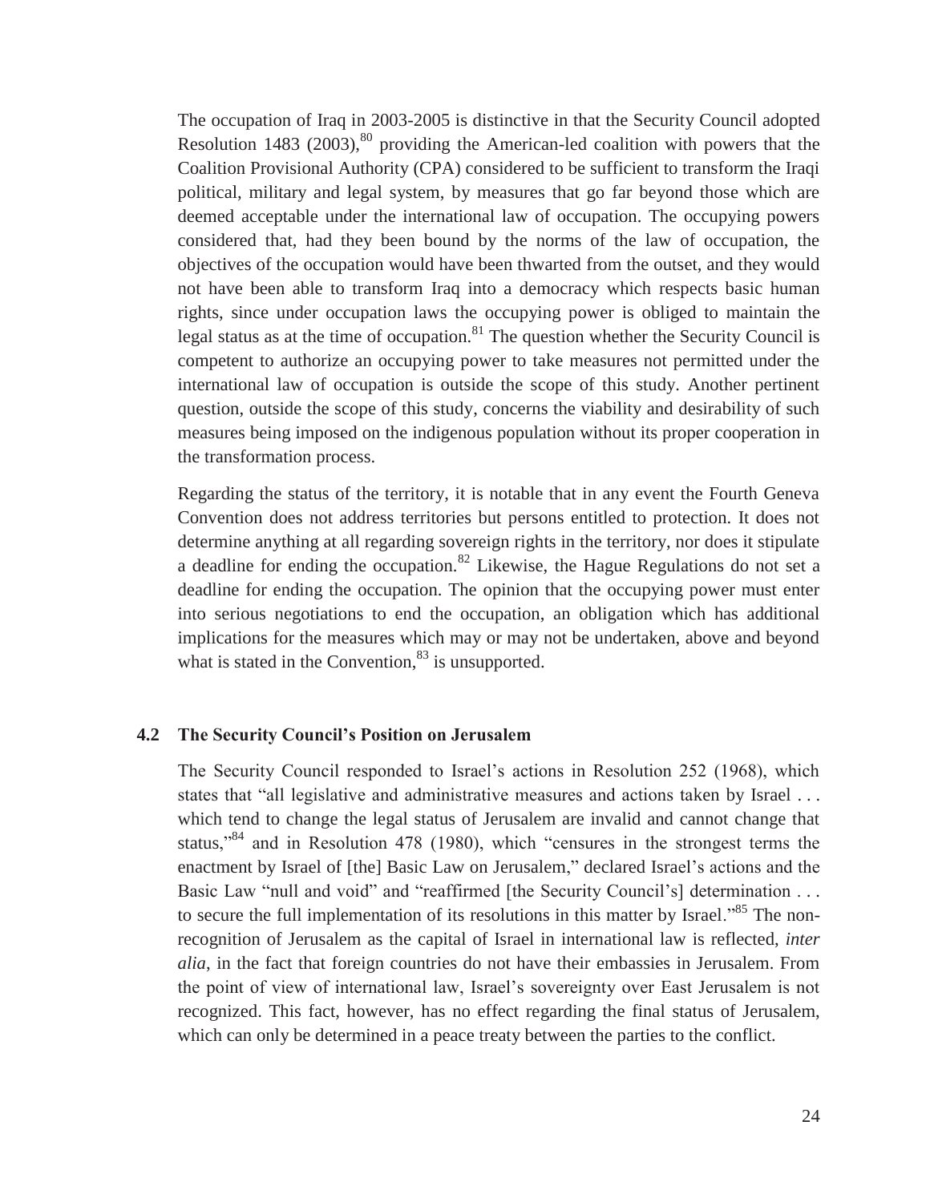The occupation of Iraq in 2003-2005 is distinctive in that the Security Council adopted Resolution 1483 (2003),[80] providing the American-led coalition with powers that the Coalition Provisional Authority (CPA) considered to be sufficient to transform the Iraqi political, military and legal system, by measures that go far beyond those which are deemed acceptable under the international law of occupation. The occupying powers considered that, had they been bound by the norms of the law of occupation, the objectives of the occupation would have been thwarted from the outset, and they would not have been able to transform Iraq into a democracy which respects basic human rights, since under occupation laws the occupying power is obliged to maintain the legal status as at the time of occupation.[81] The question whether the Security Council is competent to authorize an occupying power to take measures not permitted under the international law of occupation is outside the scope of this study. Another pertinent question, outside the scope of this study, concerns the viability and desirability of such measures being imposed on the indigenous population without its proper cooperation in the transformation process.

Regarding the status of the territory, it is notable that in any event the Fourth Geneva Convention does not address territories but persons entitled to protection. It does not determine anything at all regarding sovereign rights in the territory, nor does it stipulate a deadline for ending the occupation.[82] Likewise, the Hague Regulations do not set a deadline for ending the occupation. The opinion that the occupying power must enter into serious negotiations to end the occupation, an obligation which has additional implications for the measures which may or may not be undertaken, above and beyond what is stated in the Convention,[83] is unsupported.

### 4.2 The Security Council's Position on Jerusalem

The Security Council responded to Israel's actions in Resolution 252 (1968), which states that "all legislative and administrative measures and actions taken by Israel . . . which tend to change the legal status of Jerusalem are invalid and cannot change that status,"[84] and in Resolution 478 (1980), which "censures in the strongest terms the enactment by Israel of [the] Basic Law on Jerusalem," declared Israel's actions and the Basic Law "null and void" and "reaffirmed [the Security Council's] determination . . . to secure the full implementation of its resolutions in this matter by Israel."[85] The non-recognition of Jerusalem as the capital of Israel in international law is reflected, *inter alia*, in the fact that foreign countries do not have their embassies in Jerusalem. From the point of view of international law, Israel's sovereignty over East Jerusalem is not recognized. This fact, however, has no effect regarding the final status of Jerusalem, which can only be determined in a peace treaty between the parties to the conflict.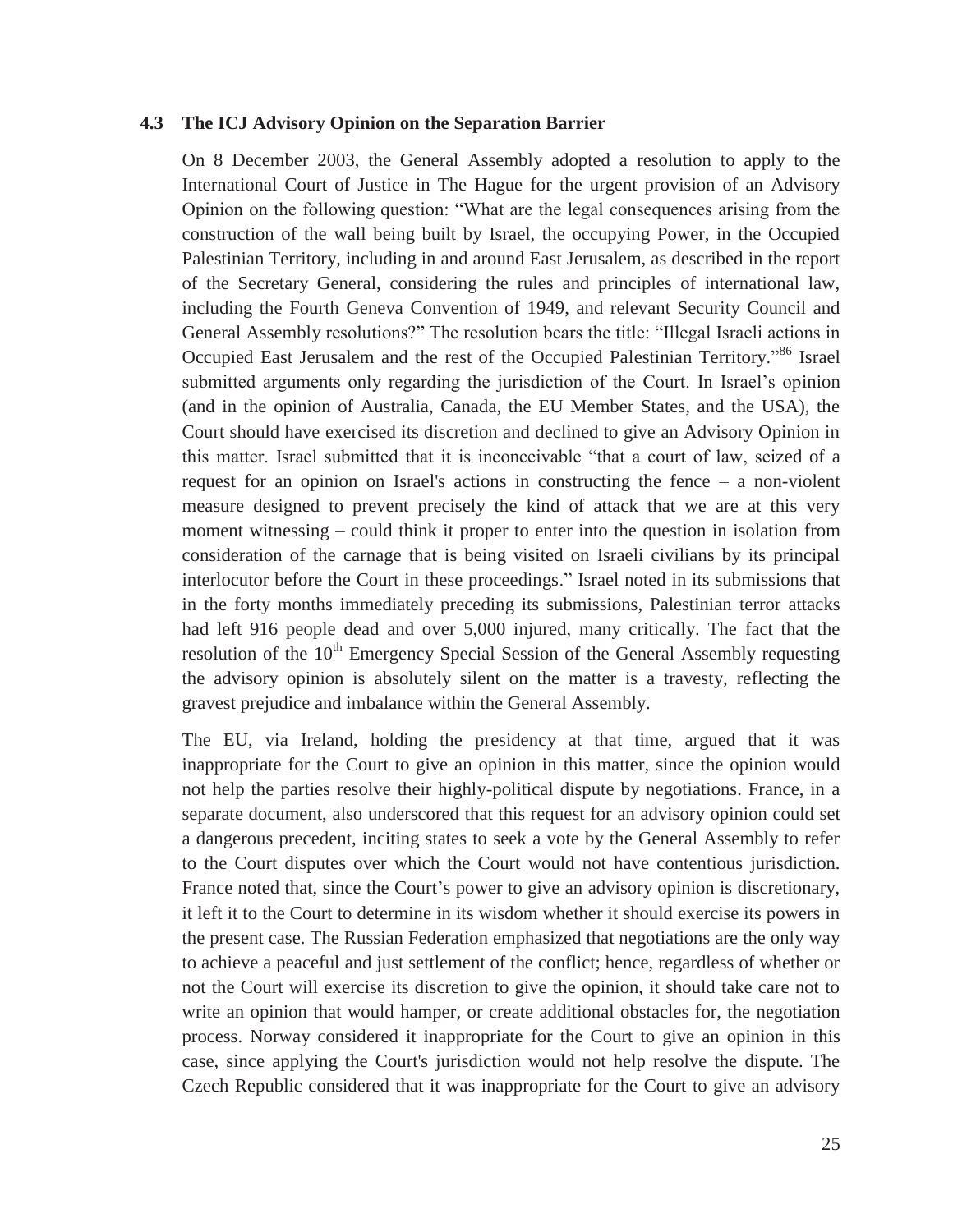### 4.3 The ICJ Advisory Opinion on the Separation Barrier

On 8 December 2003, the General Assembly adopted a resolution to apply to the International Court of Justice in The Hague for the urgent provision of an Advisory Opinion on the following question: "What are the legal consequences arising from the construction of the wall being built by Israel, the occupying Power, in the Occupied Palestinian Territory, including in and around East Jerusalem, as described in the report of the Secretary General, considering the rules and principles of international law, including the Fourth Geneva Convention of 1949, and relevant Security Council and General Assembly resolutions?" The resolution bears the title: "Illegal Israeli actions in Occupied East Jerusalem and the rest of the Occupied Palestinian Territory."[86] Israel submitted arguments only regarding the jurisdiction of the Court. In Israel's opinion (and in the opinion of Australia, Canada, the EU Member States, and the USA), the Court should have exercised its discretion and declined to give an Advisory Opinion in this matter. Israel submitted that it is inconceivable "that a court of law, seized of a request for an opinion on Israel's actions in constructing the fence – a non-violent measure designed to prevent precisely the kind of attack that we are at this very moment witnessing – could think it proper to enter into the question in isolation from consideration of the carnage that is being visited on Israeli civilians by its principal interlocutor before the Court in these proceedings." Israel noted in its submissions that in the forty months immediately preceding its submissions, Palestinian terror attacks had left 916 people dead and over 5,000 injured, many critically. The fact that the resolution of the 10th Emergency Special Session of the General Assembly requesting the advisory opinion is absolutely silent on the matter is a travesty, reflecting the gravest prejudice and imbalance within the General Assembly.

The EU, via Ireland, holding the presidency at that time, argued that it was inappropriate for the Court to give an opinion in this matter, since the opinion would not help the parties resolve their highly-political dispute by negotiations. France, in a separate document, also underscored that this request for an advisory opinion could set a dangerous precedent, inciting states to seek a vote by the General Assembly to refer to the Court disputes over which the Court would not have contentious jurisdiction. France noted that, since the Court's power to give an advisory opinion is discretionary, it left it to the Court to determine in its wisdom whether it should exercise its powers in the present case. The Russian Federation emphasized that negotiations are the only way to achieve a peaceful and just settlement of the conflict; hence, regardless of whether or not the Court will exercise its discretion to give the opinion, it should take care not to write an opinion that would hamper, or create additional obstacles for, the negotiation process. Norway considered it inappropriate for the Court to give an opinion in this case, since applying the Court's jurisdiction would not help resolve the dispute. The Czech Republic considered that it was inappropriate for the Court to give an advisory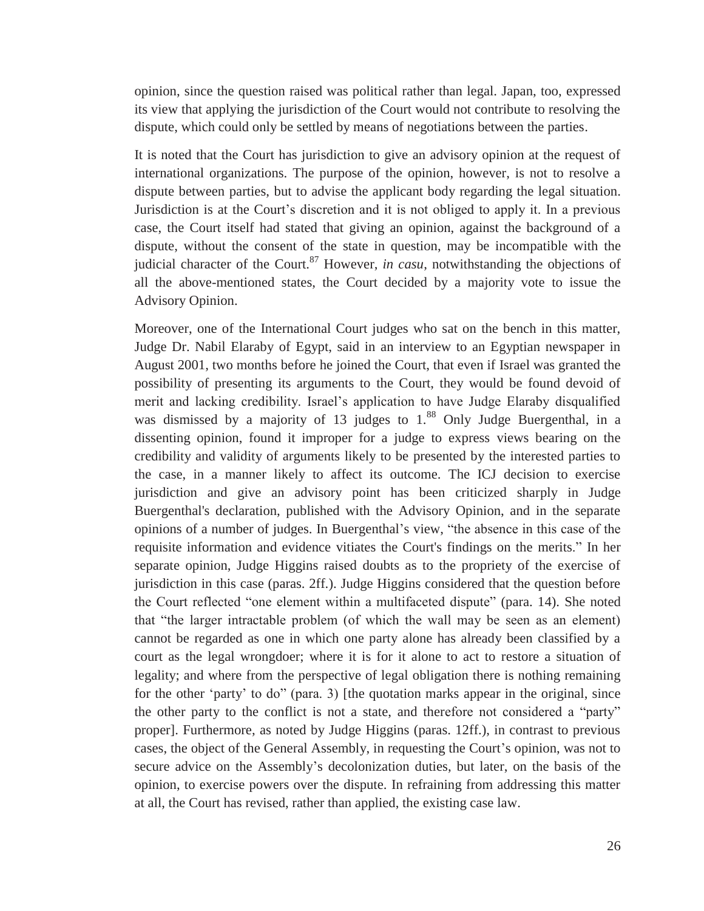opinion, since the question raised was political rather than legal. Japan, too, expressed its view that applying the jurisdiction of the Court would not contribute to resolving the dispute, which could only be settled by means of negotiations between the parties.

It is noted that the Court has jurisdiction to give an advisory opinion at the request of international organizations. The purpose of the opinion, however, is not to resolve a dispute between parties, but to advise the applicant body regarding the legal situation. Jurisdiction is at the Court's discretion and it is not obliged to apply it. In a previous case, the Court itself had stated that giving an opinion, against the background of a dispute, without the consent of the state in question, may be incompatible with the judicial character of the Court.[87] However, *in casu*, notwithstanding the objections of all the above-mentioned states, the Court decided by a majority vote to issue the Advisory Opinion.

Moreover, one of the International Court judges who sat on the bench in this matter, Judge Dr. Nabil Elaraby of Egypt, said in an interview to an Egyptian newspaper in August 2001, two months before he joined the Court, that even if Israel was granted the possibility of presenting its arguments to the Court, they would be found devoid of merit and lacking credibility. Israel's application to have Judge Elaraby disqualified was dismissed by a majority of 13 judges to 1.[88] Only Judge Buergenthal, in a dissenting opinion, found it improper for a judge to express views bearing on the credibility and validity of arguments likely to be presented by the interested parties to the case, in a manner likely to affect its outcome. The ICJ decision to exercise jurisdiction and give an advisory point has been criticized sharply in Judge Buergenthal's declaration, published with the Advisory Opinion, and in the separate opinions of a number of judges. In Buergenthal's view, "the absence in this case of the requisite information and evidence vitiates the Court's findings on the merits." In her separate opinion, Judge Higgins raised doubts as to the propriety of the exercise of jurisdiction in this case (paras. 2ff.). Judge Higgins considered that the question before the Court reflected "one element within a multifaceted dispute" (para. 14). She noted that "the larger intractable problem (of which the wall may be seen as an element) cannot be regarded as one in which one party alone has already been classified by a court as the legal wrongdoer; where it is for it alone to act to restore a situation of legality; and where from the perspective of legal obligation there is nothing remaining for the other 'party' to do" (para. 3) [the quotation marks appear in the original, since the other party to the conflict is not a state, and therefore not considered a "party" proper]. Furthermore, as noted by Judge Higgins (paras. 12ff.), in contrast to previous cases, the object of the General Assembly, in requesting the Court's opinion, was not to secure advice on the Assembly's decolonization duties, but later, on the basis of the opinion, to exercise powers over the dispute. In refraining from addressing this matter at all, the Court has revised, rather than applied, the existing case law.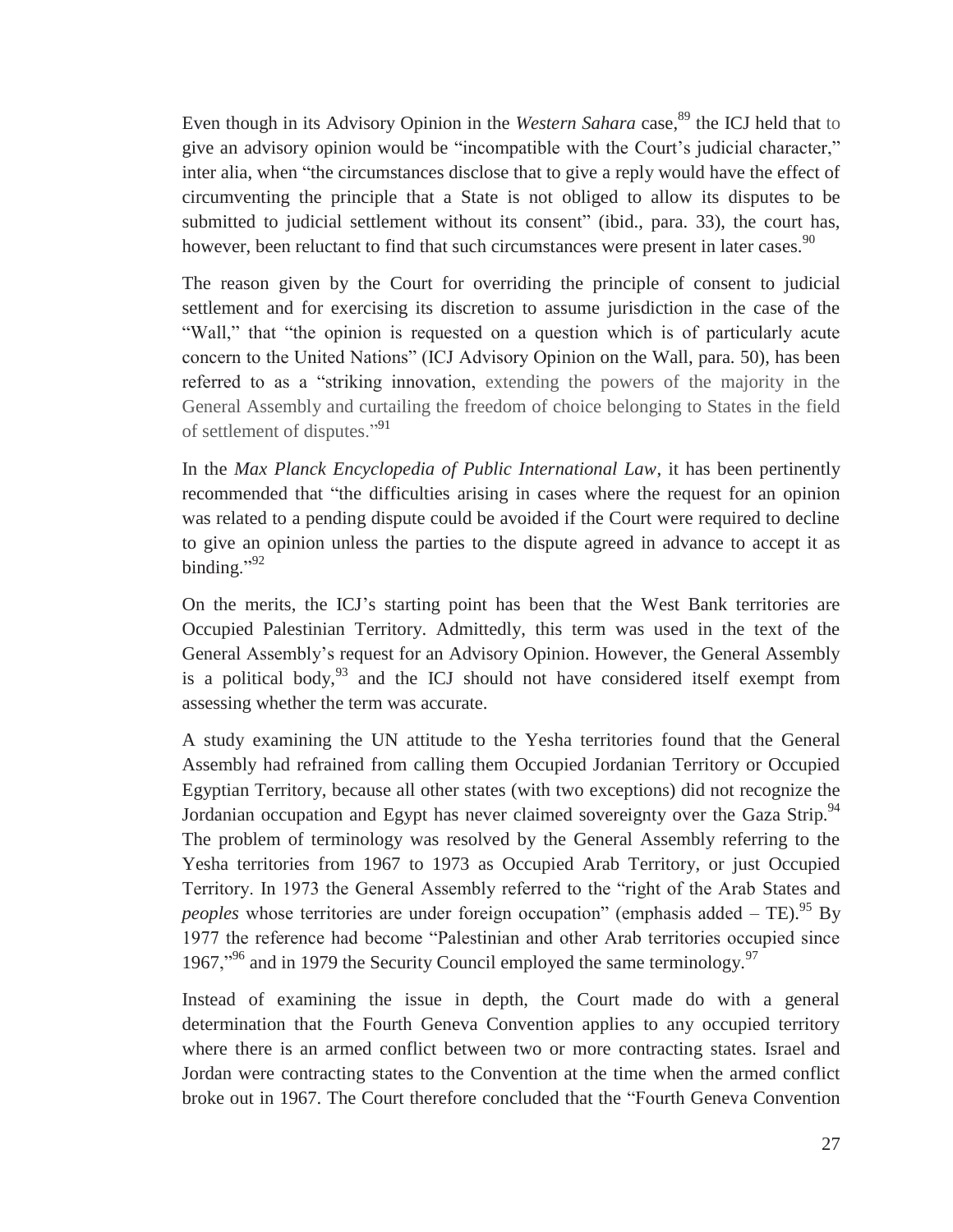Even though in its Advisory Opinion in the *Western Sahara* case,[89] the ICJ held that to give an advisory opinion would be "incompatible with the Court's judicial character," inter alia, when "the circumstances disclose that to give a reply would have the effect of circumventing the principle that a State is not obliged to allow its disputes to be submitted to judicial settlement without its consent" (ibid., para. 33), the court has, however, been reluctant to find that such circumstances were present in later cases.[90]

The reason given by the Court for overriding the principle of consent to judicial settlement and for exercising its discretion to assume jurisdiction in the case of the "Wall," that "the opinion is requested on a question which is of particularly acute concern to the United Nations" (ICJ Advisory Opinion on the Wall, para. 50), has been referred to as a "striking innovation, extending the powers of the majority in the General Assembly and curtailing the freedom of choice belonging to States in the field of settlement of disputes."[91]

In the *Max Planck Encyclopedia of Public International Law*, it has been pertinently recommended that "the difficulties arising in cases where the request for an opinion was related to a pending dispute could be avoided if the Court were required to decline to give an opinion unless the parties to the dispute agreed in advance to accept it as binding."[92]

On the merits, the ICJ's starting point has been that the West Bank territories are Occupied Palestinian Territory. Admittedly, this term was used in the text of the General Assembly's request for an Advisory Opinion. However, the General Assembly is a political body,[93] and the ICJ should not have considered itself exempt from assessing whether the term was accurate.

A study examining the UN attitude to the Yesha territories found that the General Assembly had refrained from calling them Occupied Jordanian Territory or Occupied Egyptian Territory, because all other states (with two exceptions) did not recognize the Jordanian occupation and Egypt has never claimed sovereignty over the Gaza Strip.[94] The problem of terminology was resolved by the General Assembly referring to the Yesha territories from 1967 to 1973 as Occupied Arab Territory, or just Occupied Territory. In 1973 the General Assembly referred to the "right of the Arab States and *peoples* whose territories are under foreign occupation" (emphasis added – TE).[95] By 1977 the reference had become "Palestinian and other Arab territories occupied since 1967,"[96] and in 1979 the Security Council employed the same terminology.[97]

Instead of examining the issue in depth, the Court made do with a general determination that the Fourth Geneva Convention applies to any occupied territory where there is an armed conflict between two or more contracting states. Israel and Jordan were contracting states to the Convention at the time when the armed conflict broke out in 1967. The Court therefore concluded that the "Fourth Geneva Convention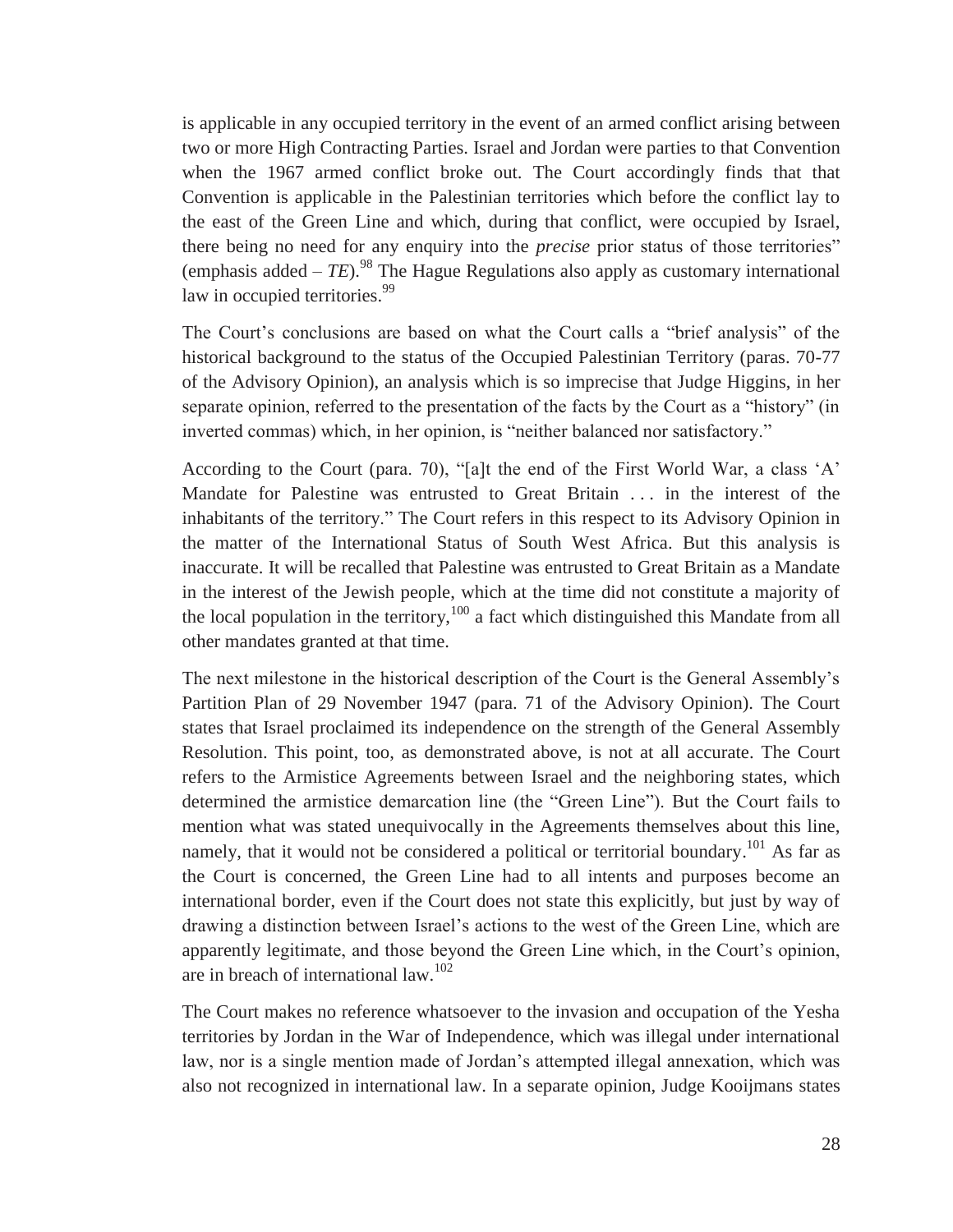is applicable in any occupied territory in the event of an armed conflict arising between two or more High Contracting Parties. Israel and Jordan were parties to that Convention when the 1967 armed conflict broke out. The Court accordingly finds that that Convention is applicable in the Palestinian territories which before the conflict lay to the east of the Green Line and which, during that conflict, were occupied by Israel, there being no need for any enquiry into the *precise* prior status of those territories" (emphasis added – *TE*).[98] The Hague Regulations also apply as customary international law in occupied territories.[99]

The Court's conclusions are based on what the Court calls a "brief analysis" of the historical background to the status of the Occupied Palestinian Territory (paras. 70-77 of the Advisory Opinion), an analysis which is so imprecise that Judge Higgins, in her separate opinion, referred to the presentation of the facts by the Court as a "history" (in inverted commas) which, in her opinion, is "neither balanced nor satisfactory."

According to the Court (para. 70), "[a]t the end of the First World War, a class 'A' Mandate for Palestine was entrusted to Great Britain . . . in the interest of the inhabitants of the territory." The Court refers in this respect to its Advisory Opinion in the matter of the International Status of South West Africa. But this analysis is inaccurate. It will be recalled that Palestine was entrusted to Great Britain as a Mandate in the interest of the Jewish people, which at the time did not constitute a majority of the local population in the territory,[100] a fact which distinguished this Mandate from all other mandates granted at that time.

The next milestone in the historical description of the Court is the General Assembly's Partition Plan of 29 November 1947 (para. 71 of the Advisory Opinion). The Court states that Israel proclaimed its independence on the strength of the General Assembly Resolution. This point, too, as demonstrated above, is not at all accurate. The Court refers to the Armistice Agreements between Israel and the neighboring states, which determined the armistice demarcation line (the "Green Line"). But the Court fails to mention what was stated unequivocally in the Agreements themselves about this line, namely, that it would not be considered a political or territorial boundary.[101] As far as the Court is concerned, the Green Line had to all intents and purposes become an international border, even if the Court does not state this explicitly, but just by way of drawing a distinction between Israel's actions to the west of the Green Line, which are apparently legitimate, and those beyond the Green Line which, in the Court's opinion, are in breach of international law.[102]

The Court makes no reference whatsoever to the invasion and occupation of the Yesha territories by Jordan in the War of Independence, which was illegal under international law, nor is a single mention made of Jordan's attempted illegal annexation, which was also not recognized in international law. In a separate opinion, Judge Kooijmans states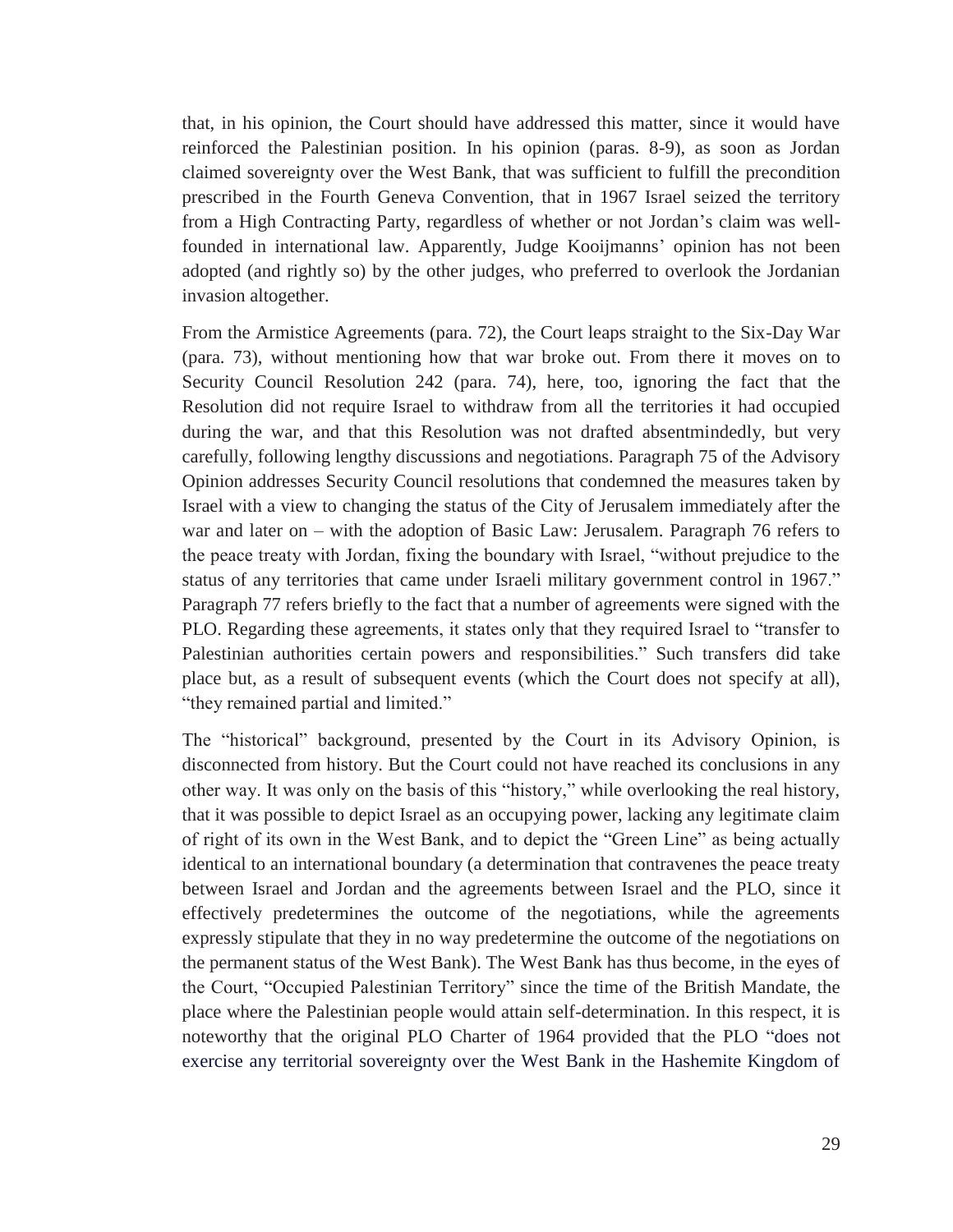that, in his opinion, the Court should have addressed this matter, since it would have reinforced the Palestinian position. In his opinion (paras. 8-9), as soon as Jordan claimed sovereignty over the West Bank, that was sufficient to fulfill the precondition prescribed in the Fourth Geneva Convention, that in 1967 Israel seized the territory from a High Contracting Party, regardless of whether or not Jordan's claim was well-founded in international law. Apparently, Judge Kooijmanns' opinion has not been adopted (and rightly so) by the other judges, who preferred to overlook the Jordanian invasion altogether.

From the Armistice Agreements (para. 72), the Court leaps straight to the Six-Day War (para. 73), without mentioning how that war broke out. From there it moves on to Security Council Resolution 242 (para. 74), here, too, ignoring the fact that the Resolution did not require Israel to withdraw from all the territories it had occupied during the war, and that this Resolution was not drafted absentmindedly, but very carefully, following lengthy discussions and negotiations. Paragraph 75 of the Advisory Opinion addresses Security Council resolutions that condemned the measures taken by Israel with a view to changing the status of the City of Jerusalem immediately after the war and later on – with the adoption of Basic Law: Jerusalem. Paragraph 76 refers to the peace treaty with Jordan, fixing the boundary with Israel, "without prejudice to the status of any territories that came under Israeli military government control in 1967." Paragraph 77 refers briefly to the fact that a number of agreements were signed with the PLO. Regarding these agreements, it states only that they required Israel to "transfer to Palestinian authorities certain powers and responsibilities." Such transfers did take place but, as a result of subsequent events (which the Court does not specify at all), "they remained partial and limited."

The "historical" background, presented by the Court in its Advisory Opinion, is disconnected from history. But the Court could not have reached its conclusions in any other way. It was only on the basis of this "history," while overlooking the real history, that it was possible to depict Israel as an occupying power, lacking any legitimate claim of right of its own in the West Bank, and to depict the "Green Line" as being actually identical to an international boundary (a determination that contravenes the peace treaty between Israel and Jordan and the agreements between Israel and the PLO, since it effectively predetermines the outcome of the negotiations, while the agreements expressly stipulate that they in no way predetermine the outcome of the negotiations on the permanent status of the West Bank). The West Bank has thus become, in the eyes of the Court, "Occupied Palestinian Territory" since the time of the British Mandate, the place where the Palestinian people would attain self-determination. In this respect, it is noteworthy that the original PLO Charter of 1964 provided that the PLO "does not exercise any territorial sovereignty over the West Bank in the Hashemite Kingdom of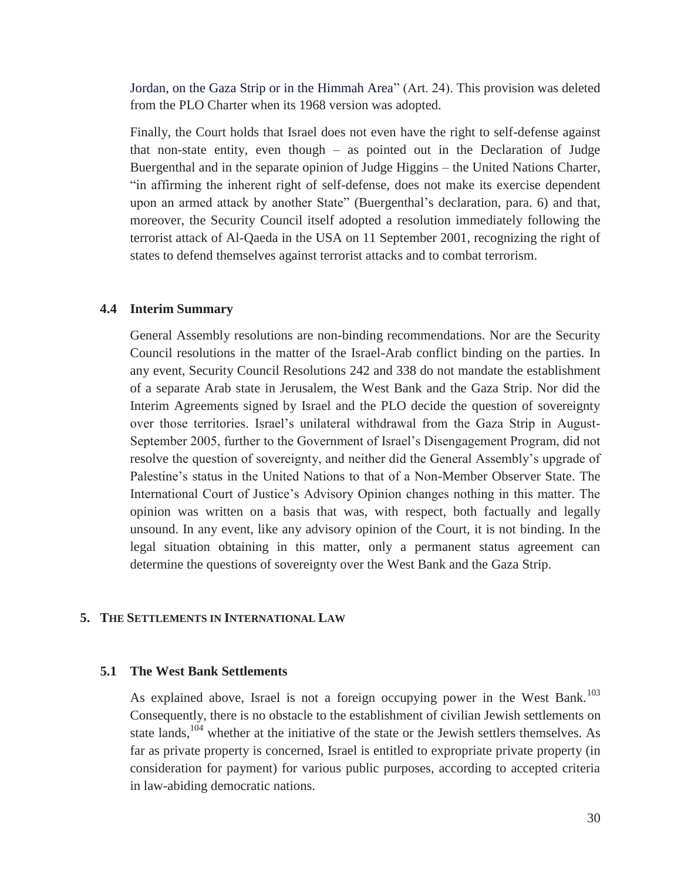Jordan, on the Gaza Strip or in the Himmah Area" (Art. 24). This provision was deleted from the PLO Charter when its 1968 version was adopted.

Finally, the Court holds that Israel does not even have the right to self-defense against that non-state entity, even though – as pointed out in the Declaration of Judge Buergenthal and in the separate opinion of Judge Higgins – the United Nations Charter, "in affirming the inherent right of self-defense, does not make its exercise dependent upon an armed attack by another State" (Buergenthal's declaration, para. 6) and that, moreover, the Security Council itself adopted a resolution immediately following the terrorist attack of Al-Qaeda in the USA on 11 September 2001, recognizing the right of states to defend themselves against terrorist attacks and to combat terrorism.

### 4.4 Interim Summary

General Assembly resolutions are non-binding recommendations. Nor are the Security Council resolutions in the matter of the Israel-Arab conflict binding on the parties. In any event, Security Council Resolutions 242 and 338 do not mandate the establishment of a separate Arab state in Jerusalem, the West Bank and the Gaza Strip. Nor did the Interim Agreements signed by Israel and the PLO decide the question of sovereignty over those territories. Israel's unilateral withdrawal from the Gaza Strip in August-September 2005, further to the Government of Israel's Disengagement Program, did not resolve the question of sovereignty, and neither did the General Assembly's upgrade of Palestine's status in the United Nations to that of a Non-Member Observer State. The International Court of Justice's Advisory Opinion changes nothing in this matter. The opinion was written on a basis that was, with respect, both factually and legally unsound. In any event, like any advisory opinion of the Court, it is not binding. In the legal situation obtaining in this matter, only a permanent status agreement can determine the questions of sovereignty over the West Bank and the Gaza Strip.

## 5. The Settlements in International Law

### 5.1 The West Bank Settlements

As explained above, Israel is not a foreign occupying power in the West Bank.[103] Consequently, there is no obstacle to the establishment of civilian Jewish settlements on state lands,[104] whether at the initiative of the state or the Jewish settlers themselves. As far as private property is concerned, Israel is entitled to expropriate private property (in consideration for payment) for various public purposes, according to accepted criteria in law-abiding democratic nations.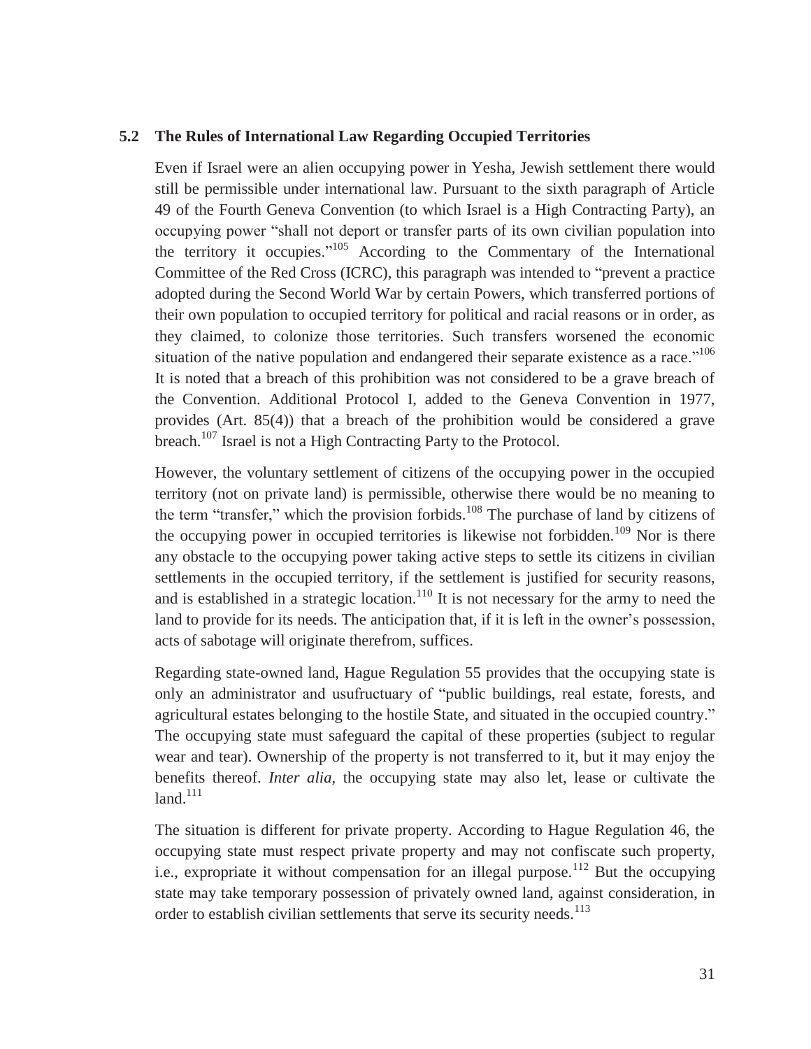### 5.2 The Rules of International Law Regarding Occupied Territories

Even if Israel were an alien occupying power in Yesha, Jewish settlement there would still be permissible under international law. Pursuant to the sixth paragraph of Article 49 of the Fourth Geneva Convention (to which Israel is a High Contracting Party), an occupying power "shall not deport or transfer parts of its own civilian population into the territory it occupies."[105] According to the Commentary of the International Committee of the Red Cross (ICRC), this paragraph was intended to "prevent a practice adopted during the Second World War by certain Powers, which transferred portions of their own population to occupied territory for political and racial reasons or in order, as they claimed, to colonize those territories. Such transfers worsened the economic situation of the native population and endangered their separate existence as a race."[106] It is noted that a breach of this prohibition was not considered to be a grave breach of the Convention. Additional Protocol I, added to the Geneva Convention in 1977, provides (Art. 85(4)) that a breach of the prohibition would be considered a grave breach.[107] Israel is not a High Contracting Party to the Protocol.

However, the voluntary settlement of citizens of the occupying power in the occupied territory (not on private land) is permissible, otherwise there would be no meaning to the term "transfer," which the provision forbids.[108] The purchase of land by citizens of the occupying power in occupied territories is likewise not forbidden.[109] Nor is there any obstacle to the occupying power taking active steps to settle its citizens in civilian settlements in the occupied territory, if the settlement is justified for security reasons, and is established in a strategic location.[110] It is not necessary for the army to need the land to provide for its needs. The anticipation that, if it is left in the owner's possession, acts of sabotage will originate therefrom, suffices.

Regarding state-owned land, Hague Regulation 55 provides that the occupying state is only an administrator and usufructuary of "public buildings, real estate, forests, and agricultural estates belonging to the hostile State, and situated in the occupied country." The occupying state must safeguard the capital of these properties (subject to regular wear and tear). Ownership of the property is not transferred to it, but it may enjoy the benefits thereof. *Inter alia*, the occupying state may also let, lease or cultivate the land.[111]

The situation is different for private property. According to Hague Regulation 46, the occupying state must respect private property and may not confiscate such property, i.e., expropriate it without compensation for an illegal purpose.[112] But the occupying state may take temporary possession of privately owned land, against consideration, in order to establish civilian settlements that serve its security needs.[113]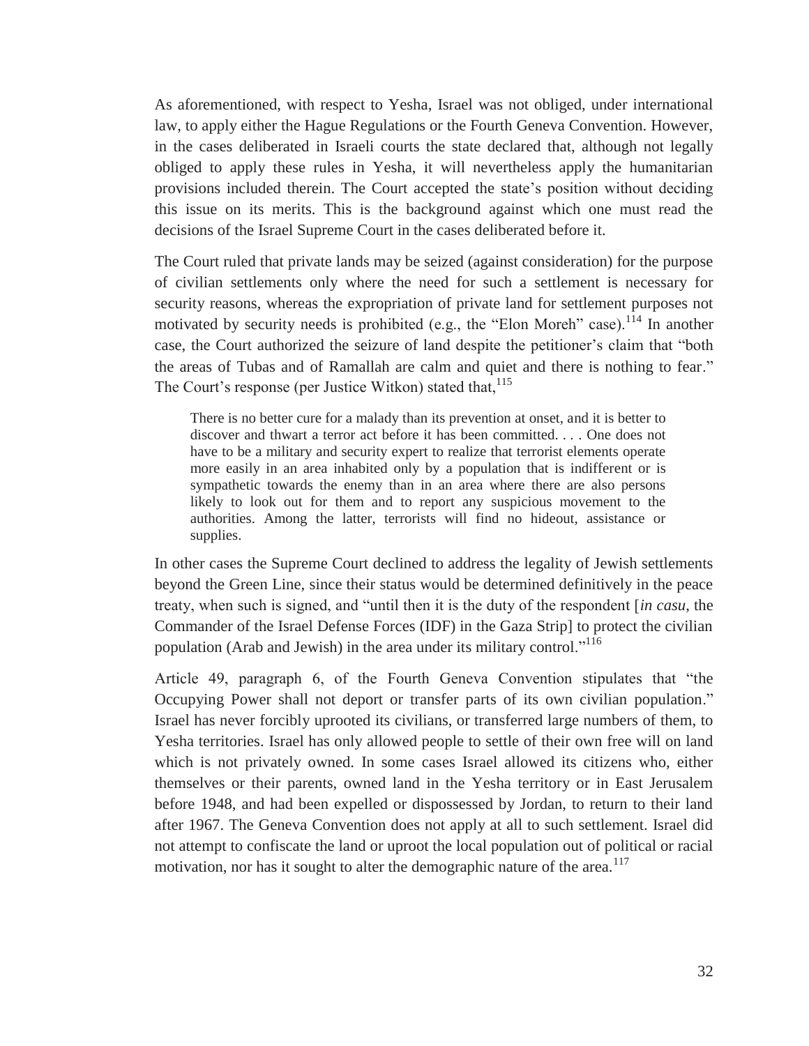As aforementioned, with respect to Yesha, Israel was not obliged, under international law, to apply either the Hague Regulations or the Fourth Geneva Convention. However, in the cases deliberated in Israeli courts the state declared that, although not legally obliged to apply these rules in Yesha, it will nevertheless apply the humanitarian provisions included therein. The Court accepted the state's position without deciding this issue on its merits. This is the background against which one must read the decisions of the Israel Supreme Court in the cases deliberated before it.

The Court ruled that private lands may be seized (against consideration) for the purpose of civilian settlements only where the need for such a settlement is necessary for security reasons, whereas the expropriation of private land for settlement purposes not motivated by security needs is prohibited (e.g., the "Elon Moreh" case).[114] In another case, the Court authorized the seizure of land despite the petitioner's claim that "both the areas of Tubas and of Ramallah are calm and quiet and there is nothing to fear." The Court's response (per Justice Witkon) stated that,[115]

> There is no better cure for a malady than its prevention at onset, and it is better to discover and thwart a terror act before it has been committed. . . . One does not have to be a military and security expert to realize that terrorist elements operate more easily in an area inhabited only by a population that is indifferent or is sympathetic towards the enemy than in an area where there are also persons likely to look out for them and to report any suspicious movement to the authorities. Among the latter, terrorists will find no hideout, assistance or supplies.

In other cases the Supreme Court declined to address the legality of Jewish settlements beyond the Green Line, since their status would be determined definitively in the peace treaty, when such is signed, and "until then it is the duty of the respondent [*in casu*, the Commander of the Israel Defense Forces (IDF) in the Gaza Strip] to protect the civilian population (Arab and Jewish) in the area under its military control."[116]

Article 49, paragraph 6, of the Fourth Geneva Convention stipulates that "the Occupying Power shall not deport or transfer parts of its own civilian population." Israel has never forcibly uprooted its civilians, or transferred large numbers of them, to Yesha territories. Israel has only allowed people to settle of their own free will on land which is not privately owned. In some cases Israel allowed its citizens who, either themselves or their parents, owned land in the Yesha territory or in East Jerusalem before 1948, and had been expelled or dispossessed by Jordan, to return to their land after 1967. The Geneva Convention does not apply at all to such settlement. Israel did not attempt to confiscate the land or uproot the local population out of political or racial motivation, nor has it sought to alter the demographic nature of the area.[117]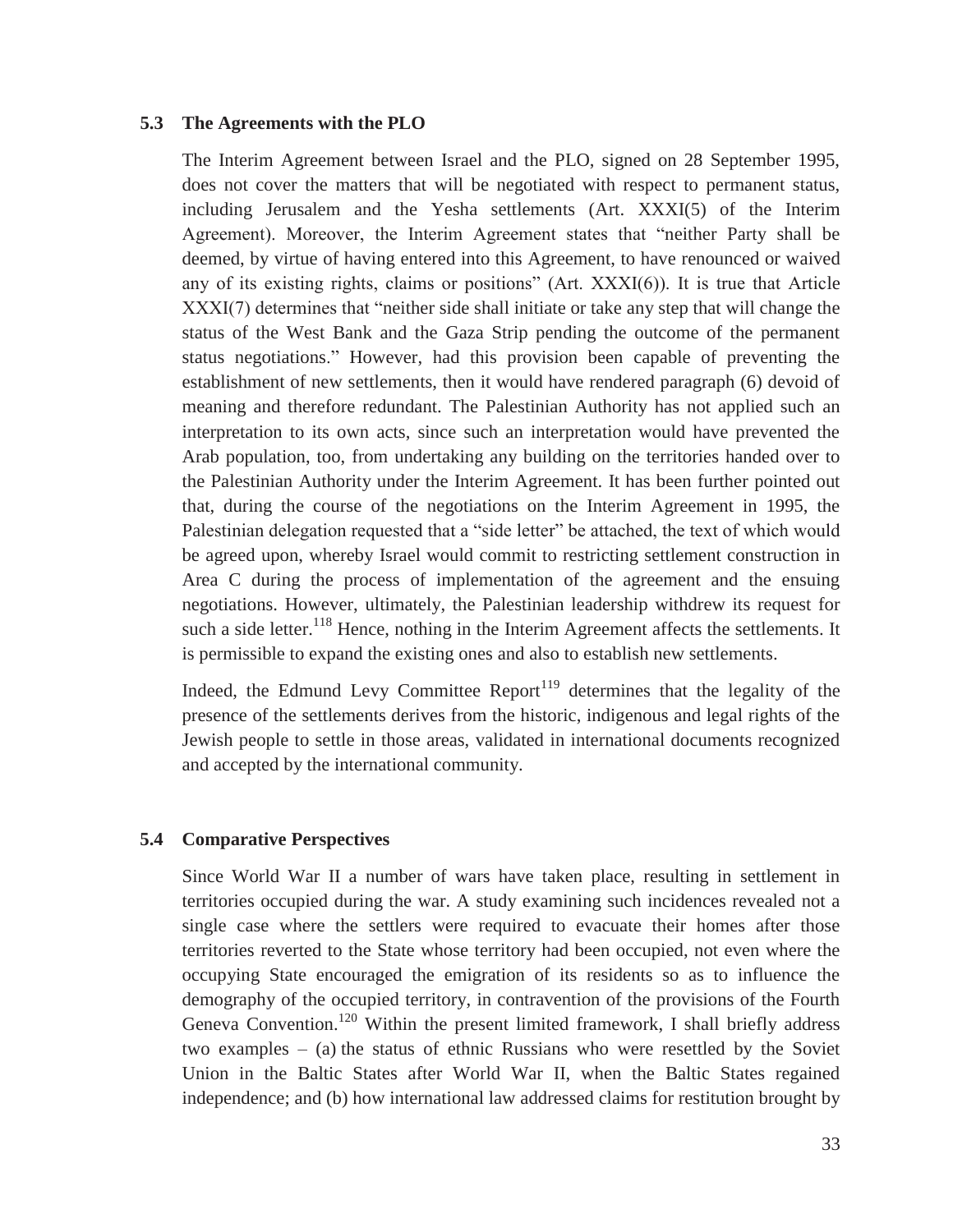### 5.3 The Agreements with the PLO

The Interim Agreement between Israel and the PLO, signed on 28 September 1995, does not cover the matters that will be negotiated with respect to permanent status, including Jerusalem and the Yesha settlements (Art. XXXI(5) of the Interim Agreement). Moreover, the Interim Agreement states that "neither Party shall be deemed, by virtue of having entered into this Agreement, to have renounced or waived any of its existing rights, claims or positions" (Art. XXXI(6)). It is true that Article XXXI(7) determines that "neither side shall initiate or take any step that will change the status of the West Bank and the Gaza Strip pending the outcome of the permanent status negotiations." However, had this provision been capable of preventing the establishment of new settlements, then it would have rendered paragraph (6) devoid of meaning and therefore redundant. The Palestinian Authority has not applied such an interpretation to its own acts, since such an interpretation would have prevented the Arab population, too, from undertaking any building on the territories handed over to the Palestinian Authority under the Interim Agreement. It has been further pointed out that, during the course of the negotiations on the Interim Agreement in 1995, the Palestinian delegation requested that a "side letter" be attached, the text of which would be agreed upon, whereby Israel would commit to restricting settlement construction in Area C during the process of implementation of the agreement and the ensuing negotiations. However, ultimately, the Palestinian leadership withdrew its request for such a side letter.[118] Hence, nothing in the Interim Agreement affects the settlements. It is permissible to expand the existing ones and also to establish new settlements.

Indeed, the Edmund Levy Committee Report[119] determines that the legality of the presence of the settlements derives from the historic, indigenous and legal rights of the Jewish people to settle in those areas, validated in international documents recognized and accepted by the international community.

### 5.4 Comparative Perspectives

Since World War II a number of wars have taken place, resulting in settlement in territories occupied during the war. A study examining such incidences revealed not a single case where the settlers were required to evacuate their homes after those territories reverted to the State whose territory had been occupied, not even where the occupying State encouraged the emigration of its residents so as to influence the demography of the occupied territory, in contravention of the provisions of the Fourth Geneva Convention.[120] Within the present limited framework, I shall briefly address two examples – (a) the status of ethnic Russians who were resettled by the Soviet Union in the Baltic States after World War II, when the Baltic States regained independence; and (b) how international law addressed claims for restitution brought by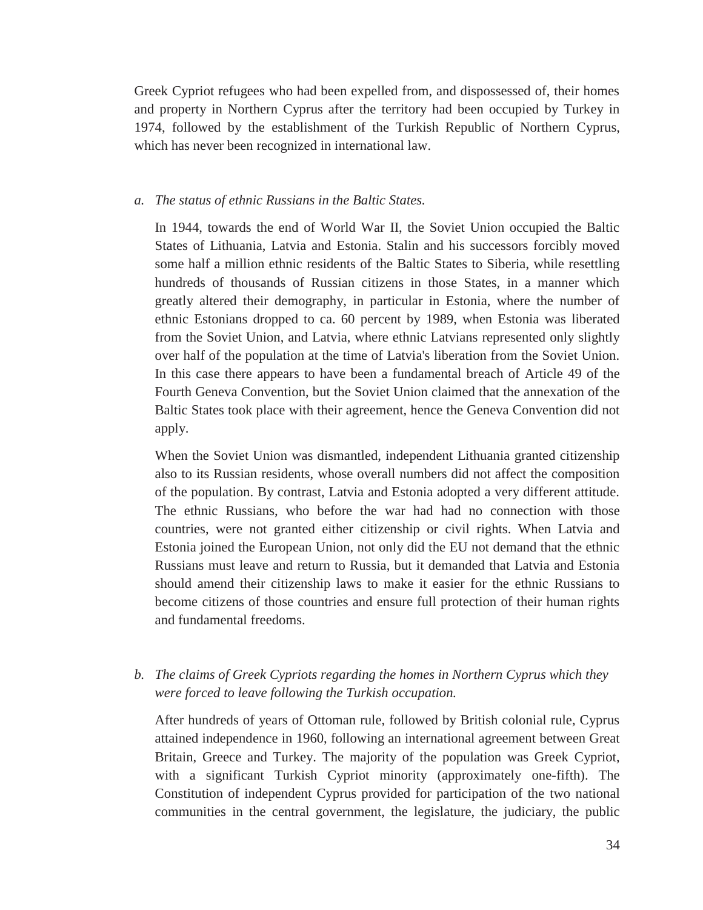Greek Cypriot refugees who had been expelled from, and dispossessed of, their homes and property in Northern Cyprus after the territory had been occupied by Turkey in 1974, followed by the establishment of the Turkish Republic of Northern Cyprus, which has never been recognized in international law.

*a. The status of ethnic Russians in the Baltic States.*

In 1944, towards the end of World War II, the Soviet Union occupied the Baltic States of Lithuania, Latvia and Estonia. Stalin and his successors forcibly moved some half a million ethnic residents of the Baltic States to Siberia, while resettling hundreds of thousands of Russian citizens in those States, in a manner which greatly altered their demography, in particular in Estonia, where the number of ethnic Estonians dropped to ca. 60 percent by 1989, when Estonia was liberated from the Soviet Union, and Latvia, where ethnic Latvians represented only slightly over half of the population at the time of Latvia's liberation from the Soviet Union. In this case there appears to have been a fundamental breach of Article 49 of the Fourth Geneva Convention, but the Soviet Union claimed that the annexation of the Baltic States took place with their agreement, hence the Geneva Convention did not apply.

When the Soviet Union was dismantled, independent Lithuania granted citizenship also to its Russian residents, whose overall numbers did not affect the composition of the population. By contrast, Latvia and Estonia adopted a very different attitude. The ethnic Russians, who before the war had had no connection with those countries, were not granted either citizenship or civil rights. When Latvia and Estonia joined the European Union, not only did the EU not demand that the ethnic Russians must leave and return to Russia, but it demanded that Latvia and Estonia should amend their citizenship laws to make it easier for the ethnic Russians to become citizens of those countries and ensure full protection of their human rights and fundamental freedoms.

*b. The claims of Greek Cypriots regarding the homes in Northern Cyprus which they were forced to leave following the Turkish occupation.*

After hundreds of years of Ottoman rule, followed by British colonial rule, Cyprus attained independence in 1960, following an international agreement between Great Britain, Greece and Turkey. The majority of the population was Greek Cypriot, with a significant Turkish Cypriot minority (approximately one-fifth). The Constitution of independent Cyprus provided for participation of the two national communities in the central government, the legislature, the judiciary, the public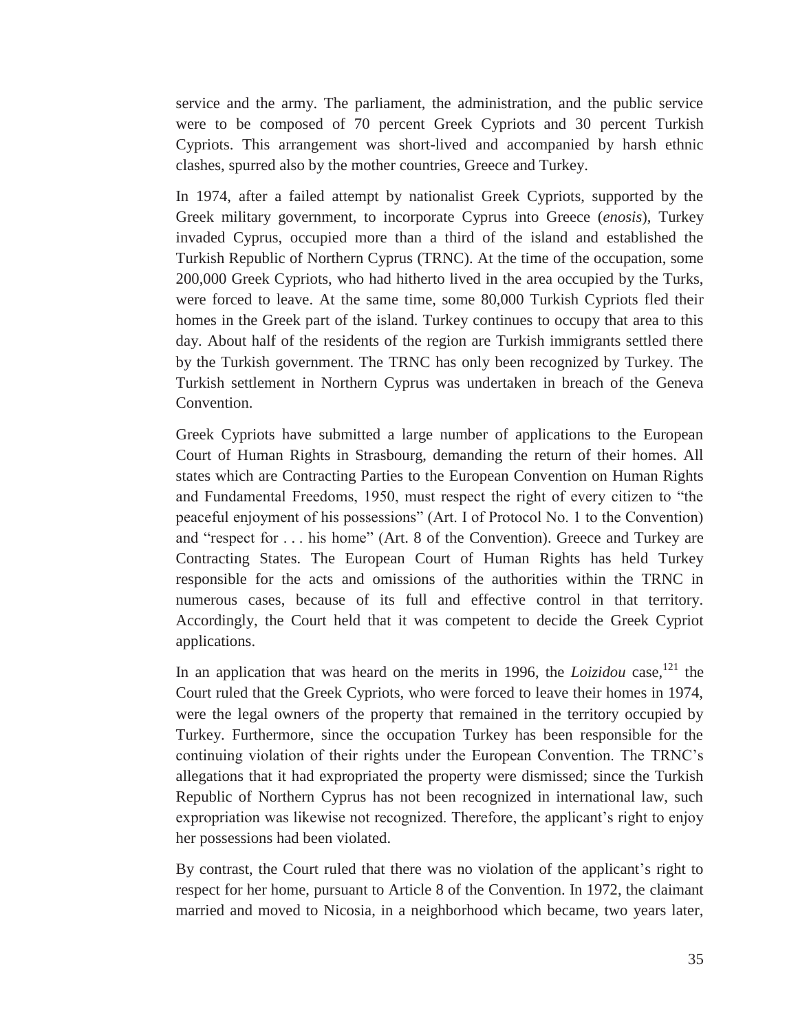service and the army. The parliament, the administration, and the public service were to be composed of 70 percent Greek Cypriots and 30 percent Turkish Cypriots. This arrangement was short-lived and accompanied by harsh ethnic clashes, spurred also by the mother countries, Greece and Turkey.

In 1974, after a failed attempt by nationalist Greek Cypriots, supported by the Greek military government, to incorporate Cyprus into Greece (*enosis*), Turkey invaded Cyprus, occupied more than a third of the island and established the Turkish Republic of Northern Cyprus (TRNC). At the time of the occupation, some 200,000 Greek Cypriots, who had hitherto lived in the area occupied by the Turks, were forced to leave. At the same time, some 80,000 Turkish Cypriots fled their homes in the Greek part of the island. Turkey continues to occupy that area to this day. About half of the residents of the region are Turkish immigrants settled there by the Turkish government. The TRNC has only been recognized by Turkey. The Turkish settlement in Northern Cyprus was undertaken in breach of the Geneva Convention.

Greek Cypriots have submitted a large number of applications to the European Court of Human Rights in Strasbourg, demanding the return of their homes. All states which are Contracting Parties to the European Convention on Human Rights and Fundamental Freedoms, 1950, must respect the right of every citizen to "the peaceful enjoyment of his possessions" (Art. I of Protocol No. 1 to the Convention) and "respect for . . . his home" (Art. 8 of the Convention). Greece and Turkey are Contracting States. The European Court of Human Rights has held Turkey responsible for the acts and omissions of the authorities within the TRNC in numerous cases, because of its full and effective control in that territory. Accordingly, the Court held that it was competent to decide the Greek Cypriot applications.

In an application that was heard on the merits in 1996, the *Loizidou* case,[121] the Court ruled that the Greek Cypriots, who were forced to leave their homes in 1974, were the legal owners of the property that remained in the territory occupied by Turkey. Furthermore, since the occupation Turkey has been responsible for the continuing violation of their rights under the European Convention. The TRNC's allegations that it had expropriated the property were dismissed; since the Turkish Republic of Northern Cyprus has not been recognized in international law, such expropriation was likewise not recognized. Therefore, the applicant's right to enjoy her possessions had been violated.

By contrast, the Court ruled that there was no violation of the applicant's right to respect for her home, pursuant to Article 8 of the Convention. In 1972, the claimant married and moved to Nicosia, in a neighborhood which became, two years later,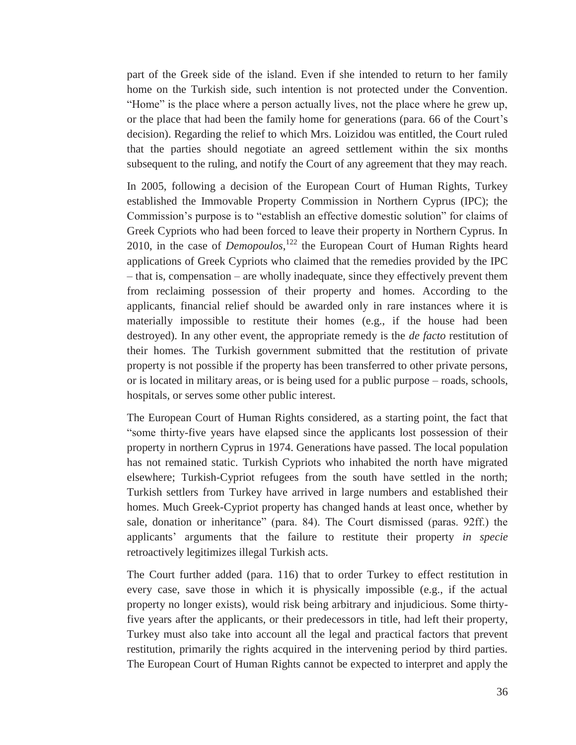part of the Greek side of the island. Even if she intended to return to her family home on the Turkish side, such intention is not protected under the Convention. "Home" is the place where a person actually lives, not the place where he grew up, or the place that had been the family home for generations (para. 66 of the Court's decision). Regarding the relief to which Mrs. Loizidou was entitled, the Court ruled that the parties should negotiate an agreed settlement within the six months subsequent to the ruling, and notify the Court of any agreement that they may reach.

In 2005, following a decision of the European Court of Human Rights, Turkey established the Immovable Property Commission in Northern Cyprus (IPC); the Commission's purpose is to "establish an effective domestic solution" for claims of Greek Cypriots who had been forced to leave their property in Northern Cyprus. In 2010, in the case of *Demopoulos*,[122] the European Court of Human Rights heard applications of Greek Cypriots who claimed that the remedies provided by the IPC – that is, compensation – are wholly inadequate, since they effectively prevent them from reclaiming possession of their property and homes. According to the applicants, financial relief should be awarded only in rare instances where it is materially impossible to restitute their homes (e.g., if the house had been destroyed). In any other event, the appropriate remedy is the *de facto* restitution of their homes. The Turkish government submitted that the restitution of private property is not possible if the property has been transferred to other private persons, or is located in military areas, or is being used for a public purpose – roads, schools, hospitals, or serves some other public interest.

The European Court of Human Rights considered, as a starting point, the fact that "some thirty-five years have elapsed since the applicants lost possession of their property in northern Cyprus in 1974. Generations have passed. The local population has not remained static. Turkish Cypriots who inhabited the north have migrated elsewhere; Turkish-Cypriot refugees from the south have settled in the north; Turkish settlers from Turkey have arrived in large numbers and established their homes. Much Greek-Cypriot property has changed hands at least once, whether by sale, donation or inheritance" (para. 84). The Court dismissed (paras. 92ff.) the applicants' arguments that the failure to restitute their property *in specie* retroactively legitimizes illegal Turkish acts.

The Court further added (para. 116) that to order Turkey to effect restitution in every case, save those in which it is physically impossible (e.g., if the actual property no longer exists), would risk being arbitrary and injudicious. Some thirty-five years after the applicants, or their predecessors in title, had left their property, Turkey must also take into account all the legal and practical factors that prevent restitution, primarily the rights acquired in the intervening period by third parties. The European Court of Human Rights cannot be expected to interpret and apply the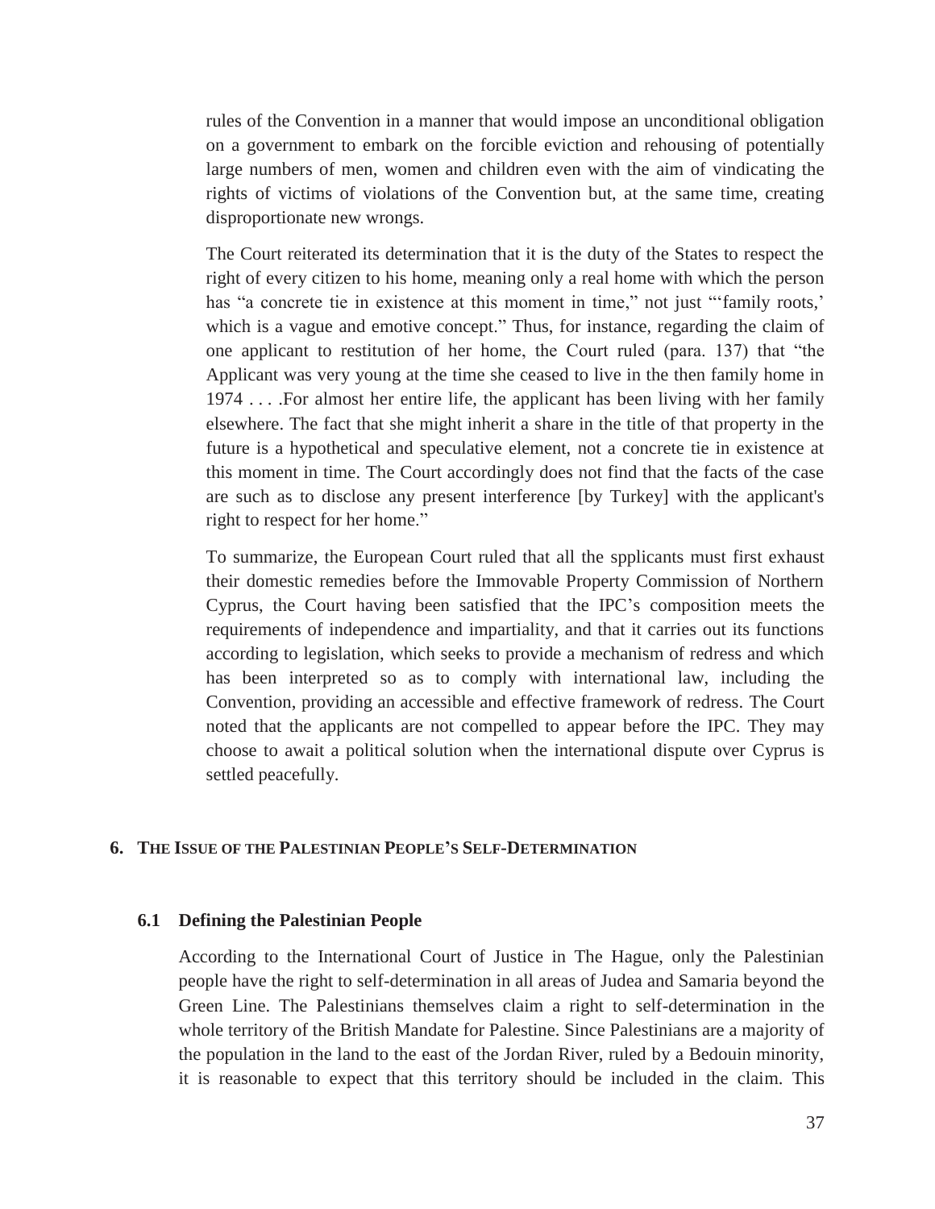rules of the Convention in a manner that would impose an unconditional obligation on a government to embark on the forcible eviction and rehousing of potentially large numbers of men, women and children even with the aim of vindicating the rights of victims of violations of the Convention but, at the same time, creating disproportionate new wrongs.

The Court reiterated its determination that it is the duty of the States to respect the right of every citizen to his home, meaning only a real home with which the person has "a concrete tie in existence at this moment in time," not just "'family roots,' which is a vague and emotive concept." Thus, for instance, regarding the claim of one applicant to restitution of her home, the Court ruled (para. 137) that "the Applicant was very young at the time she ceased to live in the then family home in 1974 . . . .For almost her entire life, the applicant has been living with her family elsewhere. The fact that she might inherit a share in the title of that property in the future is a hypothetical and speculative element, not a concrete tie in existence at this moment in time. The Court accordingly does not find that the facts of the case are such as to disclose any present interference [by Turkey] with the applicant's right to respect for her home."

To summarize, the European Court ruled that all the spplicants must first exhaust their domestic remedies before the Immovable Property Commission of Northern Cyprus, the Court having been satisfied that the IPC's composition meets the requirements of independence and impartiality, and that it carries out its functions according to legislation, which seeks to provide a mechanism of redress and which has been interpreted so as to comply with international law, including the Convention, providing an accessible and effective framework of redress. The Court noted that the applicants are not compelled to appear before the IPC. They may choose to await a political solution when the international dispute over Cyprus is settled peacefully.

## 6. The Issue of the Palestinian People's Self-Determination

### 6.1 Defining the Palestinian People

According to the International Court of Justice in The Hague, only the Palestinian people have the right to self-determination in all areas of Judea and Samaria beyond the Green Line. The Palestinians themselves claim a right to self-determination in the whole territory of the British Mandate for Palestine. Since Palestinians are a majority of the population in the land to the east of the Jordan River, ruled by a Bedouin minority, it is reasonable to expect that this territory should be included in the claim. This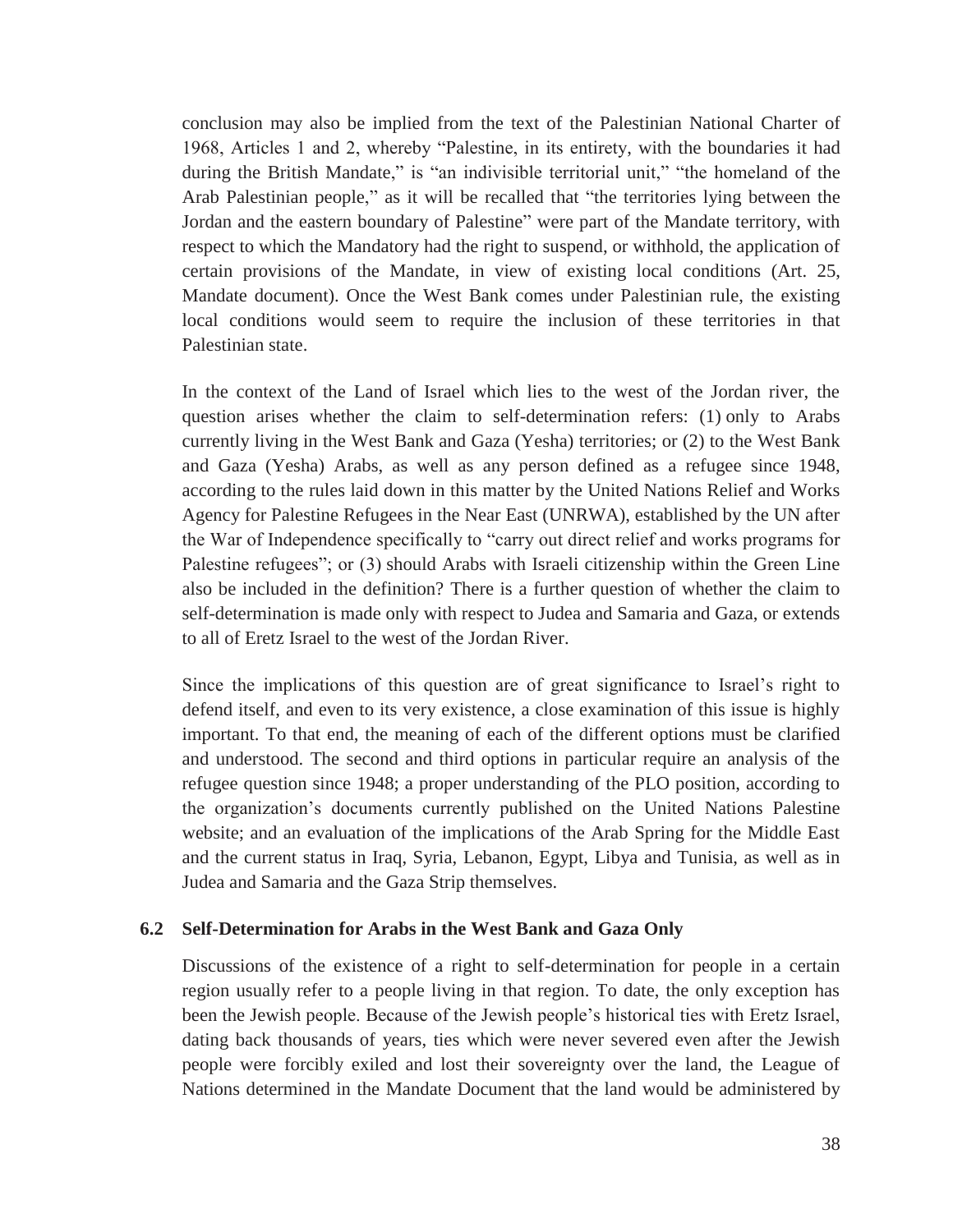conclusion may also be implied from the text of the Palestinian National Charter of 1968, Articles 1 and 2, whereby "Palestine, in its entirety, with the boundaries it had during the British Mandate," is "an indivisible territorial unit," "the homeland of the Arab Palestinian people," as it will be recalled that "the territories lying between the Jordan and the eastern boundary of Palestine" were part of the Mandate territory, with respect to which the Mandatory had the right to suspend, or withhold, the application of certain provisions of the Mandate, in view of existing local conditions (Art. 25, Mandate document). Once the West Bank comes under Palestinian rule, the existing local conditions would seem to require the inclusion of these territories in that Palestinian state.

In the context of the Land of Israel which lies to the west of the Jordan river, the question arises whether the claim to self-determination refers: (1) only to Arabs currently living in the West Bank and Gaza (Yesha) territories; or (2) to the West Bank and Gaza (Yesha) Arabs, as well as any person defined as a refugee since 1948, according to the rules laid down in this matter by the United Nations Relief and Works Agency for Palestine Refugees in the Near East (UNRWA), established by the UN after the War of Independence specifically to "carry out direct relief and works programs for Palestine refugees"; or (3) should Arabs with Israeli citizenship within the Green Line also be included in the definition? There is a further question of whether the claim to self-determination is made only with respect to Judea and Samaria and Gaza, or extends to all of Eretz Israel to the west of the Jordan River.

Since the implications of this question are of great significance to Israel's right to defend itself, and even to its very existence, a close examination of this issue is highly important. To that end, the meaning of each of the different options must be clarified and understood. The second and third options in particular require an analysis of the refugee question since 1948; a proper understanding of the PLO position, according to the organization's documents currently published on the United Nations Palestine website; and an evaluation of the implications of the Arab Spring for the Middle East and the current status in Iraq, Syria, Lebanon, Egypt, Libya and Tunisia, as well as in Judea and Samaria and the Gaza Strip themselves.

### 6.2 Self-Determination for Arabs in the West Bank and Gaza Only

Discussions of the existence of a right to self-determination for people in a certain region usually refer to a people living in that region. To date, the only exception has been the Jewish people. Because of the Jewish people's historical ties with Eretz Israel, dating back thousands of years, ties which were never severed even after the Jewish people were forcibly exiled and lost their sovereignty over the land, the League of Nations determined in the Mandate Document that the land would be administered by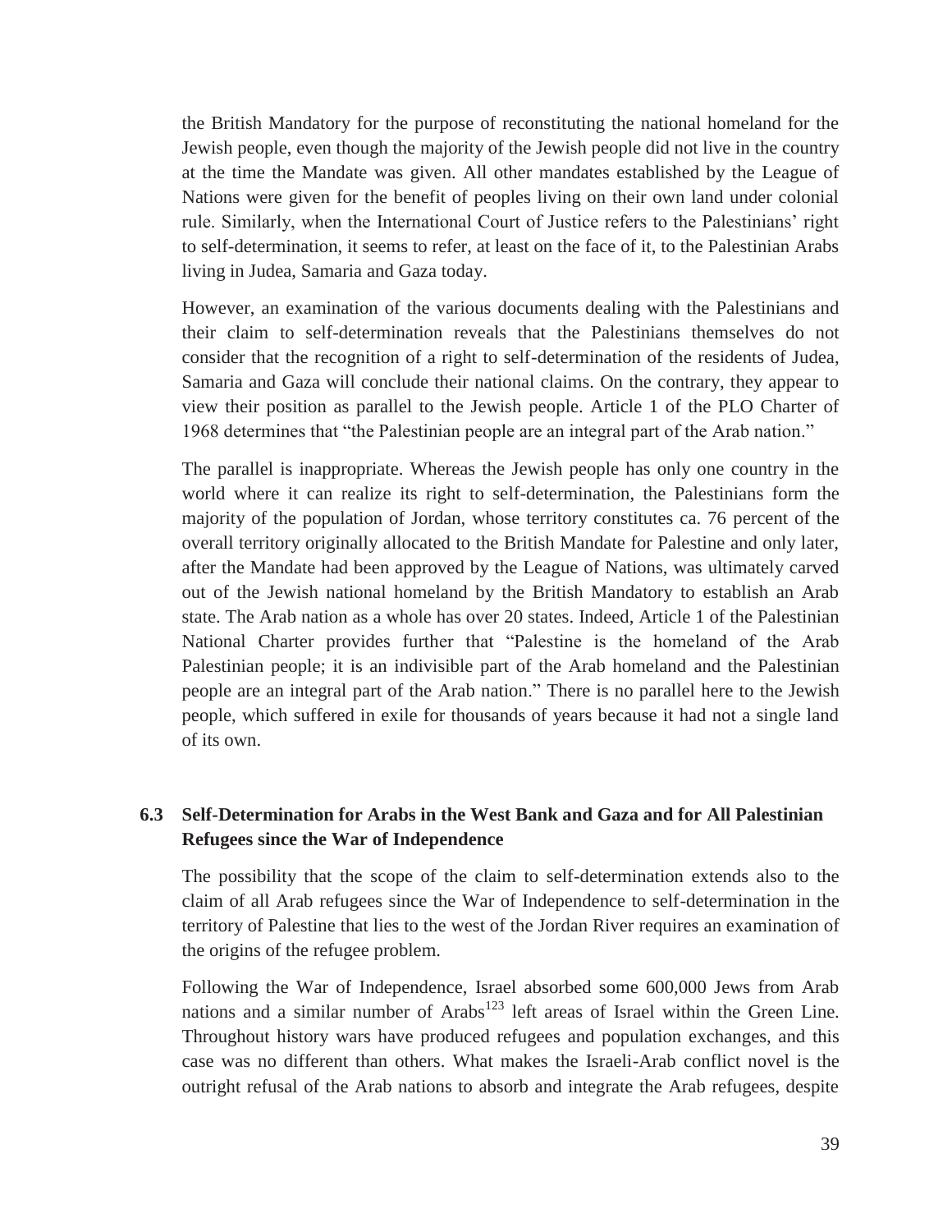the British Mandatory for the purpose of reconstituting the national homeland for the Jewish people, even though the majority of the Jewish people did not live in the country at the time the Mandate was given. All other mandates established by the League of Nations were given for the benefit of peoples living on their own land under colonial rule. Similarly, when the International Court of Justice refers to the Palestinians' right to self-determination, it seems to refer, at least on the face of it, to the Palestinian Arabs living in Judea, Samaria and Gaza today.

However, an examination of the various documents dealing with the Palestinians and their claim to self-determination reveals that the Palestinians themselves do not consider that the recognition of a right to self-determination of the residents of Judea, Samaria and Gaza will conclude their national claims. On the contrary, they appear to view their position as parallel to the Jewish people. Article 1 of the PLO Charter of 1968 determines that "the Palestinian people are an integral part of the Arab nation."

The parallel is inappropriate. Whereas the Jewish people has only one country in the world where it can realize its right to self-determination, the Palestinians form the majority of the population of Jordan, whose territory constitutes ca. 76 percent of the overall territory originally allocated to the British Mandate for Palestine and only later, after the Mandate had been approved by the League of Nations, was ultimately carved out of the Jewish national homeland by the British Mandatory to establish an Arab state. The Arab nation as a whole has over 20 states. Indeed, Article 1 of the Palestinian National Charter provides further that "Palestine is the homeland of the Arab Palestinian people; it is an indivisible part of the Arab homeland and the Palestinian people are an integral part of the Arab nation." There is no parallel here to the Jewish people, which suffered in exile for thousands of years because it had not a single land of its own.

### 6.3 Self-Determination for Arabs in the West Bank and Gaza and for All Palestinian Refugees since the War of Independence

The possibility that the scope of the claim to self-determination extends also to the claim of all Arab refugees since the War of Independence to self-determination in the territory of Palestine that lies to the west of the Jordan River requires an examination of the origins of the refugee problem.

Following the War of Independence, Israel absorbed some 600,000 Jews from Arab nations and a similar number of Arabs[123] left areas of Israel within the Green Line. Throughout history wars have produced refugees and population exchanges, and this case was no different than others. What makes the Israeli-Arab conflict novel is the outright refusal of the Arab nations to absorb and integrate the Arab refugees, despite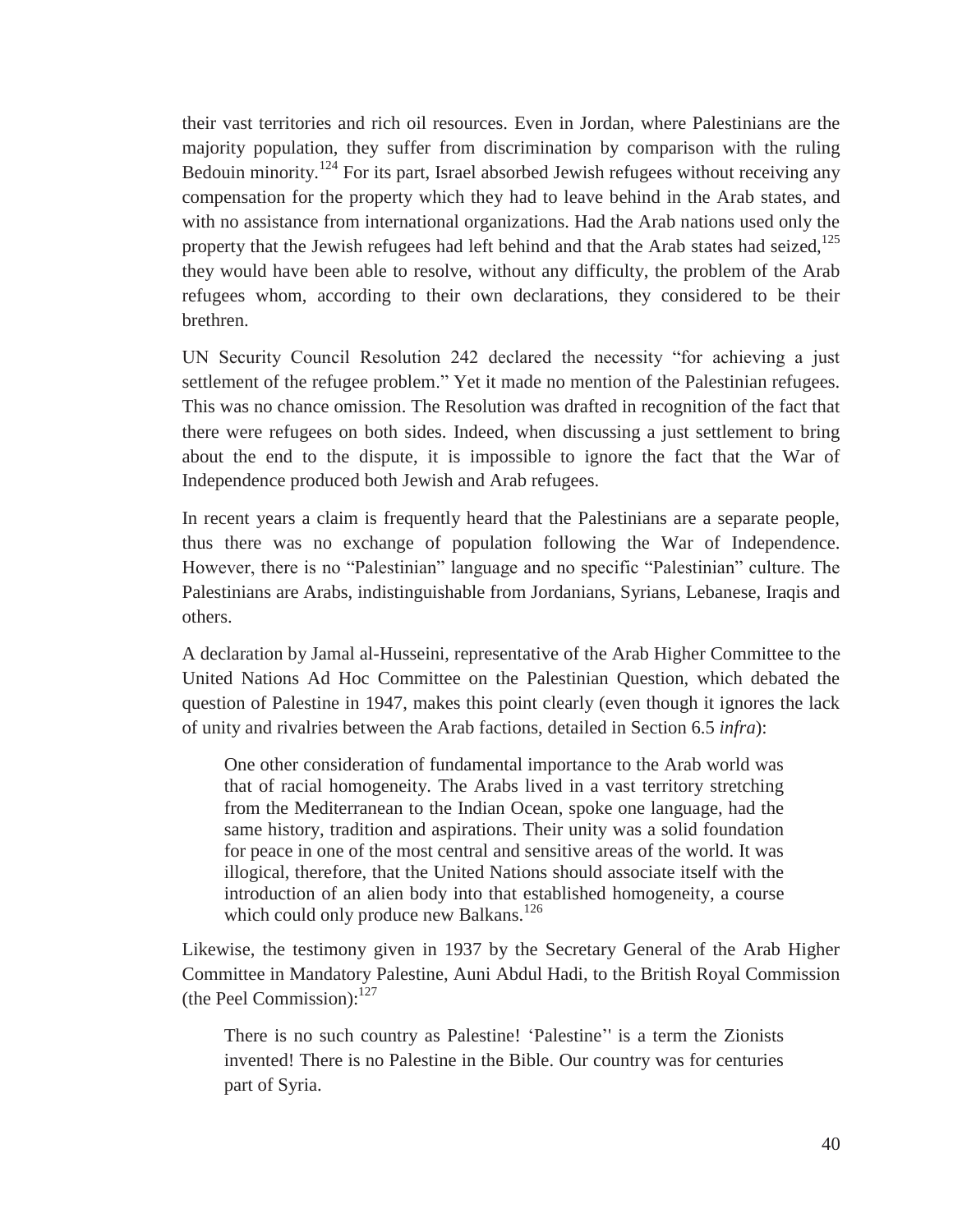their vast territories and rich oil resources. Even in Jordan, where Palestinians are the majority population, they suffer from discrimination by comparison with the ruling Bedouin minority.[124] For its part, Israel absorbed Jewish refugees without receiving any compensation for the property which they had to leave behind in the Arab states, and with no assistance from international organizations. Had the Arab nations used only the property that the Jewish refugees had left behind and that the Arab states had seized,[125] they would have been able to resolve, without any difficulty, the problem of the Arab refugees whom, according to their own declarations, they considered to be their brethren.

UN Security Council Resolution 242 declared the necessity "for achieving a just settlement of the refugee problem." Yet it made no mention of the Palestinian refugees. This was no chance omission. The Resolution was drafted in recognition of the fact that there were refugees on both sides. Indeed, when discussing a just settlement to bring about the end to the dispute, it is impossible to ignore the fact that the War of Independence produced both Jewish and Arab refugees.

In recent years a claim is frequently heard that the Palestinians are a separate people, thus there was no exchange of population following the War of Independence. However, there is no "Palestinian" language and no specific "Palestinian" culture. The Palestinians are Arabs, indistinguishable from Jordanians, Syrians, Lebanese, Iraqis and others.

A declaration by Jamal al-Husseini, representative of the Arab Higher Committee to the United Nations Ad Hoc Committee on the Palestinian Question, which debated the question of Palestine in 1947, makes this point clearly (even though it ignores the lack of unity and rivalries between the Arab factions, detailed in Section 6.5 *infra*):

> One other consideration of fundamental importance to the Arab world was that of racial homogeneity. The Arabs lived in a vast territory stretching from the Mediterranean to the Indian Ocean, spoke one language, had the same history, tradition and aspirations. Their unity was a solid foundation for peace in one of the most central and sensitive areas of the world. It was illogical, therefore, that the United Nations should associate itself with the introduction of an alien body into that established homogeneity, a course which could only produce new Balkans.[126]

Likewise, the testimony given in 1937 by the Secretary General of the Arab Higher Committee in Mandatory Palestine, Auni Abdul Hadi, to the British Royal Commission (the Peel Commission):[127]

> There is no such country as Palestine! 'Palestine'' is a term the Zionists invented! There is no Palestine in the Bible. Our country was for centuries part of Syria.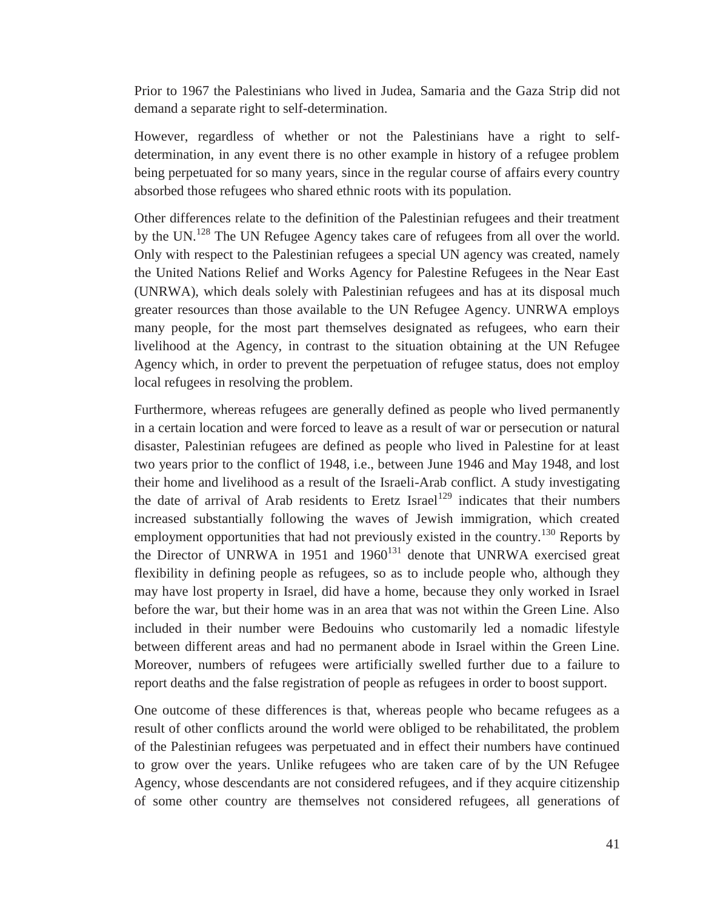Prior to 1967 the Palestinians who lived in Judea, Samaria and the Gaza Strip did not demand a separate right to self-determination.

However, regardless of whether or not the Palestinians have a right to self-determination, in any event there is no other example in history of a refugee problem being perpetuated for so many years, since in the regular course of affairs every country absorbed those refugees who shared ethnic roots with its population.

Other differences relate to the definition of the Palestinian refugees and their treatment by the UN.[128] The UN Refugee Agency takes care of refugees from all over the world. Only with respect to the Palestinian refugees a special UN agency was created, namely the United Nations Relief and Works Agency for Palestine Refugees in the Near East (UNRWA), which deals solely with Palestinian refugees and has at its disposal much greater resources than those available to the UN Refugee Agency. UNRWA employs many people, for the most part themselves designated as refugees, who earn their livelihood at the Agency, in contrast to the situation obtaining at the UN Refugee Agency which, in order to prevent the perpetuation of refugee status, does not employ local refugees in resolving the problem.

Furthermore, whereas refugees are generally defined as people who lived permanently in a certain location and were forced to leave as a result of war or persecution or natural disaster, Palestinian refugees are defined as people who lived in Palestine for at least two years prior to the conflict of 1948, i.e., between June 1946 and May 1948, and lost their home and livelihood as a result of the Israeli-Arab conflict. A study investigating the date of arrival of Arab residents to Eretz Israel[129] indicates that their numbers increased substantially following the waves of Jewish immigration, which created employment opportunities that had not previously existed in the country.[130] Reports by the Director of UNRWA in 1951 and 1960[131] denote that UNRWA exercised great flexibility in defining people as refugees, so as to include people who, although they may have lost property in Israel, did have a home, because they only worked in Israel before the war, but their home was in an area that was not within the Green Line. Also included in their number were Bedouins who customarily led a nomadic lifestyle between different areas and had no permanent abode in Israel within the Green Line. Moreover, numbers of refugees were artificially swelled further due to a failure to report deaths and the false registration of people as refugees in order to boost support.

One outcome of these differences is that, whereas people who became refugees as a result of other conflicts around the world were obliged to be rehabilitated, the problem of the Palestinian refugees was perpetuated and in effect their numbers have continued to grow over the years. Unlike refugees who are taken care of by the UN Refugee Agency, whose descendants are not considered refugees, and if they acquire citizenship of some other country are themselves not considered refugees, all generations of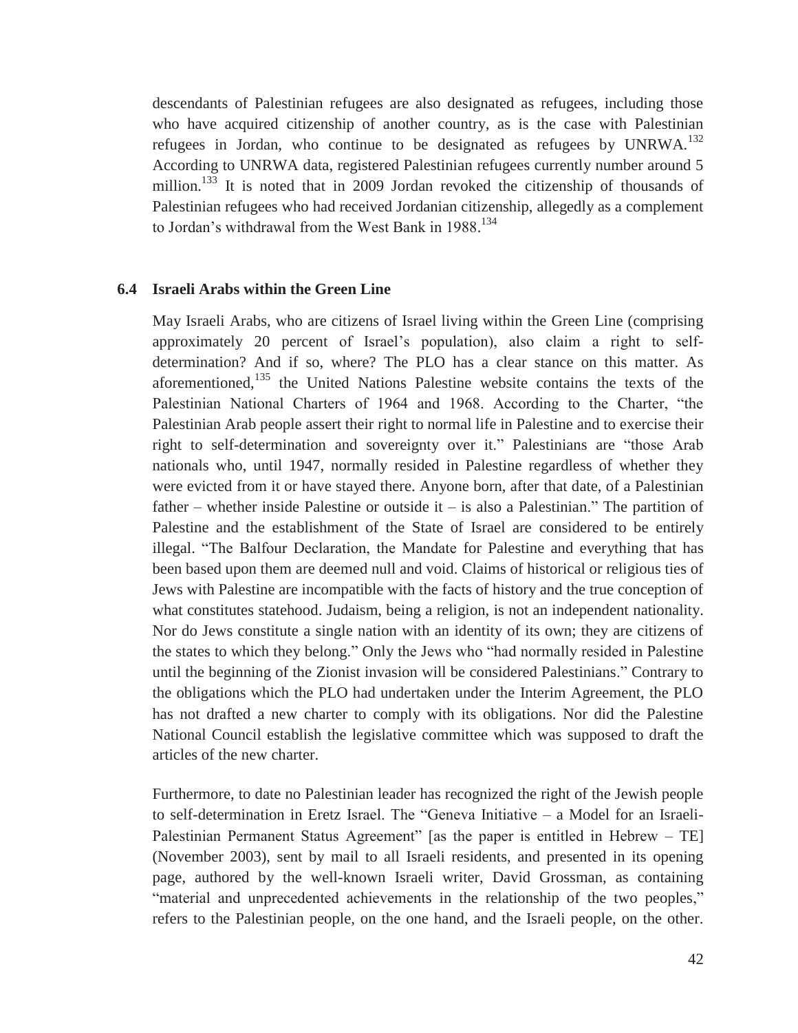descendants of Palestinian refugees are also designated as refugees, including those who have acquired citizenship of another country, as is the case with Palestinian refugees in Jordan, who continue to be designated as refugees by UNRWA.[132] According to UNRWA data, registered Palestinian refugees currently number around 5 million.[133] It is noted that in 2009 Jordan revoked the citizenship of thousands of Palestinian refugees who had received Jordanian citizenship, allegedly as a complement to Jordan's withdrawal from the West Bank in 1988.[134]

### 6.4 Israeli Arabs within the Green Line

May Israeli Arabs, who are citizens of Israel living within the Green Line (comprising approximately 20 percent of Israel's population), also claim a right to self-determination? And if so, where? The PLO has a clear stance on this matter. As aforementioned,[135] the United Nations Palestine website contains the texts of the Palestinian National Charters of 1964 and 1968. According to the Charter, "the Palestinian Arab people assert their right to normal life in Palestine and to exercise their right to self-determination and sovereignty over it." Palestinians are "those Arab nationals who, until 1947, normally resided in Palestine regardless of whether they were evicted from it or have stayed there. Anyone born, after that date, of a Palestinian father – whether inside Palestine or outside it – is also a Palestinian." The partition of Palestine and the establishment of the State of Israel are considered to be entirely illegal. "The Balfour Declaration, the Mandate for Palestine and everything that has been based upon them are deemed null and void. Claims of historical or religious ties of Jews with Palestine are incompatible with the facts of history and the true conception of what constitutes statehood. Judaism, being a religion, is not an independent nationality. Nor do Jews constitute a single nation with an identity of its own; they are citizens of the states to which they belong." Only the Jews who "had normally resided in Palestine until the beginning of the Zionist invasion will be considered Palestinians." Contrary to the obligations which the PLO had undertaken under the Interim Agreement, the PLO has not drafted a new charter to comply with its obligations. Nor did the Palestine National Council establish the legislative committee which was supposed to draft the articles of the new charter.

Furthermore, to date no Palestinian leader has recognized the right of the Jewish people to self-determination in Eretz Israel. The "Geneva Initiative – a Model for an Israeli-Palestinian Permanent Status Agreement" [as the paper is entitled in Hebrew – TE] (November 2003), sent by mail to all Israeli residents, and presented in its opening page, authored by the well-known Israeli writer, David Grossman, as containing "material and unprecedented achievements in the relationship of the two peoples," refers to the Palestinian people, on the one hand, and the Israeli people, on the other.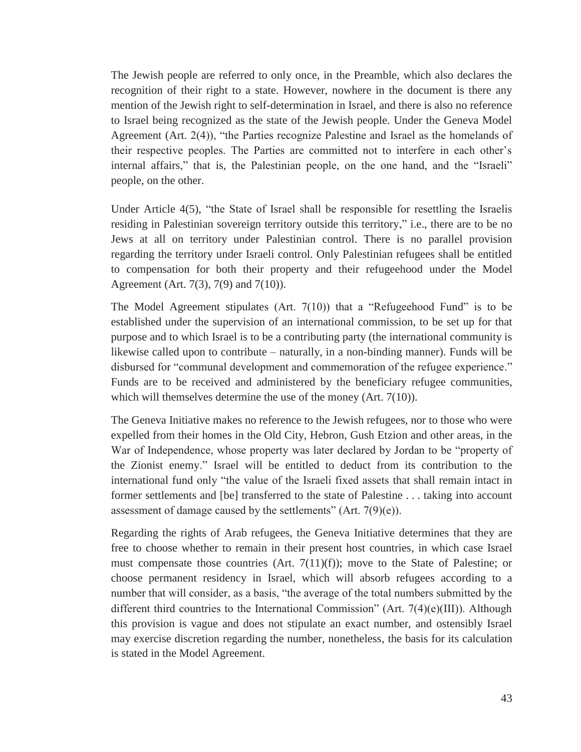The Jewish people are referred to only once, in the Preamble, which also declares the recognition of their right to a state. However, nowhere in the document is there any mention of the Jewish right to self-determination in Israel, and there is also no reference to Israel being recognized as the state of the Jewish people. Under the Geneva Model Agreement (Art. 2(4)), "the Parties recognize Palestine and Israel as the homelands of their respective peoples. The Parties are committed not to interfere in each other's internal affairs," that is, the Palestinian people, on the one hand, and the "Israeli" people, on the other.

Under Article 4(5), "the State of Israel shall be responsible for resettling the Israelis residing in Palestinian sovereign territory outside this territory," i.e., there are to be no Jews at all on territory under Palestinian control. There is no parallel provision regarding the territory under Israeli control. Only Palestinian refugees shall be entitled to compensation for both their property and their refugeehood under the Model Agreement (Art. 7(3), 7(9) and 7(10)).

The Model Agreement stipulates (Art. 7(10)) that a "Refugeehood Fund" is to be established under the supervision of an international commission, to be set up for that purpose and to which Israel is to be a contributing party (the international community is likewise called upon to contribute – naturally, in a non-binding manner). Funds will be disbursed for "communal development and commemoration of the refugee experience." Funds are to be received and administered by the beneficiary refugee communities, which will themselves determine the use of the money (Art. 7(10)).

The Geneva Initiative makes no reference to the Jewish refugees, nor to those who were expelled from their homes in the Old City, Hebron, Gush Etzion and other areas, in the War of Independence, whose property was later declared by Jordan to be "property of the Zionist enemy." Israel will be entitled to deduct from its contribution to the international fund only "the value of the Israeli fixed assets that shall remain intact in former settlements and [be] transferred to the state of Palestine . . . taking into account assessment of damage caused by the settlements" (Art. 7(9)(e)).

Regarding the rights of Arab refugees, the Geneva Initiative determines that they are free to choose whether to remain in their present host countries, in which case Israel must compensate those countries (Art. 7(11)(f)); move to the State of Palestine; or choose permanent residency in Israel, which will absorb refugees according to a number that will consider, as a basis, "the average of the total numbers submitted by the different third countries to the International Commission" (Art. 7(4)(e)(III)). Although this provision is vague and does not stipulate an exact number, and ostensibly Israel may exercise discretion regarding the number, nonetheless, the basis for its calculation is stated in the Model Agreement.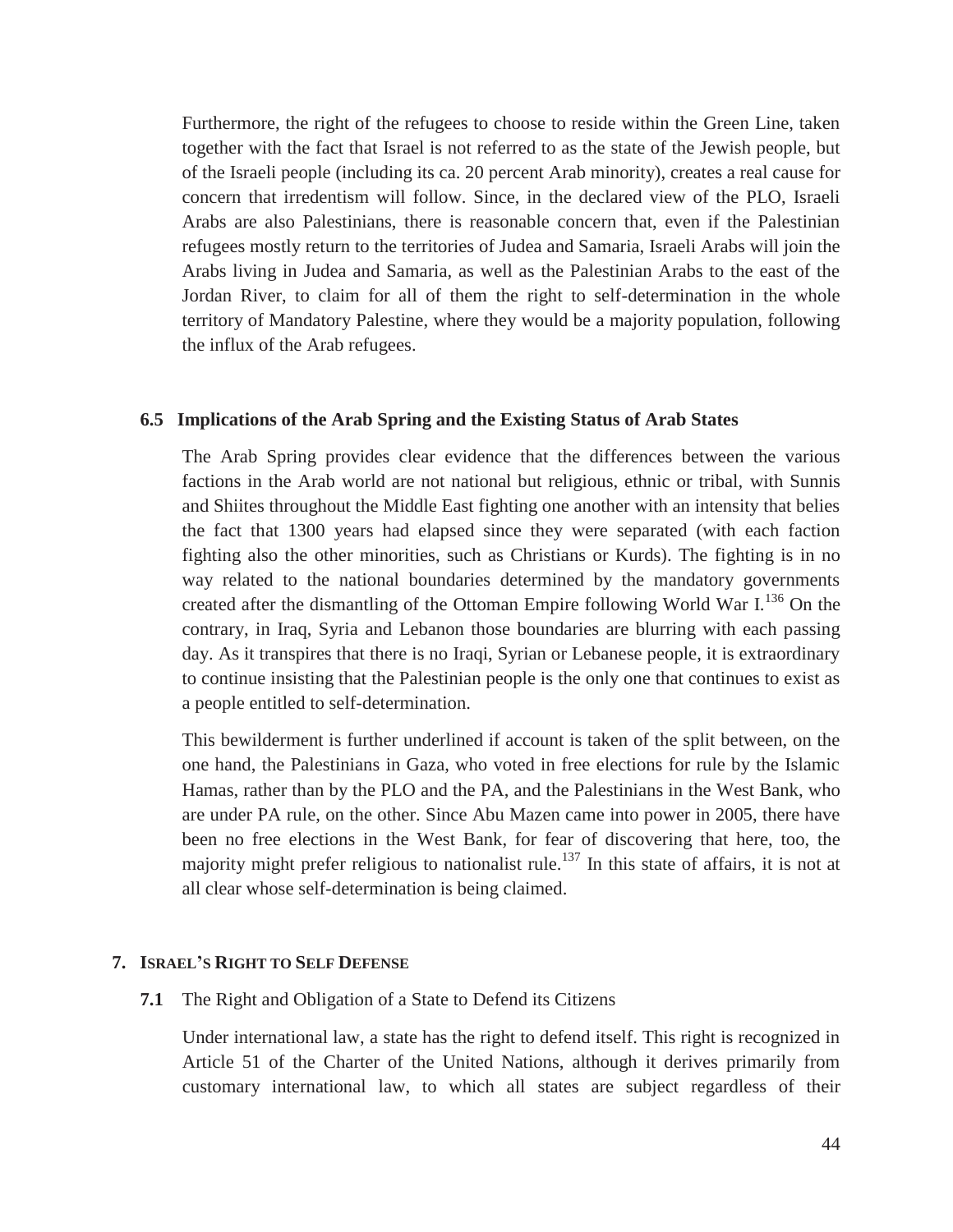Furthermore, the right of the refugees to choose to reside within the Green Line, taken together with the fact that Israel is not referred to as the state of the Jewish people, but of the Israeli people (including its ca. 20 percent Arab minority), creates a real cause for concern that irredentism will follow. Since, in the declared view of the PLO, Israeli Arabs are also Palestinians, there is reasonable concern that, even if the Palestinian refugees mostly return to the territories of Judea and Samaria, Israeli Arabs will join the Arabs living in Judea and Samaria, as well as the Palestinian Arabs to the east of the Jordan River, to claim for all of them the right to self-determination in the whole territory of Mandatory Palestine, where they would be a majority population, following the influx of the Arab refugees.

### 6.5 Implications of the Arab Spring and the Existing Status of Arab States

The Arab Spring provides clear evidence that the differences between the various factions in the Arab world are not national but religious, ethnic or tribal, with Sunnis and Shiites throughout the Middle East fighting one another with an intensity that belies the fact that 1300 years had elapsed since they were separated (with each faction fighting also the other minorities, such as Christians or Kurds). The fighting is in no way related to the national boundaries determined by the mandatory governments created after the dismantling of the Ottoman Empire following World War I.[136] On the contrary, in Iraq, Syria and Lebanon those boundaries are blurring with each passing day. As it transpires that there is no Iraqi, Syrian or Lebanese people, it is extraordinary to continue insisting that the Palestinian people is the only one that continues to exist as a people entitled to self-determination.

This bewilderment is further underlined if account is taken of the split between, on the one hand, the Palestinians in Gaza, who voted in free elections for rule by the Islamic Hamas, rather than by the PLO and the PA, and the Palestinians in the West Bank, who are under PA rule, on the other. Since Abu Mazen came into power in 2005, there have been no free elections in the West Bank, for fear of discovering that here, too, the majority might prefer religious to nationalist rule.[137] In this state of affairs, it is not at all clear whose self-determination is being claimed.

## 7. Israel's Right to Self Defense

### 7.1 The Right and Obligation of a State to Defend its Citizens

Under international law, a state has the right to defend itself. This right is recognized in Article 51 of the Charter of the United Nations, although it derives primarily from customary international law, to which all states are subject regardless of their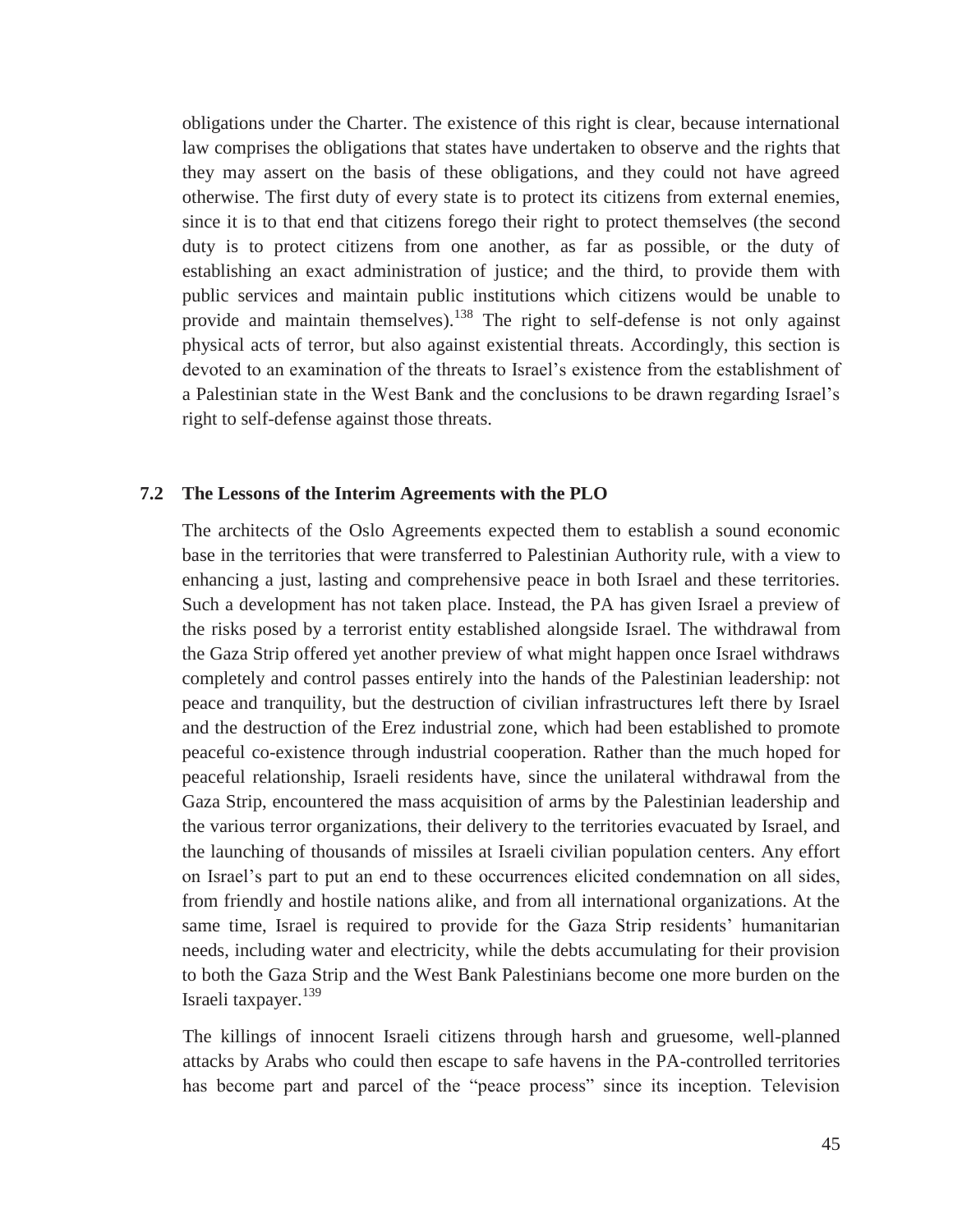obligations under the Charter. The existence of this right is clear, because international law comprises the obligations that states have undertaken to observe and the rights that they may assert on the basis of these obligations, and they could not have agreed otherwise. The first duty of every state is to protect its citizens from external enemies, since it is to that end that citizens forego their right to protect themselves (the second duty is to protect citizens from one another, as far as possible, or the duty of establishing an exact administration of justice; and the third, to provide them with public services and maintain public institutions which citizens would be unable to provide and maintain themselves).[138] The right to self-defense is not only against physical acts of terror, but also against existential threats. Accordingly, this section is devoted to an examination of the threats to Israel's existence from the establishment of a Palestinian state in the West Bank and the conclusions to be drawn regarding Israel's right to self-defense against those threats.

### 7.2 The Lessons of the Interim Agreements with the PLO

The architects of the Oslo Agreements expected them to establish a sound economic base in the territories that were transferred to Palestinian Authority rule, with a view to enhancing a just, lasting and comprehensive peace in both Israel and these territories. Such a development has not taken place. Instead, the PA has given Israel a preview of the risks posed by a terrorist entity established alongside Israel. The withdrawal from the Gaza Strip offered yet another preview of what might happen once Israel withdraws completely and control passes entirely into the hands of the Palestinian leadership: not peace and tranquility, but the destruction of civilian infrastructures left there by Israel and the destruction of the Erez industrial zone, which had been established to promote peaceful co-existence through industrial cooperation. Rather than the much hoped for peaceful relationship, Israeli residents have, since the unilateral withdrawal from the Gaza Strip, encountered the mass acquisition of arms by the Palestinian leadership and the various terror organizations, their delivery to the territories evacuated by Israel, and the launching of thousands of missiles at Israeli civilian population centers. Any effort on Israel's part to put an end to these occurrences elicited condemnation on all sides, from friendly and hostile nations alike, and from all international organizations. At the same time, Israel is required to provide for the Gaza Strip residents' humanitarian needs, including water and electricity, while the debts accumulating for their provision to both the Gaza Strip and the West Bank Palestinians become one more burden on the Israeli taxpayer.[139]

The killings of innocent Israeli citizens through harsh and gruesome, well-planned attacks by Arabs who could then escape to safe havens in the PA-controlled territories has become part and parcel of the "peace process" since its inception. Television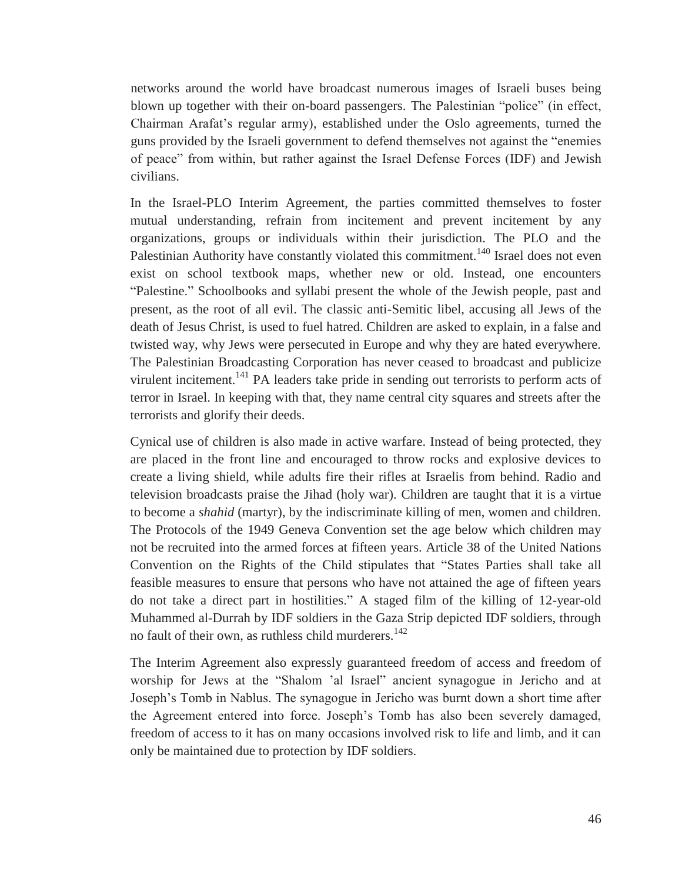networks around the world have broadcast numerous images of Israeli buses being blown up together with their on-board passengers. The Palestinian "police" (in effect, Chairman Arafat's regular army), established under the Oslo agreements, turned the guns provided by the Israeli government to defend themselves not against the "enemies of peace" from within, but rather against the Israel Defense Forces (IDF) and Jewish civilians.

In the Israel-PLO Interim Agreement, the parties committed themselves to foster mutual understanding, refrain from incitement and prevent incitement by any organizations, groups or individuals within their jurisdiction. The PLO and the Palestinian Authority have constantly violated this commitment.[140] Israel does not even exist on school textbook maps, whether new or old. Instead, one encounters "Palestine." Schoolbooks and syllabi present the whole of the Jewish people, past and present, as the root of all evil. The classic anti-Semitic libel, accusing all Jews of the death of Jesus Christ, is used to fuel hatred. Children are asked to explain, in a false and twisted way, why Jews were persecuted in Europe and why they are hated everywhere. The Palestinian Broadcasting Corporation has never ceased to broadcast and publicize virulent incitement.[141] PA leaders take pride in sending out terrorists to perform acts of terror in Israel. In keeping with that, they name central city squares and streets after the terrorists and glorify their deeds.

Cynical use of children is also made in active warfare. Instead of being protected, they are placed in the front line and encouraged to throw rocks and explosive devices to create a living shield, while adults fire their rifles at Israelis from behind. Radio and television broadcasts praise the Jihad (holy war). Children are taught that it is a virtue to become a *shahid* (martyr), by the indiscriminate killing of men, women and children. The Protocols of the 1949 Geneva Convention set the age below which children may not be recruited into the armed forces at fifteen years. Article 38 of the United Nations Convention on the Rights of the Child stipulates that "States Parties shall take all feasible measures to ensure that persons who have not attained the age of fifteen years do not take a direct part in hostilities." A staged film of the killing of 12-year-old Muhammed al-Durrah by IDF soldiers in the Gaza Strip depicted IDF soldiers, through no fault of their own, as ruthless child murderers.[142]

The Interim Agreement also expressly guaranteed freedom of access and freedom of worship for Jews at the "Shalom 'al Israel" ancient synagogue in Jericho and at Joseph's Tomb in Nablus. The synagogue in Jericho was burnt down a short time after the Agreement entered into force. Joseph's Tomb has also been severely damaged, freedom of access to it has on many occasions involved risk to life and limb, and it can only be maintained due to protection by IDF soldiers.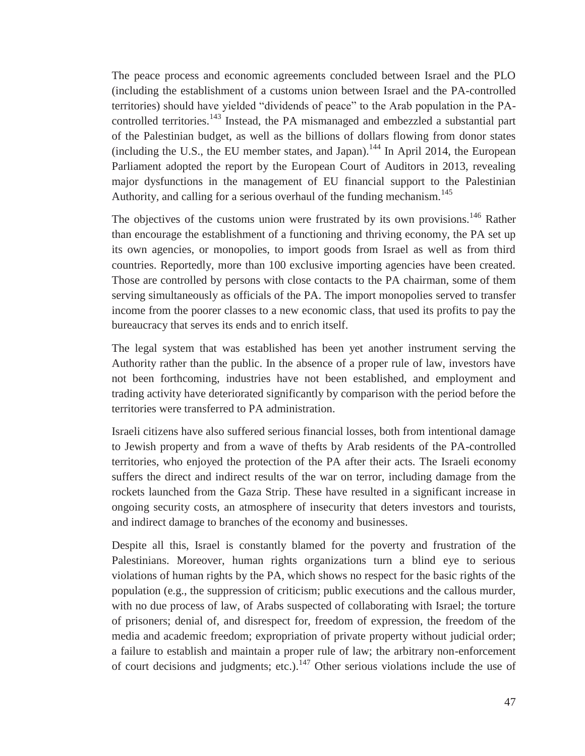The peace process and economic agreements concluded between Israel and the PLO (including the establishment of a customs union between Israel and the PA-controlled territories) should have yielded "dividends of peace" to the Arab population in the PA-controlled territories.[143] Instead, the PA mismanaged and embezzled a substantial part of the Palestinian budget, as well as the billions of dollars flowing from donor states (including the U.S., the EU member states, and Japan).[144] In April 2014, the European Parliament adopted the report by the European Court of Auditors in 2013, revealing major dysfunctions in the management of EU financial support to the Palestinian Authority, and calling for a serious overhaul of the funding mechanism.[145]

The objectives of the customs union were frustrated by its own provisions.[146] Rather than encourage the establishment of a functioning and thriving economy, the PA set up its own agencies, or monopolies, to import goods from Israel as well as from third countries. Reportedly, more than 100 exclusive importing agencies have been created. Those are controlled by persons with close contacts to the PA chairman, some of them serving simultaneously as officials of the PA. The import monopolies served to transfer income from the poorer classes to a new economic class, that used its profits to pay the bureaucracy that serves its ends and to enrich itself.

The legal system that was established has been yet another instrument serving the Authority rather than the public. In the absence of a proper rule of law, investors have not been forthcoming, industries have not been established, and employment and trading activity have deteriorated significantly by comparison with the period before the territories were transferred to PA administration.

Israeli citizens have also suffered serious financial losses, both from intentional damage to Jewish property and from a wave of thefts by Arab residents of the PA-controlled territories, who enjoyed the protection of the PA after their acts. The Israeli economy suffers the direct and indirect results of the war on terror, including damage from the rockets launched from the Gaza Strip. These have resulted in a significant increase in ongoing security costs, an atmosphere of insecurity that deters investors and tourists, and indirect damage to branches of the economy and businesses.

Despite all this, Israel is constantly blamed for the poverty and frustration of the Palestinians. Moreover, human rights organizations turn a blind eye to serious violations of human rights by the PA, which shows no respect for the basic rights of the population (e.g., the suppression of criticism; public executions and the callous murder, with no due process of law, of Arabs suspected of collaborating with Israel; the torture of prisoners; denial of, and disrespect for, freedom of expression, the freedom of the media and academic freedom; expropriation of private property without judicial order; a failure to establish and maintain a proper rule of law; the arbitrary non-enforcement of court decisions and judgments; etc.).[147] Other serious violations include the use of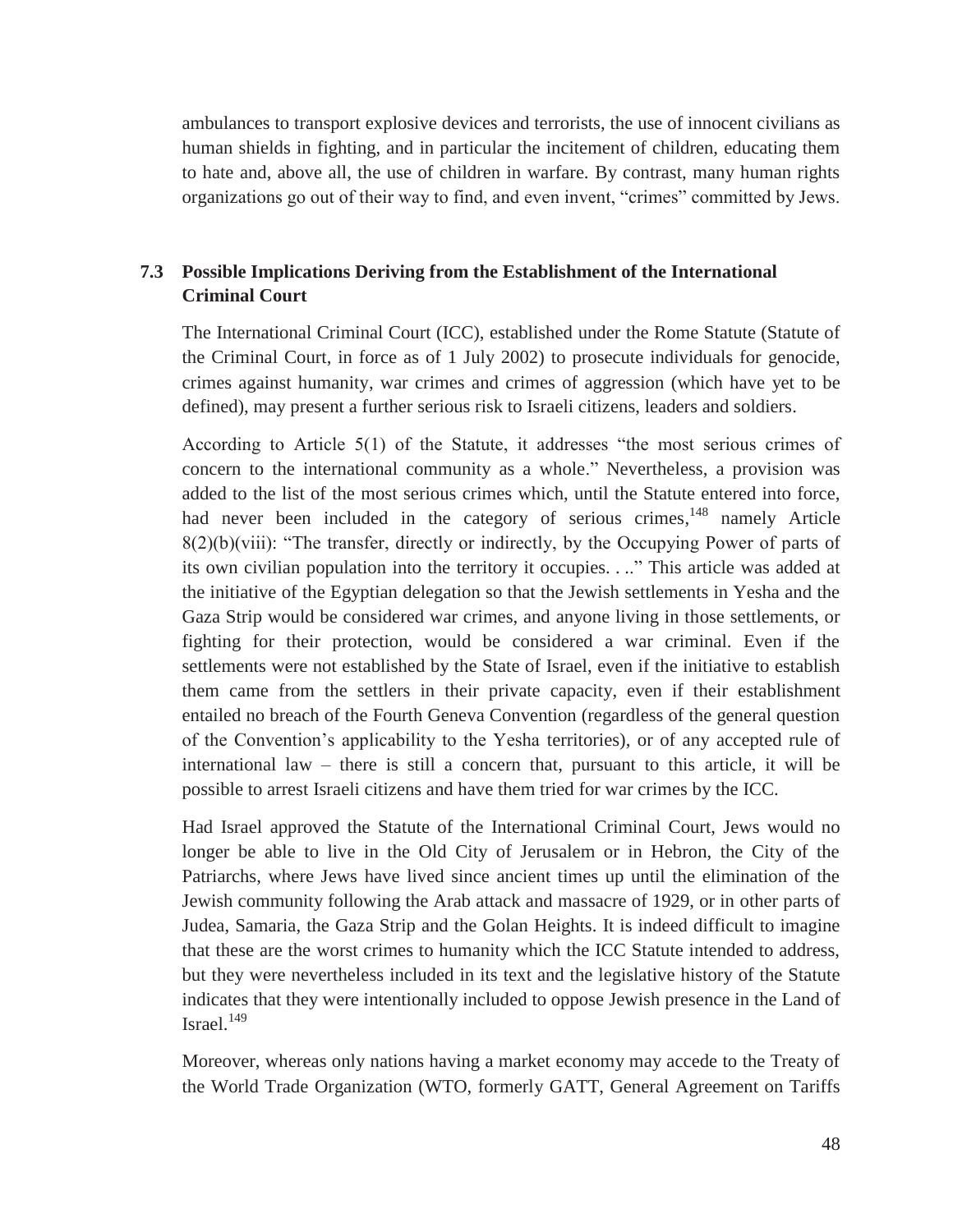ambulances to transport explosive devices and terrorists, the use of innocent civilians as human shields in fighting, and in particular the incitement of children, educating them to hate and, above all, the use of children in warfare. By contrast, many human rights organizations go out of their way to find, and even invent, "crimes" committed by Jews.

### 7.3 Possible Implications Deriving from the Establishment of the International Criminal Court

The International Criminal Court (ICC), established under the Rome Statute (Statute of the Criminal Court, in force as of 1 July 2002) to prosecute individuals for genocide, crimes against humanity, war crimes and crimes of aggression (which have yet to be defined), may present a further serious risk to Israeli citizens, leaders and soldiers.

According to Article 5(1) of the Statute, it addresses "the most serious crimes of concern to the international community as a whole." Nevertheless, a provision was added to the list of the most serious crimes which, until the Statute entered into force, had never been included in the category of serious crimes,[148] namely Article 8(2)(b)(viii): "The transfer, directly or indirectly, by the Occupying Power of parts of its own civilian population into the territory it occupies. . .." This article was added at the initiative of the Egyptian delegation so that the Jewish settlements in Yesha and the Gaza Strip would be considered war crimes, and anyone living in those settlements, or fighting for their protection, would be considered a war criminal. Even if the settlements were not established by the State of Israel, even if the initiative to establish them came from the settlers in their private capacity, even if their establishment entailed no breach of the Fourth Geneva Convention (regardless of the general question of the Convention's applicability to the Yesha territories), or of any accepted rule of international law – there is still a concern that, pursuant to this article, it will be possible to arrest Israeli citizens and have them tried for war crimes by the ICC.

Had Israel approved the Statute of the International Criminal Court, Jews would no longer be able to live in the Old City of Jerusalem or in Hebron, the City of the Patriarchs, where Jews have lived since ancient times up until the elimination of the Jewish community following the Arab attack and massacre of 1929, or in other parts of Judea, Samaria, the Gaza Strip and the Golan Heights. It is indeed difficult to imagine that these are the worst crimes to humanity which the ICC Statute intended to address, but they were nevertheless included in its text and the legislative history of the Statute indicates that they were intentionally included to oppose Jewish presence in the Land of Israel.[149]

Moreover, whereas only nations having a market economy may accede to the Treaty of the World Trade Organization (WTO, formerly GATT, General Agreement on Tariffs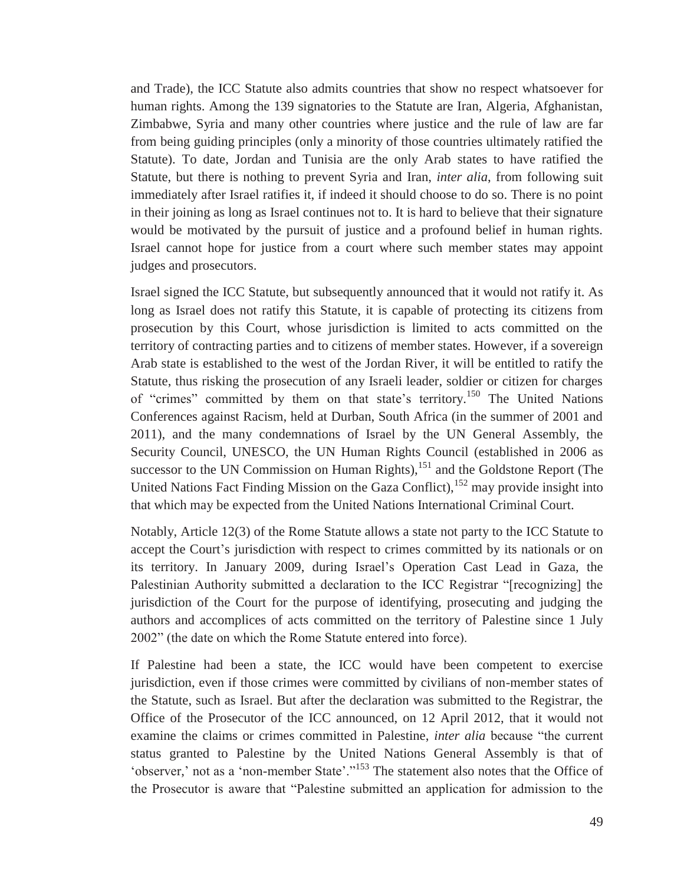and Trade), the ICC Statute also admits countries that show no respect whatsoever for human rights. Among the 139 signatories to the Statute are Iran, Algeria, Afghanistan, Zimbabwe, Syria and many other countries where justice and the rule of law are far from being guiding principles (only a minority of those countries ultimately ratified the Statute). To date, Jordan and Tunisia are the only Arab states to have ratified the Statute, but there is nothing to prevent Syria and Iran, *inter alia*, from following suit immediately after Israel ratifies it, if indeed it should choose to do so. There is no point in their joining as long as Israel continues not to. It is hard to believe that their signature would be motivated by the pursuit of justice and a profound belief in human rights. Israel cannot hope for justice from a court where such member states may appoint judges and prosecutors.

Israel signed the ICC Statute, but subsequently announced that it would not ratify it. As long as Israel does not ratify this Statute, it is capable of protecting its citizens from prosecution by this Court, whose jurisdiction is limited to acts committed on the territory of contracting parties and to citizens of member states. However, if a sovereign Arab state is established to the west of the Jordan River, it will be entitled to ratify the Statute, thus risking the prosecution of any Israeli leader, soldier or citizen for charges of "crimes" committed by them on that state's territory.[150] The United Nations Conferences against Racism, held at Durban, South Africa (in the summer of 2001 and 2011), and the many condemnations of Israel by the UN General Assembly, the Security Council, UNESCO, the UN Human Rights Council (established in 2006 as successor to the UN Commission on Human Rights),[151] and the Goldstone Report (The United Nations Fact Finding Mission on the Gaza Conflict),[152] may provide insight into that which may be expected from the United Nations International Criminal Court.

Notably, Article 12(3) of the Rome Statute allows a state not party to the ICC Statute to accept the Court's jurisdiction with respect to crimes committed by its nationals or on its territory. In January 2009, during Israel's Operation Cast Lead in Gaza, the Palestinian Authority submitted a declaration to the ICC Registrar "[recognizing] the jurisdiction of the Court for the purpose of identifying, prosecuting and judging the authors and accomplices of acts committed on the territory of Palestine since 1 July 2002" (the date on which the Rome Statute entered into force).

If Palestine had been a state, the ICC would have been competent to exercise jurisdiction, even if those crimes were committed by civilians of non-member states of the Statute, such as Israel. But after the declaration was submitted to the Registrar, the Office of the Prosecutor of the ICC announced, on 12 April 2012, that it would not examine the claims or crimes committed in Palestine, *inter alia* because "the current status granted to Palestine by the United Nations General Assembly is that of 'observer,' not as a 'non-member State'."[153] The statement also notes that the Office of the Prosecutor is aware that "Palestine submitted an application for admission to the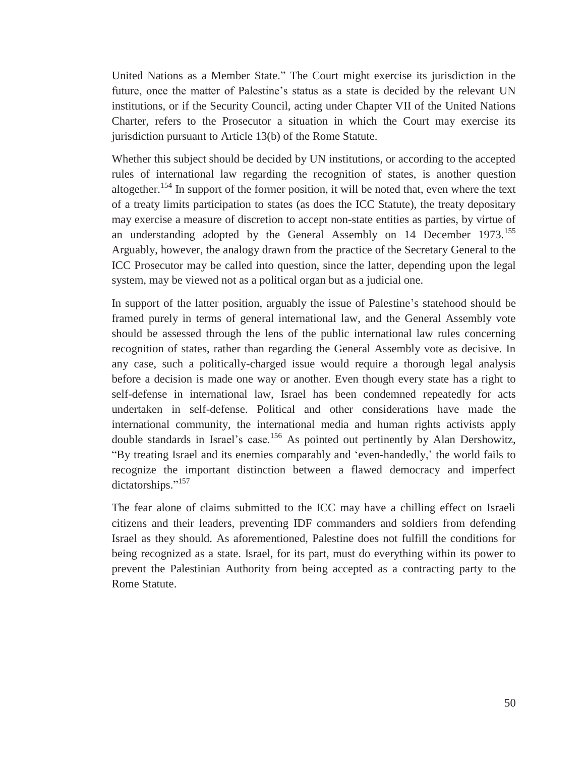United Nations as a Member State." The Court might exercise its jurisdiction in the future, once the matter of Palestine's status as a state is decided by the relevant UN institutions, or if the Security Council, acting under Chapter VII of the United Nations Charter, refers to the Prosecutor a situation in which the Court may exercise its jurisdiction pursuant to Article 13(b) of the Rome Statute.

Whether this subject should be decided by UN institutions, or according to the accepted rules of international law regarding the recognition of states, is another question altogether.[154] In support of the former position, it will be noted that, even where the text of a treaty limits participation to states (as does the ICC Statute), the treaty depositary may exercise a measure of discretion to accept non-state entities as parties, by virtue of an understanding adopted by the General Assembly on 14 December 1973.[155] Arguably, however, the analogy drawn from the practice of the Secretary General to the ICC Prosecutor may be called into question, since the latter, depending upon the legal system, may be viewed not as a political organ but as a judicial one.

In support of the latter position, arguably the issue of Palestine's statehood should be framed purely in terms of general international law, and the General Assembly vote should be assessed through the lens of the public international law rules concerning recognition of states, rather than regarding the General Assembly vote as decisive. In any case, such a politically-charged issue would require a thorough legal analysis before a decision is made one way or another. Even though every state has a right to self-defense in international law, Israel has been condemned repeatedly for acts undertaken in self-defense. Political and other considerations have made the international community, the international media and human rights activists apply double standards in Israel's case.[156] As pointed out pertinently by Alan Dershowitz, "By treating Israel and its enemies comparably and 'even-handedly,' the world fails to recognize the important distinction between a flawed democracy and imperfect dictatorships."[157]

The fear alone of claims submitted to the ICC may have a chilling effect on Israeli citizens and their leaders, preventing IDF commanders and soldiers from defending Israel as they should. As aforementioned, Palestine does not fulfill the conditions for being recognized as a state. Israel, for its part, must do everything within its power to prevent the Palestinian Authority from being accepted as a contracting party to the Rome Statute.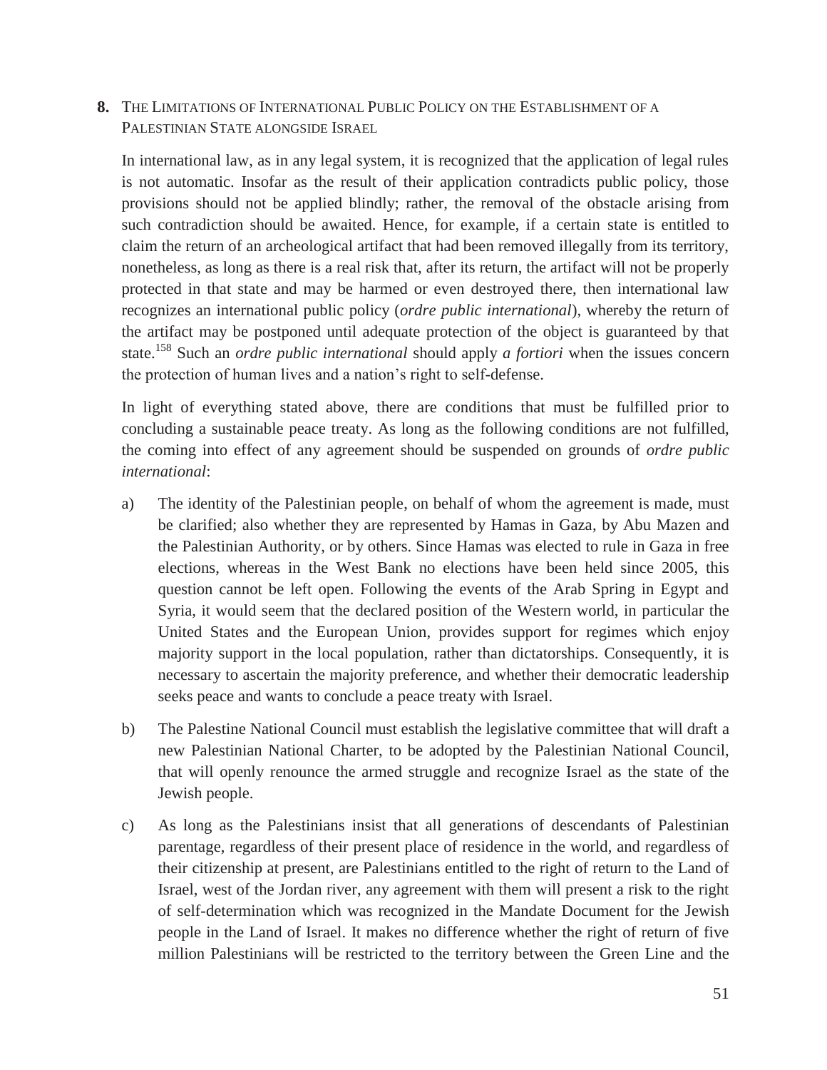## 8. The Limitations of International Public Policy on the Establishment of a Palestinian State alongside Israel

In international law, as in any legal system, it is recognized that the application of legal rules is not automatic. Insofar as the result of their application contradicts public policy, those provisions should not be applied blindly; rather, the removal of the obstacle arising from such contradiction should be awaited. Hence, for example, if a certain state is entitled to claim the return of an archeological artifact that had been removed illegally from its territory, nonetheless, as long as there is a real risk that, after its return, the artifact will not be properly protected in that state and may be harmed or even destroyed there, then international law recognizes an international public policy (*ordre public international*), whereby the return of the artifact may be postponed until adequate protection of the object is guaranteed by that state.[158] Such an *ordre public international* should apply *a fortiori* when the issues concern the protection of human lives and a nation's right to self-defense.

In light of everything stated above, there are conditions that must be fulfilled prior to concluding a sustainable peace treaty. As long as the following conditions are not fulfilled, the coming into effect of any agreement should be suspended on grounds of *ordre public international*:

a) The identity of the Palestinian people, on behalf of whom the agreement is made, must be clarified; also whether they are represented by Hamas in Gaza, by Abu Mazen and the Palestinian Authority, or by others. Since Hamas was elected to rule in Gaza in free elections, whereas in the West Bank no elections have been held since 2005, this question cannot be left open. Following the events of the Arab Spring in Egypt and Syria, it would seem that the declared position of the Western world, in particular the United States and the European Union, provides support for regimes which enjoy majority support in the local population, rather than dictatorships. Consequently, it is necessary to ascertain the majority preference, and whether their democratic leadership seeks peace and wants to conclude a peace treaty with Israel.

b) The Palestine National Council must establish the legislative committee that will draft a new Palestinian National Charter, to be adopted by the Palestinian National Council, that will openly renounce the armed struggle and recognize Israel as the state of the Jewish people.

c) As long as the Palestinians insist that all generations of descendants of Palestinian parentage, regardless of their present place of residence in the world, and regardless of their citizenship at present, are Palestinians entitled to the right of return to the Land of Israel, west of the Jordan river, any agreement with them will present a risk to the right of self-determination which was recognized in the Mandate Document for the Jewish people in the Land of Israel. It makes no difference whether the right of return of five million Palestinians will be restricted to the territory between the Green Line and the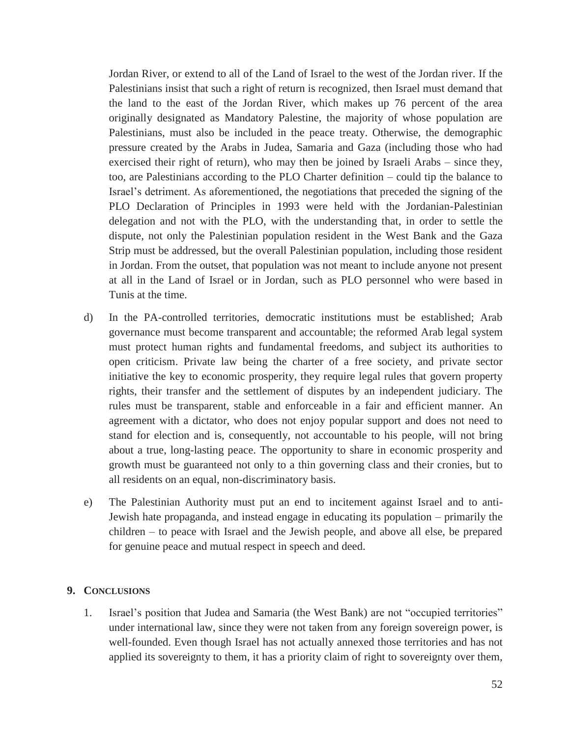Jordan River, or extend to all of the Land of Israel to the west of the Jordan river. If the Palestinians insist that such a right of return is recognized, then Israel must demand that the land to the east of the Jordan River, which makes up 76 percent of the area originally designated as Mandatory Palestine, the majority of whose population are Palestinians, must also be included in the peace treaty. Otherwise, the demographic pressure created by the Arabs in Judea, Samaria and Gaza (including those who had exercised their right of return), who may then be joined by Israeli Arabs – since they, too, are Palestinians according to the PLO Charter definition – could tip the balance to Israel's detriment. As aforementioned, the negotiations that preceded the signing of the PLO Declaration of Principles in 1993 were held with the Jordanian-Palestinian delegation and not with the PLO, with the understanding that, in order to settle the dispute, not only the Palestinian population resident in the West Bank and the Gaza Strip must be addressed, but the overall Palestinian population, including those resident in Jordan. From the outset, that population was not meant to include anyone not present at all in the Land of Israel or in Jordan, such as PLO personnel who were based in Tunis at the time.

d) In the PA-controlled territories, democratic institutions must be established; Arab governance must become transparent and accountable; the reformed Arab legal system must protect human rights and fundamental freedoms, and subject its authorities to open criticism. Private law being the charter of a free society, and private sector initiative the key to economic prosperity, they require legal rules that govern property rights, their transfer and the settlement of disputes by an independent judiciary. The rules must be transparent, stable and enforceable in a fair and efficient manner. An agreement with a dictator, who does not enjoy popular support and does not need to stand for election and is, consequently, not accountable to his people, will not bring about a true, long-lasting peace. The opportunity to share in economic prosperity and growth must be guaranteed not only to a thin governing class and their cronies, but to all residents on an equal, non-discriminatory basis.

e) The Palestinian Authority must put an end to incitement against Israel and to anti-Jewish hate propaganda, and instead engage in educating its population – primarily the children – to peace with Israel and the Jewish people, and above all else, be prepared for genuine peace and mutual respect in speech and deed.

## 9. Conclusions

1. Israel's position that Judea and Samaria (the West Bank) are not "occupied territories" under international law, since they were not taken from any foreign sovereign power, is well-founded. Even though Israel has not actually annexed those territories and has not applied its sovereignty to them, it has a priority claim of right to sovereignty over them,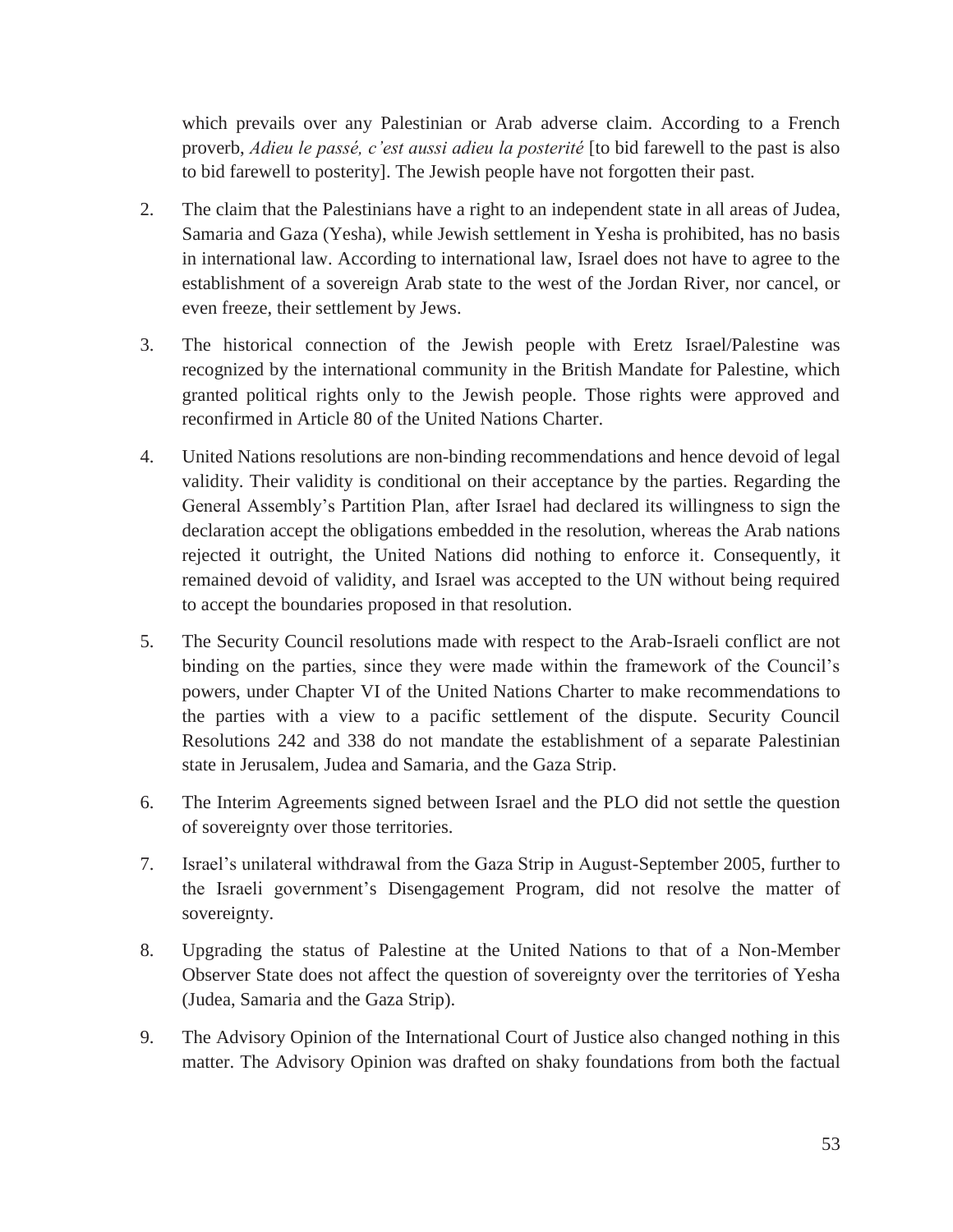which prevails over any Palestinian or Arab adverse claim. According to a French proverb, *Adieu le passé, c'est aussi adieu la posterité* [to bid farewell to the past is also to bid farewell to posterity]. The Jewish people have not forgotten their past.

2. The claim that the Palestinians have a right to an independent state in all areas of Judea, Samaria and Gaza (Yesha), while Jewish settlement in Yesha is prohibited, has no basis in international law. According to international law, Israel does not have to agree to the establishment of a sovereign Arab state to the west of the Jordan River, nor cancel, or even freeze, their settlement by Jews.

3. The historical connection of the Jewish people with Eretz Israel/Palestine was recognized by the international community in the British Mandate for Palestine, which granted political rights only to the Jewish people. Those rights were approved and reconfirmed in Article 80 of the United Nations Charter.

4. United Nations resolutions are non-binding recommendations and hence devoid of legal validity. Their validity is conditional on their acceptance by the parties. Regarding the General Assembly's Partition Plan, after Israel had declared its willingness to sign the declaration accept the obligations embedded in the resolution, whereas the Arab nations rejected it outright, the United Nations did nothing to enforce it. Consequently, it remained devoid of validity, and Israel was accepted to the UN without being required to accept the boundaries proposed in that resolution.

5. The Security Council resolutions made with respect to the Arab-Israeli conflict are not binding on the parties, since they were made within the framework of the Council's powers, under Chapter VI of the United Nations Charter to make recommendations to the parties with a view to a pacific settlement of the dispute. Security Council Resolutions 242 and 338 do not mandate the establishment of a separate Palestinian state in Jerusalem, Judea and Samaria, and the Gaza Strip.

6. The Interim Agreements signed between Israel and the PLO did not settle the question of sovereignty over those territories.

7. Israel's unilateral withdrawal from the Gaza Strip in August-September 2005, further to the Israeli government's Disengagement Program, did not resolve the matter of sovereignty.

8. Upgrading the status of Palestine at the United Nations to that of a Non-Member Observer State does not affect the question of sovereignty over the territories of Yesha (Judea, Samaria and the Gaza Strip).

9. The Advisory Opinion of the International Court of Justice also changed nothing in this matter. The Advisory Opinion was drafted on shaky foundations from both the factual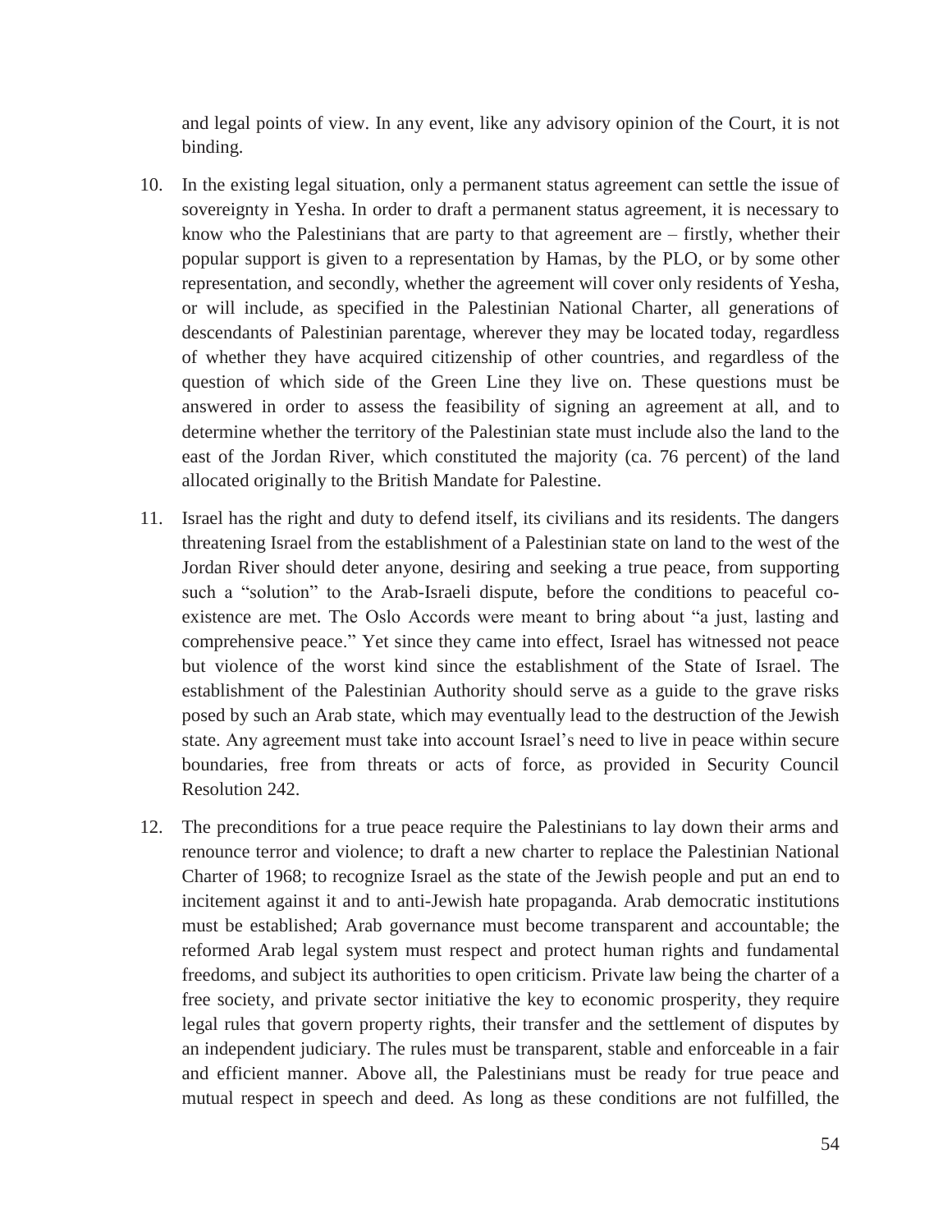and legal points of view. In any event, like any advisory opinion of the Court, it is not binding.

10. In the existing legal situation, only a permanent status agreement can settle the issue of sovereignty in Yesha. In order to draft a permanent status agreement, it is necessary to know who the Palestinians that are party to that agreement are – firstly, whether their popular support is given to a representation by Hamas, by the PLO, or by some other representation, and secondly, whether the agreement will cover only residents of Yesha, or will include, as specified in the Palestinian National Charter, all generations of descendants of Palestinian parentage, wherever they may be located today, regardless of whether they have acquired citizenship of other countries, and regardless of the question of which side of the Green Line they live on. These questions must be answered in order to assess the feasibility of signing an agreement at all, and to determine whether the territory of the Palestinian state must include also the land to the east of the Jordan River, which constituted the majority (ca. 76 percent) of the land allocated originally to the British Mandate for Palestine.

11. Israel has the right and duty to defend itself, its civilians and its residents. The dangers threatening Israel from the establishment of a Palestinian state on land to the west of the Jordan River should deter anyone, desiring and seeking a true peace, from supporting such a "solution" to the Arab-Israeli dispute, before the conditions to peaceful co-existence are met. The Oslo Accords were meant to bring about "a just, lasting and comprehensive peace." Yet since they came into effect, Israel has witnessed not peace but violence of the worst kind since the establishment of the State of Israel. The establishment of the Palestinian Authority should serve as a guide to the grave risks posed by such an Arab state, which may eventually lead to the destruction of the Jewish state. Any agreement must take into account Israel's need to live in peace within secure boundaries, free from threats or acts of force, as provided in Security Council Resolution 242.

12. The preconditions for a true peace require the Palestinians to lay down their arms and renounce terror and violence; to draft a new charter to replace the Palestinian National Charter of 1968; to recognize Israel as the state of the Jewish people and put an end to incitement against it and to anti-Jewish hate propaganda. Arab democratic institutions must be established; Arab governance must become transparent and accountable; the reformed Arab legal system must respect and protect human rights and fundamental freedoms, and subject its authorities to open criticism. Private law being the charter of a free society, and private sector initiative the key to economic prosperity, they require legal rules that govern property rights, their transfer and the settlement of disputes by an independent judiciary. The rules must be transparent, stable and enforceable in a fair and efficient manner. Above all, the Palestinians must be ready for true peace and mutual respect in speech and deed. As long as these conditions are not fulfilled, the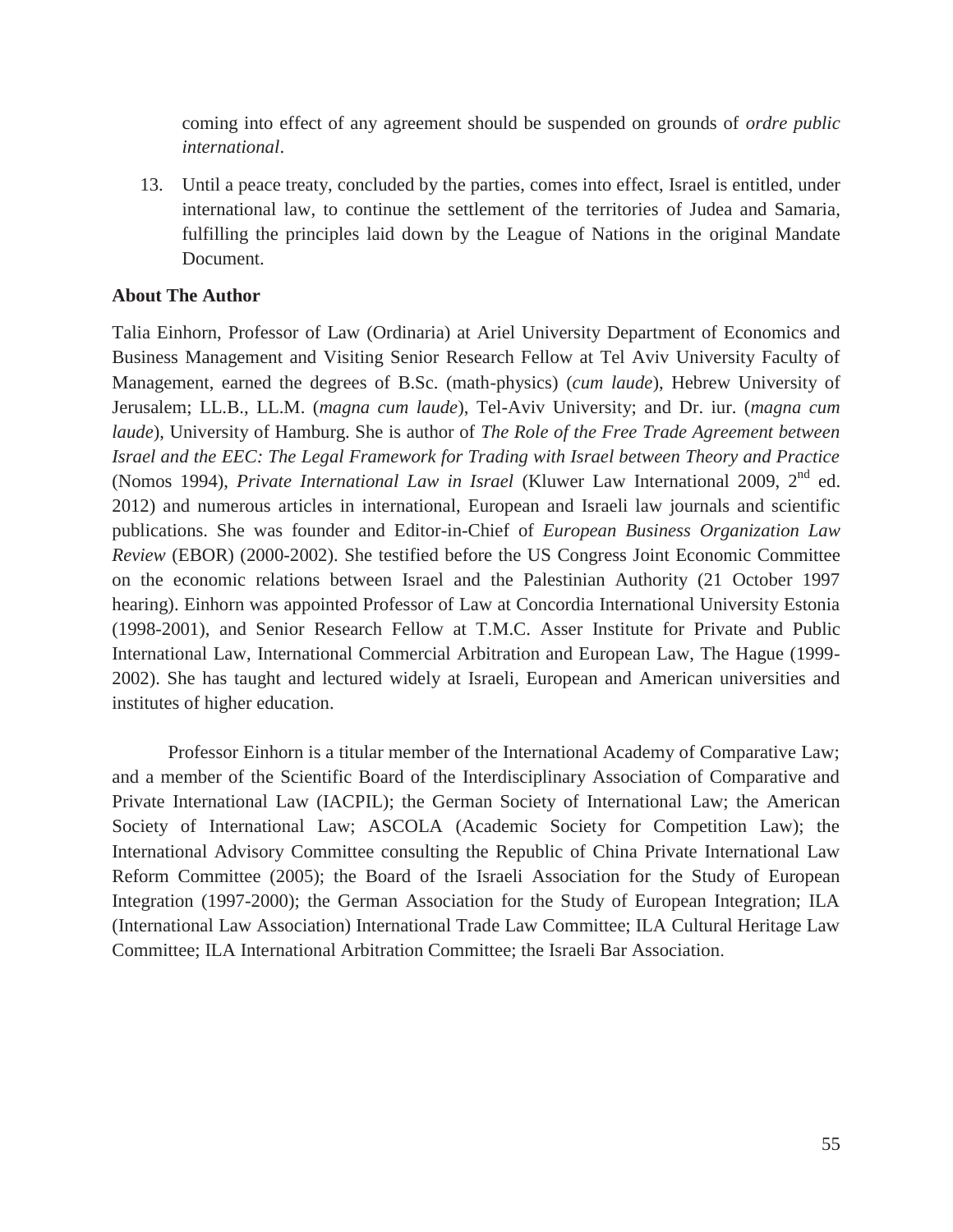coming into effect of any agreement should be suspended on grounds of *ordre public international*.

13. Until a peace treaty, concluded by the parties, comes into effect, Israel is entitled, under international law, to continue the settlement of the territories of Judea and Samaria, fulfilling the principles laid down by the League of Nations in the original Mandate Document.

**About The Author**

Talia Einhorn, Professor of Law (Ordinaria) at Ariel University Department of Economics and Business Management and Visiting Senior Research Fellow at Tel Aviv University Faculty of Management, earned the degrees of B.Sc. (math-physics) (*cum laude*), Hebrew University of Jerusalem; LL.B., LL.M. (*magna cum laude*), Tel-Aviv University; and Dr. iur. (*magna cum laude*), University of Hamburg. She is author of *The Role of the Free Trade Agreement between Israel and the EEC: The Legal Framework for Trading with Israel between Theory and Practice* (Nomos 1994), *Private International Law in Israel* (Kluwer Law International 2009, 2nd ed. 2012) and numerous articles in international, European and Israeli law journals and scientific publications. She was founder and Editor-in-Chief of *European Business Organization Law Review* (EBOR) (2000-2002). She testified before the US Congress Joint Economic Committee on the economic relations between Israel and the Palestinian Authority (21 October 1997 hearing). Einhorn was appointed Professor of Law at Concordia International University Estonia (1998-2001), and Senior Research Fellow at T.M.C. Asser Institute for Private and Public International Law, International Commercial Arbitration and European Law, The Hague (1999-2002). She has taught and lectured widely at Israeli, European and American universities and institutes of higher education.

Professor Einhorn is a titular member of the International Academy of Comparative Law; and a member of the Scientific Board of the Interdisciplinary Association of Comparative and Private International Law (IACPIL); the German Society of International Law; the American Society of International Law; ASCOLA (Academic Society for Competition Law); the International Advisory Committee consulting the Republic of China Private International Law Reform Committee (2005); the Board of the Israeli Association for the Study of European Integration (1997-2000); the German Association for the Study of European Integration; ILA (International Law Association) International Trade Law Committee; ILA Cultural Heritage Law Committee; ILA International Arbitration Committee; the Israeli Bar Association.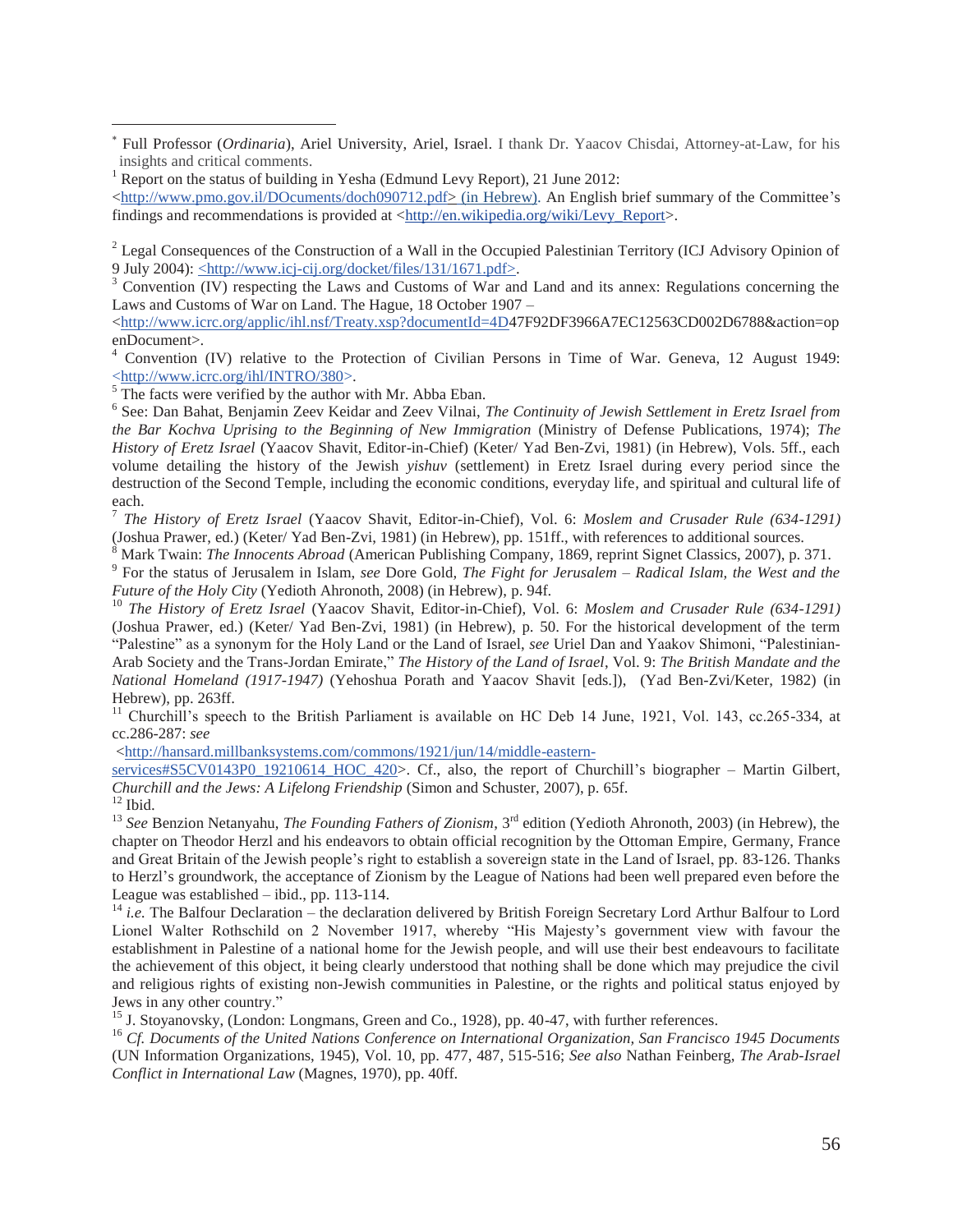[*] Full Professor (*Ordinaria*), Ariel University, Ariel, Israel. I thank Dr. Yaacov Chisdai, Attorney-at-Law, for his insights and critical comments.

[1] Report on the status of building in Yesha (Edmund Levy Report), 21 June 2012: <http://www.pmo.gov.il/DOcuments/doch090712.pdf> (in Hebrew). An English brief summary of the Committee's findings and recommendations is provided at <http://en.wikipedia.org/wiki/Levy_Report>.

[2] Legal Consequences of the Construction of a Wall in the Occupied Palestinian Territory (ICJ Advisory Opinion of 9 July 2004): <http://www.icj-cij.org/docket/files/131/1671.pdf>.

[3] Convention (IV) respecting the Laws and Customs of War and Land and its annex: Regulations concerning the Laws and Customs of War on Land. The Hague, 18 October 1907 – <http://www.icrc.org/applic/ihl.nsf/Treaty.xsp?documentId=4D47F92DF3966A7EC12563CD002D6788&action=openDocument>.

[4] Convention (IV) relative to the Protection of Civilian Persons in Time of War. Geneva, 12 August 1949: <http://www.icrc.org/ihl/INTRO/380>.

[5] The facts were verified by the author with Mr. Abba Eban.

[6] See: Dan Bahat, Benjamin Zeev Keidar and Zeev Vilnai, *The Continuity of Jewish Settlement in Eretz Israel from the Bar Kochva Uprising to the Beginning of New Immigration* (Ministry of Defense Publications, 1974); *The History of Eretz Israel* (Yaacov Shavit, Editor-in-Chief) (Keter/ Yad Ben-Zvi, 1981) (in Hebrew), Vols. 5ff., each volume detailing the history of the Jewish *yishuv* (settlement) in Eretz Israel during every period since the destruction of the Second Temple, including the economic conditions, everyday life, and spiritual and cultural life of each.

[7] *The History of Eretz Israel* (Yaacov Shavit, Editor-in-Chief), Vol. 6: *Moslem and Crusader Rule (634-1291)* (Joshua Prawer, ed.) (Keter/ Yad Ben-Zvi, 1981) (in Hebrew), pp. 151ff., with references to additional sources.

[8] Mark Twain: *The Innocents Abroad* (American Publishing Company, 1869, reprint Signet Classics, 2007), p. 371.

[9] For the status of Jerusalem in Islam, *see* Dore Gold, *The Fight for Jerusalem – Radical Islam, the West and the Future of the Holy City* (Yedioth Ahronoth, 2008) (in Hebrew), p. 94f.

[10] *The History of Eretz Israel* (Yaacov Shavit, Editor-in-Chief), Vol. 6: *Moslem and Crusader Rule (634-1291)* (Joshua Prawer, ed.) (Keter/ Yad Ben-Zvi, 1981) (in Hebrew), p. 50. For the historical development of the term "Palestine" as a synonym for the Holy Land or the Land of Israel, *see* Uriel Dan and Yaakov Shimoni, "Palestinian-Arab Society and the Trans-Jordan Emirate," *The History of the Land of Israel*, Vol. 9: *The British Mandate and the National Homeland (1917-1947)* (Yehoshua Porath and Yaacov Shavit [eds.]), (Yad Ben-Zvi/Keter, 1982) (in Hebrew), pp. 263ff.

[11] Churchill's speech to the British Parliament is available on HC Deb 14 June, 1921, Vol. 143, cc.265-334, at cc.286-287: *see* <http://hansard.millbanksystems.com/commons/1921/jun/14/middle-eastern-services#S5CV0143P0_19210614_HOC_420>. Cf., also, the report of Churchill's biographer – Martin Gilbert, *Churchill and the Jews: A Lifelong Friendship* (Simon and Schuster, 2007), p. 65f.

[12] Ibid.

[13] *See* Benzion Netanyahu, *The Founding Fathers of Zionism*, 3rd edition (Yedioth Ahronoth, 2003) (in Hebrew), the chapter on Theodor Herzl and his endeavors to obtain official recognition by the Ottoman Empire, Germany, France and Great Britain of the Jewish people's right to establish a sovereign state in the Land of Israel, pp. 83-126. Thanks to Herzl's groundwork, the acceptance of Zionism by the League of Nations had been well prepared even before the League was established – ibid., pp. 113-114.

[14] *i.e.* The Balfour Declaration – the declaration delivered by British Foreign Secretary Lord Arthur Balfour to Lord Lionel Walter Rothschild on 2 November 1917, whereby "His Majesty's government view with favour the establishment in Palestine of a national home for the Jewish people, and will use their best endeavours to facilitate the achievement of this object, it being clearly understood that nothing shall be done which may prejudice the civil and religious rights of existing non-Jewish communities in Palestine, or the rights and political status enjoyed by Jews in any other country."

[15] J. Stoyanovsky, (London: Longmans, Green and Co., 1928), pp. 40-47, with further references.

[16] *Cf. Documents of the United Nations Conference on International Organization, San Francisco 1945 Documents* (UN Information Organizations, 1945), Vol. 10, pp. 477, 487, 515-516; *See also* Nathan Feinberg, *The Arab-Israel Conflict in International Law* (Magnes, 1970), pp. 40ff.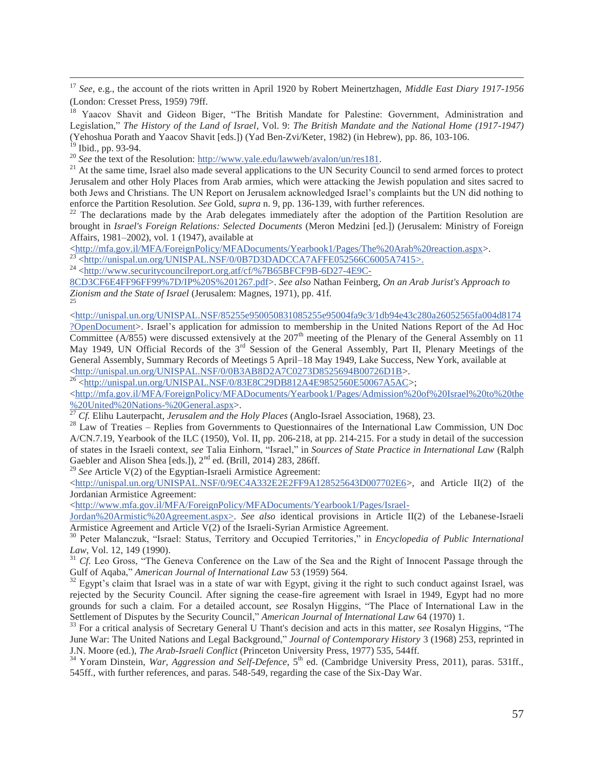[17] *See*, e.g., the account of the riots written in April 1920 by Robert Meinertzhagen, *Middle East Diary 1917-1956* (London: Cresset Press, 1959) 79ff.

[18] Yaacov Shavit and Gideon Biger, "The British Mandate for Palestine: Government, Administration and Legislation," *The History of the Land of Israel*, Vol. 9: *The British Mandate and the National Home (1917-1947)* (Yehoshua Porath and Yaacov Shavit [eds.]) (Yad Ben-Zvi/Keter, 1982) (in Hebrew), pp. 86, 103-106.

[19] Ibid., pp. 93-94.

[20] *See* the text of the Resolution: http://www.yale.edu/lawweb/avalon/un/res181.

[21] At the same time, Israel also made several applications to the UN Security Council to send armed forces to protect Jerusalem and other Holy Places from Arab armies, which were attacking the Jewish population and sites sacred to both Jews and Christians. The UN Report on Jerusalem acknowledged Israel's complaints but the UN did nothing to enforce the Partition Resolution. *See* Gold, *supra* n. 9, pp. 136-139, with further references.

[22] The declarations made by the Arab delegates immediately after the adoption of the Partition Resolution are brought in *Israel's Foreign Relations: Selected Documents* (Meron Medzini [ed.]) (Jerusalem: Ministry of Foreign Affairs, 1981–2002), vol. 1 (1947), available at <http://mfa.gov.il/MFA/ForeignPolicy/MFADocuments/Yearbook1/Pages/The%20Arab%20reaction.aspx>.

[23] <http://unispal.un.org/UNISPAL.NSF/0/0B7D3DADCCA7AFFE052566C6005A7415>.

[24] <http://www.securitycouncilreport.org.atf/cf/%7B65BFCF9B-6D27-4E9C-8CD3CF6E4FF96FF99%7D/IP%20S%201267.pdf>. *See also* Nathan Feinberg, *On an Arab Jurist's Approach to Zionism and the State of Israel* (Jerusalem: Magnes, 1971), pp. 41f.

[25] <http://unispal.un.org/UNISPAL.NSF/85255e950050831085255e95004fa9c3/1db94e43c280a26052565fa004d8174?OpenDocument>. Israel's application for admission to membership in the United Nations Report of the Ad Hoc Committee (A/855) were discussed extensively at the 207th meeting of the Plenary of the General Assembly on 11 May 1949, UN Official Records of the 3rd Session of the General Assembly, Part II, Plenary Meetings of the General Assembly, Summary Records of Meetings 5 April–18 May 1949, Lake Success, New York, available at <http://unispal.un.org/UNISPAL.NSF/0/0B3AB8D2A7C0273D8525694B00726D1B>.

[26] <http://unispal.un.org/UNISPAL.NSF/0/83E8C29DB812A4E9852560E50067A5AC>; <http://mfa.gov.il/MFA/ForeignPolicy/MFADocuments/Yearbook1/Pages/Admission%20of%20Israel%20to%20the%20United%20Nations-%20General.aspx>.

[27] *Cf.* Elihu Lauterpacht, *Jerusalem and the Holy Places* (Anglo-Israel Association, 1968), 23.

[28] Law of Treaties – Replies from Governments to Questionnaires of the International Law Commission, UN Doc A/CN.7.19, Yearbook of the ILC (1950), Vol. II, pp. 206-218, at pp. 214-215. For a study in detail of the succession of states in the Israeli context, *see* Talia Einhorn, "Israel," in *Sources of State Practice in International Law* (Ralph Gaebler and Alison Shea [eds.]), 2nd ed. (Brill, 2014) 283, 286ff.

[29] *See* Article V(2) of the Egyptian-Israeli Armistice Agreement: <http://unispal.un.org/UNISPAL.NSF/0/9EC4A332E2E2FF9A128525643D007702E6>, and Article II(2) of the Jordanian Armistice Agreement: <http://www.mfa.gov.il/MFA/ForeignPolicy/MFADocuments/Yearbook1/Pages/Israel-Jordan%20Armistic%20Agreement.aspx>. *See also* identical provisions in Article II(2) of the Lebanese-Israeli Armistice Agreement and Article V(2) of the Israeli-Syrian Armistice Agreement.

[30] Peter Malanczuk, "Israel: Status, Territory and Occupied Territories," in *Encyclopedia of Public International Law*, Vol. 12, 149 (1990).

[31] *Cf.* Leo Gross, "The Geneva Conference on the Law of the Sea and the Right of Innocent Passage through the Gulf of Aqaba," *American Journal of International Law* 53 (1959) 564.

[32] Egypt's claim that Israel was in a state of war with Egypt, giving it the right to such conduct against Israel, was rejected by the Security Council. After signing the cease-fire agreement with Israel in 1949, Egypt had no more grounds for such a claim. For a detailed account, *see* Rosalyn Higgins, "The Place of International Law in the Settlement of Disputes by the Security Council," *American Journal of International Law* 64 (1970) 1.

[33] For a critical analysis of Secretary General U Thant's decision and acts in this matter, *see* Rosalyn Higgins, "The June War: The United Nations and Legal Background," *Journal of Contemporary History* 3 (1968) 253, reprinted in J.N. Moore (ed.), *The Arab-Israeli Conflict* (Princeton University Press, 1977) 535, 544ff.

[34] Yoram Dinstein, *War, Aggression and Self-Defence*, 5th ed. (Cambridge University Press, 2011), paras. 531ff., 545ff., with further references, and paras. 548-549, regarding the case of the Six-Day War.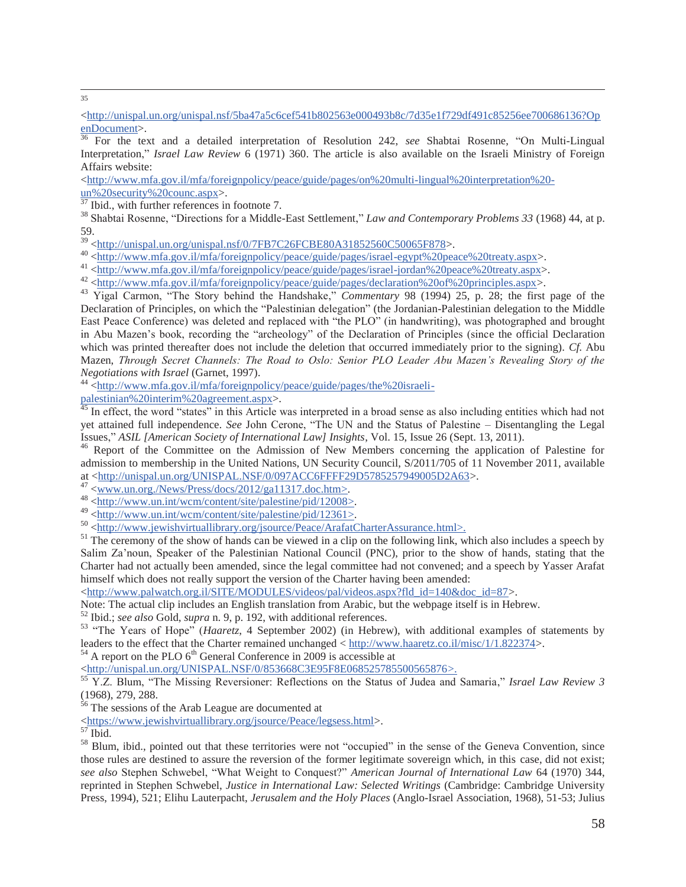[35] <http://unispal.un.org/unispal.nsf/5ba47a5c6cef541b802563e000493b8c/7d35e1f729df491c85256ee700686136?OpenDocument>.

[36] For the text and a detailed interpretation of Resolution 242, *see* Shabtai Rosenne, "On Multi-Lingual Interpretation," *Israel Law Review* 6 (1971) 360. The article is also available on the Israeli Ministry of Foreign Affairs website: <http://www.mfa.gov.il/mfa/foreignpolicy/peace/guide/pages/on%20multi-lingual%20interpretation%20-un%20security%20counc.aspx>.

[37] Ibid., with further references in footnote 7.

[38] Shabtai Rosenne, "Directions for a Middle-East Settlement," *Law and Contemporary Problems 33* (1968) 44, at p. 59.

[39] <http://unispal.un.org/unispal.nsf/0/7FB7C26FCBE80A31852560C50065F878>.

[40] <http://www.mfa.gov.il/mfa/foreignpolicy/peace/guide/pages/israel-egypt%20peace%20treaty.aspx>.

[41] <http://www.mfa.gov.il/mfa/foreignpolicy/peace/guide/pages/israel-jordan%20peace%20treaty.aspx>.

[42] <http://www.mfa.gov.il/mfa/foreignpolicy/peace/guide/pages/declaration%20of%20principles.aspx>.

[43] Yigal Carmon, "The Story behind the Handshake," *Commentary* 98 (1994) 25, p. 28; the first page of the Declaration of Principles, on which the "Palestinian delegation" (the Jordanian-Palestinian delegation to the Middle East Peace Conference) was deleted and replaced with "the PLO" (in handwriting), was photographed and brought in Abu Mazen's book, recording the "archeology" of the Declaration of Principles (since the official Declaration which was printed thereafter does not include the deletion that occurred immediately prior to the signing). *Cf.* Abu Mazen, *Through Secret Channels: The Road to Oslo: Senior PLO Leader Abu Mazen's Revealing Story of the Negotiations with Israel* (Garnet, 1997).

[44] <http://www.mfa.gov.il/mfa/foreignpolicy/peace/guide/pages/the%20israeli-palestinian%20interim%20agreement.aspx>.

[45] In effect, the word "states" in this Article was interpreted in a broad sense as also including entities which had not yet attained full independence. *See* John Cerone, "The UN and the Status of Palestine – Disentangling the Legal Issues," *ASIL [American Society of International Law] Insights*, Vol. 15, Issue 26 (Sept. 13, 2011).

[46] Report of the Committee on the Admission of New Members concerning the application of Palestine for admission to membership in the United Nations, UN Security Council, S/2011/705 of 11 November 2011, available at <http://unispal.un.org/UNISPAL.NSF/0/097ACC6FFFF29D5785257949005D2A63>.

[47] <www.un.org./News/Press/docs/2012/ga11317.doc.htm>.

[48] <http://www.un.int/wcm/content/site/palestine/pid/12008>.

[49] <http://www.un.int/wcm/content/site/palestine/pid/12361>.

[50] <http://www.jewishvirtuallibrary.org/jsource/Peace/ArafatCharterAssurance.html>.

[51] The ceremony of the show of hands can be viewed in a clip on the following link, which also includes a speech by Salim Za'noun, Speaker of the Palestinian National Council (PNC), prior to the show of hands, stating that the Charter had not actually been amended, since the legal committee had not convened; and a speech by Yasser Arafat himself which does not really support the version of the Charter having been amended: <http://www.palwatch.org.il/SITE/MODULES/videos/pal/videos.aspx?fld_id=140&doc_id=87>.
Note: The actual clip includes an English translation from Arabic, but the webpage itself is in Hebrew.

[52] Ibid.; *see also* Gold, *supra* n. 9, p. 192, with additional references.

[53] "The Years of Hope" (*Haaretz*, 4 September 2002) (in Hebrew), with additional examples of statements by leaders to the effect that the Charter remained unchanged < http://www.haaretz.co.il/misc/1/1.822374>.

[54] A report on the PLO 6th General Conference in 2009 is accessible at <http://unispal.un.org/UNISPAL.NSF/0/853668C3E95F8E068525785500565876>.

[55] Y.Z. Blum, "The Missing Reversioner: Reflections on the Status of Judea and Samaria," *Israel Law Review 3* (1968), 279, 288.

[56] The sessions of the Arab League are documented at <https://www.jewishvirtuallibrary.org/jsource/Peace/legsess.html>.

[57] Ibid.

[58] Blum, ibid., pointed out that these territories were not "occupied" in the sense of the Geneva Convention, since those rules are destined to assure the reversion of the former legitimate sovereign which, in this case, did not exist; *see also* Stephen Schwebel, "What Weight to Conquest?" *American Journal of International Law* 64 (1970) 344, reprinted in Stephen Schwebel, *Justice in International Law: Selected Writings* (Cambridge: Cambridge University Press, 1994), 521; Elihu Lauterpacht, *Jerusalem and the Holy Places* (Anglo-Israel Association, 1968), 51-53; Julius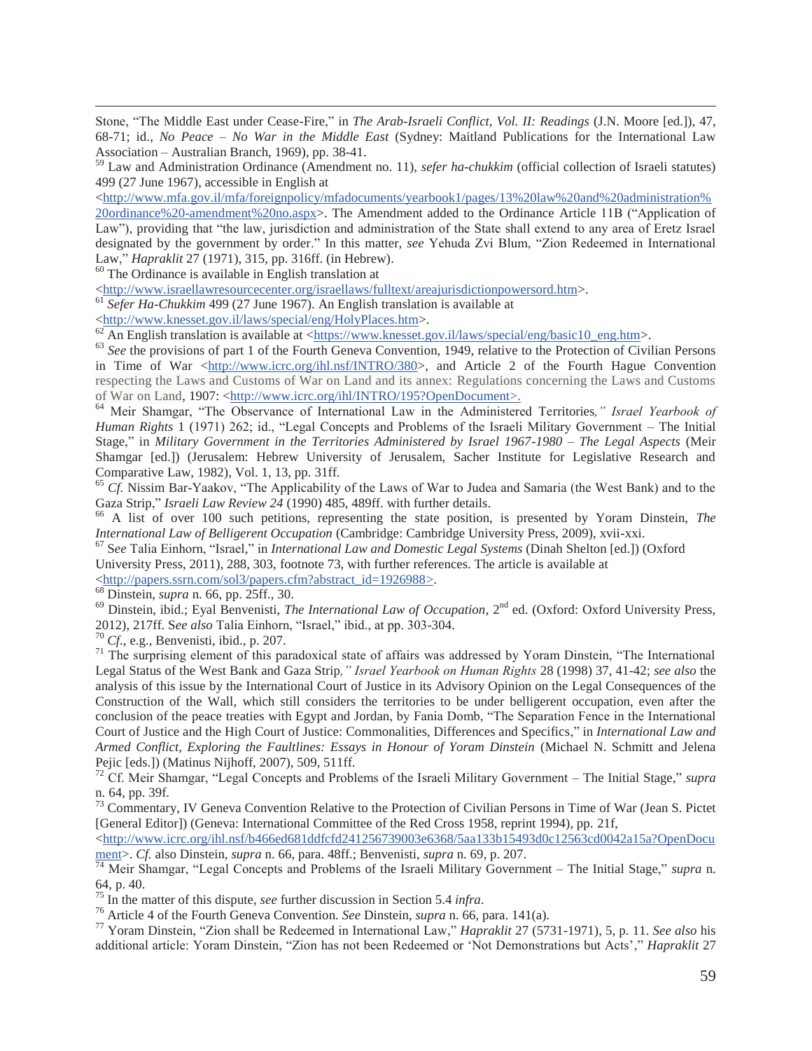Stone, "The Middle East under Cease-Fire," in *The Arab-Israeli Conflict, Vol. II: Readings* (J.N. Moore [ed.]), 47, 68-71; id., *No Peace – No War in the Middle East* (Sydney: Maitland Publications for the International Law Association – Australian Branch, 1969), pp. 38-41.

[59] Law and Administration Ordinance (Amendment no. 11), *sefer ha-chukkim* (official collection of Israeli statutes) 499 (27 June 1967), accessible in English at <http://www.mfa.gov.il/mfa/foreignpolicy/mfadocuments/yearbook1/pages/13%20law%20and%20administration%20ordinance%20-amendment%20no.aspx>. The Amendment added to the Ordinance Article 11B ("Application of Law"), providing that "the law, jurisdiction and administration of the State shall extend to any area of Eretz Israel designated by the government by order." In this matter, *see* Yehuda Zvi Blum, "Zion Redeemed in International Law," *Hapraklit* 27 (1971), 315, pp. 316ff. (in Hebrew).

[60] The Ordinance is available in English translation at <http://www.israellawresourcecenter.org/israellaws/fulltext/areajurisdictionpowersord.htm>.

[61] *Sefer Ha-Chukkim* 499 (27 June 1967). An English translation is available at <http://www.knesset.gov.il/laws/special/eng/HolyPlaces.htm>.

[62] An English translation is available at <https://www.knesset.gov.il/laws/special/eng/basic10_eng.htm>.

[63] *See* the provisions of part 1 of the Fourth Geneva Convention, 1949, relative to the Protection of Civilian Persons in Time of War <http://www.icrc.org/ihl.nsf/INTRO/380>, and Article 2 of the Fourth Hague Convention respecting the Laws and Customs of War on Land and its annex: Regulations concerning the Laws and Customs of War on Land, 1907: <http://www.icrc.org/ihl/INTRO/195?OpenDocument>.

[64] Meir Shamgar, "The Observance of International Law in the Administered Territories*," Israel Yearbook of Human Rights* 1 (1971) 262; id., "Legal Concepts and Problems of the Israeli Military Government – The Initial Stage," in *Military Government in the Territories Administered by Israel 1967-1980 – The Legal Aspects* (Meir Shamgar [ed.]) (Jerusalem: Hebrew University of Jerusalem, Sacher Institute for Legislative Research and Comparative Law, 1982), Vol. 1, 13, pp. 31ff.

[65] *Cf.* Nissim Bar-Yaakov, "The Applicability of the Laws of War to Judea and Samaria (the West Bank) and to the Gaza Strip," *Israeli Law Review 24* (1990) 485, 489ff. with further details.

[66] A list of over 100 such petitions, representing the state position, is presented by Yoram Dinstein, *The International Law of Belligerent Occupation* (Cambridge: Cambridge University Press, 2009), xvii-xxi.

[67] S*ee* Talia Einhorn, "Israel," in *International Law and Domestic Legal Systems* (Dinah Shelton [ed.]) (Oxford University Press, 2011), 288, 303, footnote 73, with further references. The article is available at <http://papers.ssrn.com/sol3/papers.cfm?abstract_id=1926988>.

[68] Dinstein, *supra* n. 66, pp. 25ff., 30.

[69] Dinstein, ibid.; Eyal Benvenisti, *The International Law of Occupation*, 2nd ed. (Oxford: Oxford University Press, 2012), 217ff. S*ee also* Talia Einhorn, "Israel," ibid., at pp. 303-304.

[70] *Cf*., e.g., Benvenisti, ibid., p. 207.

[71] The surprising element of this paradoxical state of affairs was addressed by Yoram Dinstein, "The International Legal Status of the West Bank and Gaza Strip*," Israel Yearbook on Human Rights* 28 (1998) 37, 41-42; *see also* the analysis of this issue by the International Court of Justice in its Advisory Opinion on the Legal Consequences of the Construction of the Wall, which still considers the territories to be under belligerent occupation, even after the conclusion of the peace treaties with Egypt and Jordan, by Fania Domb, "The Separation Fence in the International Court of Justice and the High Court of Justice: Commonalities, Differences and Specifics," in *International Law and Armed Conflict, Exploring the Faultlines: Essays in Honour of Yoram Dinstein* (Michael N. Schmitt and Jelena Pejic [eds.]) (Matinus Nijhoff, 2007), 509, 511ff.

[72] Cf. Meir Shamgar, "Legal Concepts and Problems of the Israeli Military Government – The Initial Stage," *supra* n. 64, pp. 39f.

[73] Commentary, IV Geneva Convention Relative to the Protection of Civilian Persons in Time of War (Jean S. Pictet [General Editor]) (Geneva: International Committee of the Red Cross 1958, reprint 1994), pp. 21f, <http://www.icrc.org/ihl.nsf/b466ed681ddfcfd241256739003e6368/5aa133b15493d0c12563cd0042a15a?OpenDocument>. *Cf.* also Dinstein, *supra* n. 66, para. 48ff.; Benvenisti, *supra* n. 69, p. 207.

[74] Meir Shamgar, "Legal Concepts and Problems of the Israeli Military Government – The Initial Stage," *supra* n. 64, p. 40.

[75] In the matter of this dispute, *see* further discussion in Section 5.4 *infra*.

[76] Article 4 of the Fourth Geneva Convention. *See* Dinstein, *supra* n. 66, para. 141(a).

[77] Yoram Dinstein, "Zion shall be Redeemed in International Law," *Hapraklit* 27 (5731-1971), 5, p. 11. *See also* his additional article: Yoram Dinstein, "Zion has not been Redeemed or 'Not Demonstrations but Acts'," *Hapraklit* 27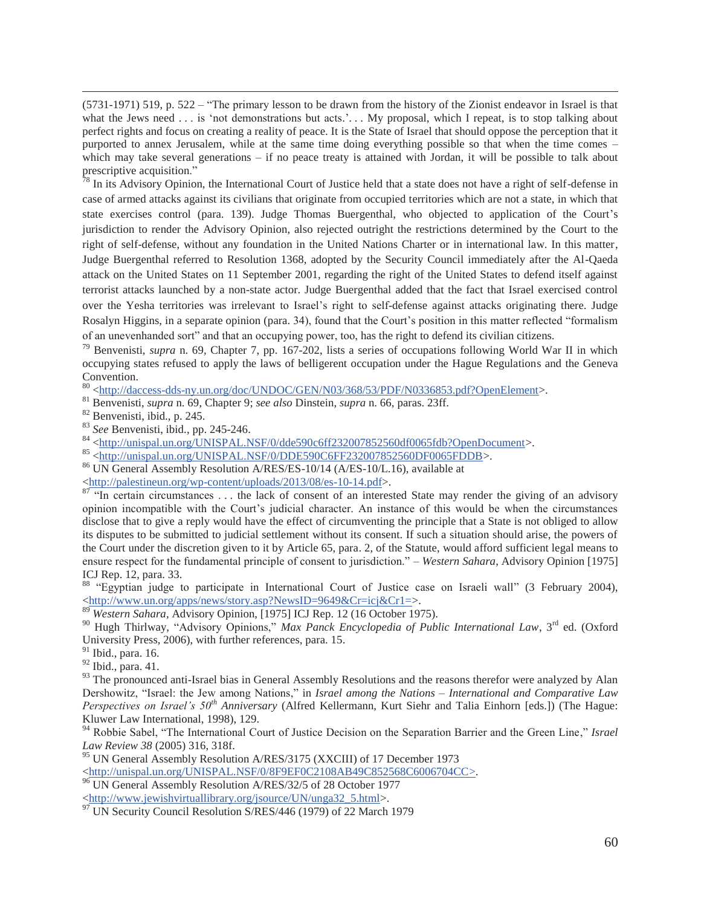(5731-1971) 519, p. 522 – "The primary lesson to be drawn from the history of the Zionist endeavor in Israel is that what the Jews need . . . is 'not demonstrations but acts.'. . . My proposal, which I repeat, is to stop talking about perfect rights and focus on creating a reality of peace. It is the State of Israel that should oppose the perception that it purported to annex Jerusalem, while at the same time doing everything possible so that when the time comes – which may take several generations – if no peace treaty is attained with Jordan, it will be possible to talk about prescriptive acquisition."

[78] In its Advisory Opinion, the International Court of Justice held that a state does not have a right of self-defense in case of armed attacks against its civilians that originate from occupied territories which are not a state, in which that state exercises control (para. 139). Judge Thomas Buergenthal, who objected to application of the Court's jurisdiction to render the Advisory Opinion, also rejected outright the restrictions determined by the Court to the right of self-defense, without any foundation in the United Nations Charter or in international law. In this matter, Judge Buergenthal referred to Resolution 1368, adopted by the Security Council immediately after the Al-Qaeda attack on the United States on 11 September 2001, regarding the right of the United States to defend itself against terrorist attacks launched by a non-state actor. Judge Buergenthal added that the fact that Israel exercised control over the Yesha territories was irrelevant to Israel's right to self-defense against attacks originating there. Judge Rosalyn Higgins, in a separate opinion (para. 34), found that the Court's position in this matter reflected "formalism of an unevenhanded sort" and that an occupying power, too, has the right to defend its civilian citizens.

[79] Benvenisti, *supra* n. 69, Chapter 7, pp. 167-202, lists a series of occupations following World War II in which occupying states refused to apply the laws of belligerent occupation under the Hague Regulations and the Geneva Convention.

[80] <http://daccess-dds-ny.un.org/doc/UNDOC/GEN/N03/368/53/PDF/N0336853.pdf?OpenElement>.

[81] Benvenisti, *supra* n. 69, Chapter 9; *see also* Dinstein, *supra* n. 66, paras. 23ff.

[82] Benvenisti, ibid., p. 245.

[83] *See* Benvenisti, ibid., pp. 245-246.

[84] <http://unispal.un.org/UNISPAL.NSF/0/dde590c6ff232007852560df0065fdb?OpenDocument>.

[85] <http://unispal.un.org/UNISPAL.NSF/0/DDE590C6FF232007852560DF0065FDDB>.

[86] UN General Assembly Resolution A/RES/ES-10/14 (A/ES-10/L.16), available at <http://palestineun.org/wp-content/uploads/2013/08/es-10-14.pdf>.

[87] "In certain circumstances . . . the lack of consent of an interested State may render the giving of an advisory opinion incompatible with the Court's judicial character. An instance of this would be when the circumstances disclose that to give a reply would have the effect of circumventing the principle that a State is not obliged to allow its disputes to be submitted to judicial settlement without its consent. If such a situation should arise, the powers of the Court under the discretion given to it by Article 65, para. 2, of the Statute, would afford sufficient legal means to ensure respect for the fundamental principle of consent to jurisdiction." – *Western Sahara*, Advisory Opinion [1975] ICJ Rep. 12, para. 33.

[88] "Egyptian judge to participate in International Court of Justice case on Israeli wall" (3 February 2004), <http://www.un.org/apps/news/story.asp?NewsID=9649&Cr=icj&Cr1=>.

[89] *Western Sahara*, Advisory Opinion, [1975] ICJ Rep. 12 (16 October 1975).

[90] Hugh Thirlway, "Advisory Opinions," *Max Panck Encyclopedia of Public International Law*, 3rd ed. (Oxford University Press, 2006), with further references, para. 15.

[91] Ibid., para. 16.

[92] Ibid., para. 41.

[93] The pronounced anti-Israel bias in General Assembly Resolutions and the reasons therefor were analyzed by Alan Dershowitz, "Israel: the Jew among Nations," in *Israel among the Nations – International and Comparative Law Perspectives on Israel's 50th Anniversary* (Alfred Kellermann, Kurt Siehr and Talia Einhorn [eds.]) (The Hague: Kluwer Law International, 1998), 129.

[94] Robbie Sabel, "The International Court of Justice Decision on the Separation Barrier and the Green Line," *Israel Law Review 38* (2005) 316, 318f.

[95] UN General Assembly Resolution A/RES/3175 (XXCIII) of 17 December 1973 <http://unispal.un.org/UNISPAL.NSF/0/8F9EF0C2108AB49C852568C6006704CC>.

[96] UN General Assembly Resolution A/RES/32/5 of 28 October 1977 <http://www.jewishvirtuallibrary.org/jsource/UN/unga32_5.html>.

[97] UN Security Council Resolution S/RES/446 (1979) of 22 March 1979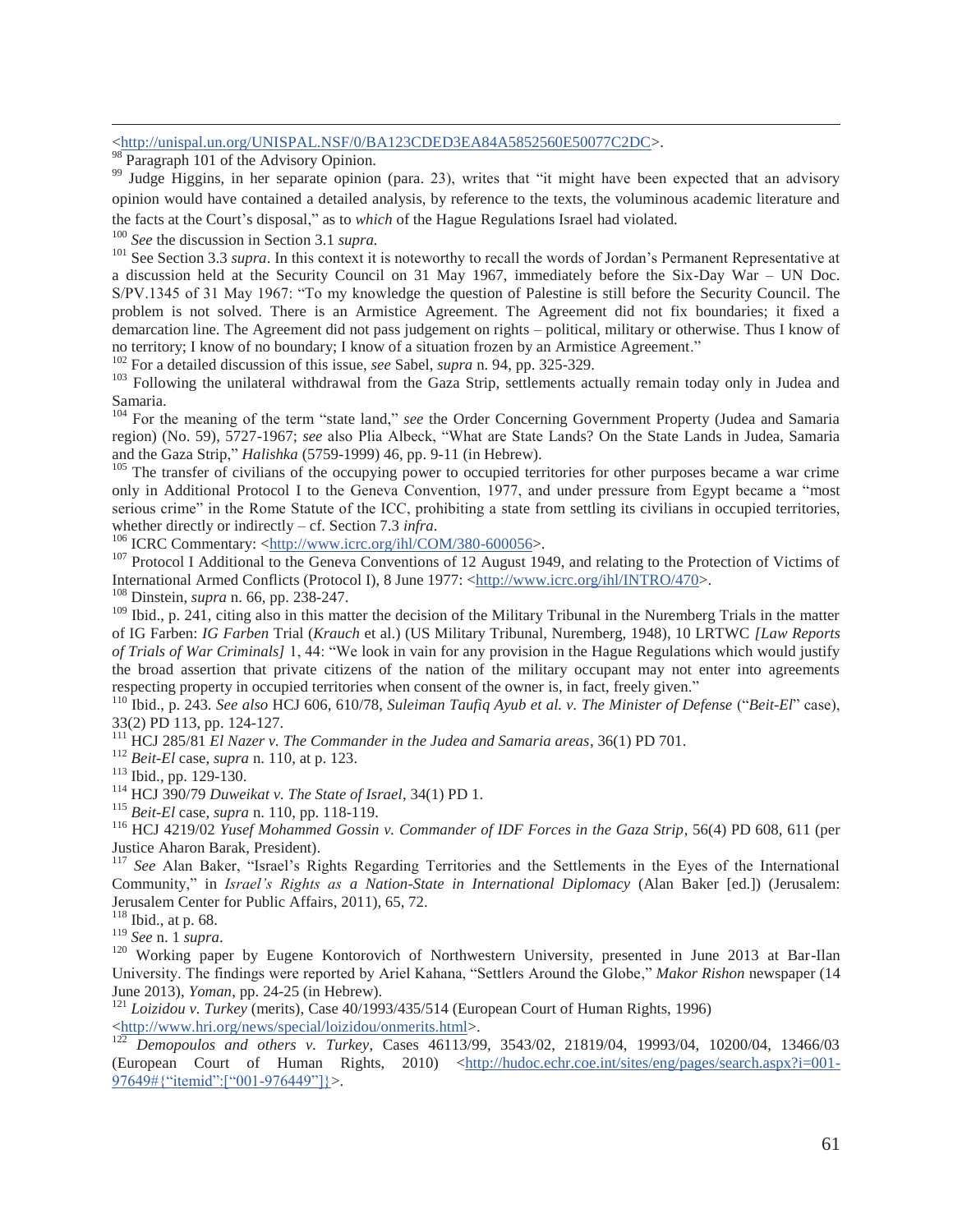<http://unispal.un.org/UNISPAL.NSF/0/BA123CDED3EA84A5852560E50077C2DC>.

[98] Paragraph 101 of the Advisory Opinion.

[99] Judge Higgins, in her separate opinion (para. 23), writes that "it might have been expected that an advisory opinion would have contained a detailed analysis, by reference to the texts, the voluminous academic literature and the facts at the Court's disposal," as to *which* of the Hague Regulations Israel had violated.

[100] *See* the discussion in Section 3.1 *supra.*

[101] See Section 3.3 *supra*. In this context it is noteworthy to recall the words of Jordan's Permanent Representative at a discussion held at the Security Council on 31 May 1967, immediately before the Six-Day War – UN Doc. S/PV.1345 of 31 May 1967: "To my knowledge the question of Palestine is still before the Security Council. The problem is not solved. There is an Armistice Agreement. The Agreement did not fix boundaries; it fixed a demarcation line. The Agreement did not pass judgement on rights – political, military or otherwise. Thus I know of no territory; I know of no boundary; I know of a situation frozen by an Armistice Agreement."

[102] For a detailed discussion of this issue, *see* Sabel, *supra* n. 94, pp. 325-329.

[103] Following the unilateral withdrawal from the Gaza Strip, settlements actually remain today only in Judea and Samaria.

[104] For the meaning of the term "state land," *see* the Order Concerning Government Property (Judea and Samaria region) (No. 59), 5727-1967; *see* also Plia Albeck, "What are State Lands? On the State Lands in Judea, Samaria and the Gaza Strip," *Halishka* (5759-1999) 46, pp. 9-11 (in Hebrew).

[105] The transfer of civilians of the occupying power to occupied territories for other purposes became a war crime only in Additional Protocol I to the Geneva Convention, 1977, and under pressure from Egypt became a "most serious crime" in the Rome Statute of the ICC, prohibiting a state from settling its civilians in occupied territories, whether directly or indirectly – cf. Section 7.3 *infra*.

[106] ICRC Commentary: <http://www.icrc.org/ihl/COM/380-600056>.

[107] Protocol I Additional to the Geneva Conventions of 12 August 1949, and relating to the Protection of Victims of International Armed Conflicts (Protocol I), 8 June 1977: <http://www.icrc.org/ihl/INTRO/470>.

[108] Dinstein, *supra* n. 66, pp. 238-247.

[109] Ibid., p. 241, citing also in this matter the decision of the Military Tribunal in the Nuremberg Trials in the matter of IG Farben: *IG Farben* Trial (*Krauch* et al.) (US Military Tribunal, Nuremberg, 1948), 10 LRTWC *[Law Reports of Trials of War Criminals]* 1, 44: "We look in vain for any provision in the Hague Regulations which would justify the broad assertion that private citizens of the nation of the military occupant may not enter into agreements respecting property in occupied territories when consent of the owner is, in fact, freely given."

[110] Ibid., p. 243. *See also* HCJ 606, 610/78, *Suleiman Taufiq Ayub et al. v. The Minister of Defense* ("*Beit-El*" case), 33(2) PD 113, pp. 124-127.

[111] HCJ 285/81 *El Nazer v. The Commander in the Judea and Samaria areas*, 36(1) PD 701.

[112] *Beit-El* case, *supra* n. 110, at p. 123.

[113] Ibid., pp. 129-130.

[114] HCJ 390/79 *Duweikat v. The State of Israel*, 34(1) PD 1.

[115] *Beit-El* case, *supra* n. 110, pp. 118-119.

[116] HCJ 4219/02 *Yusef Mohammed Gossin v. Commander of IDF Forces in the Gaza Strip*, 56(4) PD 608, 611 (per Justice Aharon Barak, President).

[117] *See* Alan Baker, "Israel's Rights Regarding Territories and the Settlements in the Eyes of the International Community," in *Israel's Rights as a Nation-State in International Diplomacy* (Alan Baker [ed.]) (Jerusalem: Jerusalem Center for Public Affairs, 2011), 65, 72.

[118] Ibid., at p. 68.

[119] *See* n. 1 *supra*.

[120] Working paper by Eugene Kontorovich of Northwestern University, presented in June 2013 at Bar-Ilan University. The findings were reported by Ariel Kahana, "Settlers Around the Globe," *Makor Rishon* newspaper (14 June 2013), *Yoman*, pp. 24-25 (in Hebrew).

[121] *Loizidou v. Turkey* (merits), Case 40/1993/435/514 (European Court of Human Rights, 1996) <http://www.hri.org/news/special/loizidou/onmerits.html>.

[122] *Demopoulos and others v. Turkey*, Cases 46113/99, 3543/02, 21819/04, 19993/04, 10200/04, 13466/03 (European Court of Human Rights, 2010) <http://hudoc.echr.coe.int/sites/eng/pages/search.aspx?i=001-97649#{"itemid":["001-976449"]}>.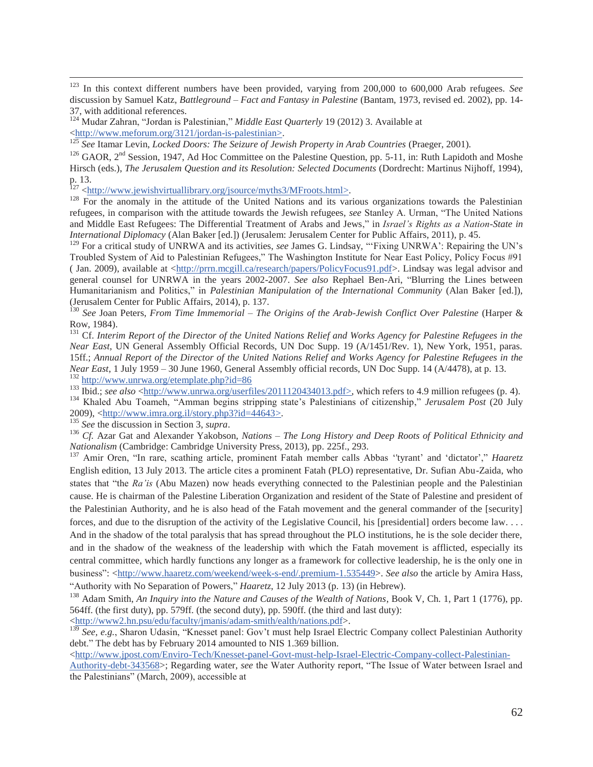[123] In this context different numbers have been provided, varying from 200,000 to 600,000 Arab refugees. *See* discussion by Samuel Katz, *Battleground – Fact and Fantasy in Palestine* (Bantam, 1973, revised ed. 2002), pp. 14-37, with additional references.

[124] Mudar Zahran, "Jordan is Palestinian," *Middle East Quarterly* 19 (2012) 3. Available at <http://www.meforum.org/3121/jordan-is-palestinian>.

[125] *See* Itamar Levin, *Locked Doors: The Seizure of Jewish Property in Arab Countries* (Praeger, 2001).

[126] GAOR, 2nd Session, 1947, Ad Hoc Committee on the Palestine Question, pp. 5-11, in: Ruth Lapidoth and Moshe Hirsch (eds.), *The Jerusalem Question and its Resolution: Selected Documents* (Dordrecht: Martinus Nijhoff, 1994), p. 13.

[127] <http://www.jewishvirtuallibrary.org/jsource/myths3/MFroots.html>.

[128] For the anomaly in the attitude of the United Nations and its various organizations towards the Palestinian refugees, in comparison with the attitude towards the Jewish refugees, *see* Stanley A. Urman, "The United Nations and Middle East Refugees: The Differential Treatment of Arabs and Jews," in *Israel's Rights as a Nation-State in International Diplomacy* (Alan Baker [ed.]) (Jerusalem: Jerusalem Center for Public Affairs, 2011), p. 45.

[129] For a critical study of UNRWA and its activities, *see* James G. Lindsay, "'Fixing UNRWA': Repairing the UN's Troubled System of Aid to Palestinian Refugees," The Washington Institute for Near East Policy, Policy Focus #91 ( Jan. 2009), available at <http://prrn.mcgill.ca/research/papers/PolicyFocus91.pdf>. Lindsay was legal advisor and general counsel for UNRWA in the years 2002-2007. *See also* Rephael Ben-Ari, "Blurring the Lines between Humanitarianism and Politics," in *Palestinian Manipulation of the International Community* (Alan Baker [ed.]), (Jerusalem Center for Public Affairs, 2014), p. 137.

[130] *See* Joan Peters, *From Time Immemorial – The Origins of the Arab-Jewish Conflict Over Palestine* (Harper & Row, 1984).

[131] Cf. *Interim Report of the Director of the United Nations Relief and Works Agency for Palestine Refugees in the Near East*, UN General Assembly Official Records, UN Doc Supp. 19 (A/1451/Rev. 1), New York, 1951, paras. 15ff.; *Annual Report of the Director of the United Nations Relief and Works Agency for Palestine Refugees in the Near East*, 1 July 1959 – 30 June 1960, General Assembly official records, UN Doc Supp. 14 (A/4478), at p. 13.

[132] http://www.unrwa.org/etemplate.php?id=86

[133] Ibid.; *see also* <http://www.unrwa.org/userfiles/2011120434013.pdf>, which refers to 4.9 million refugees (p. 4).

[134] Khaled Abu Toameh, "Amman begins stripping state's Palestinians of citizenship," *Jerusalem Post* (20 July 2009), <http://www.imra.org.il/story.php3?id=44643>.

[135] *See* the discussion in Section 3, *supra*.

[136] *Cf.* Azar Gat and Alexander Yakobson, *Nations – The Long History and Deep Roots of Political Ethnicity and Nationalism* (Cambridge: Cambridge University Press, 2013), pp. 225f., 293.

[137] Amir Oren, "In rare, scathing article, prominent Fatah member calls Abbas ''tyrant' and 'dictator'," *Haaretz* English edition, 13 July 2013. The article cites a prominent Fatah (PLO) representative, Dr. Sufian Abu-Zaida, who states that "the *Ra'is* (Abu Mazen) now heads everything connected to the Palestinian people and the Palestinian cause. He is chairman of the Palestine Liberation Organization and resident of the State of Palestine and president of the Palestinian Authority, and he is also head of the Fatah movement and the general commander of the [security] forces, and due to the disruption of the activity of the Legislative Council, his [presidential] orders become law. . . . And in the shadow of the total paralysis that has spread throughout the PLO institutions, he is the sole decider there, and in the shadow of the weakness of the leadership with which the Fatah movement is afflicted, especially its central committee, which hardly functions any longer as a framework for collective leadership, he is the only one in business": <http://www.haaretz.com/weekend/week-s-end/.premium-1.535449>. *See also* the article by Amira Hass, "Authority with No Separation of Powers," *Haaretz*, 12 July 2013 (p. 13) (in Hebrew).

[138] Adam Smith, *An Inquiry into the Nature and Causes of the Wealth of Nations*, Book V, Ch. 1, Part 1 (1776), pp. 564ff. (the first duty), pp. 579ff. (the second duty), pp. 590ff. (the third and last duty): <http://www2.hn.psu/edu/faculty/jmanis/adam-smith/ealth/nations.pdf>.

[139] *See, e.g.*, Sharon Udasin, "Knesset panel: Gov't must help Israel Electric Company collect Palestinian Authority debt." The debt has by February 2014 amounted to NIS 1.369 billion. <http://www.jpost.com/Enviro-Tech/Knesset-panel-Govt-must-help-Israel-Electric-Company-collect-Palestinian-Authority-debt-343568>; Regarding water, *see* the Water Authority report, "The Issue of Water between Israel and the Palestinians" (March, 2009), accessible at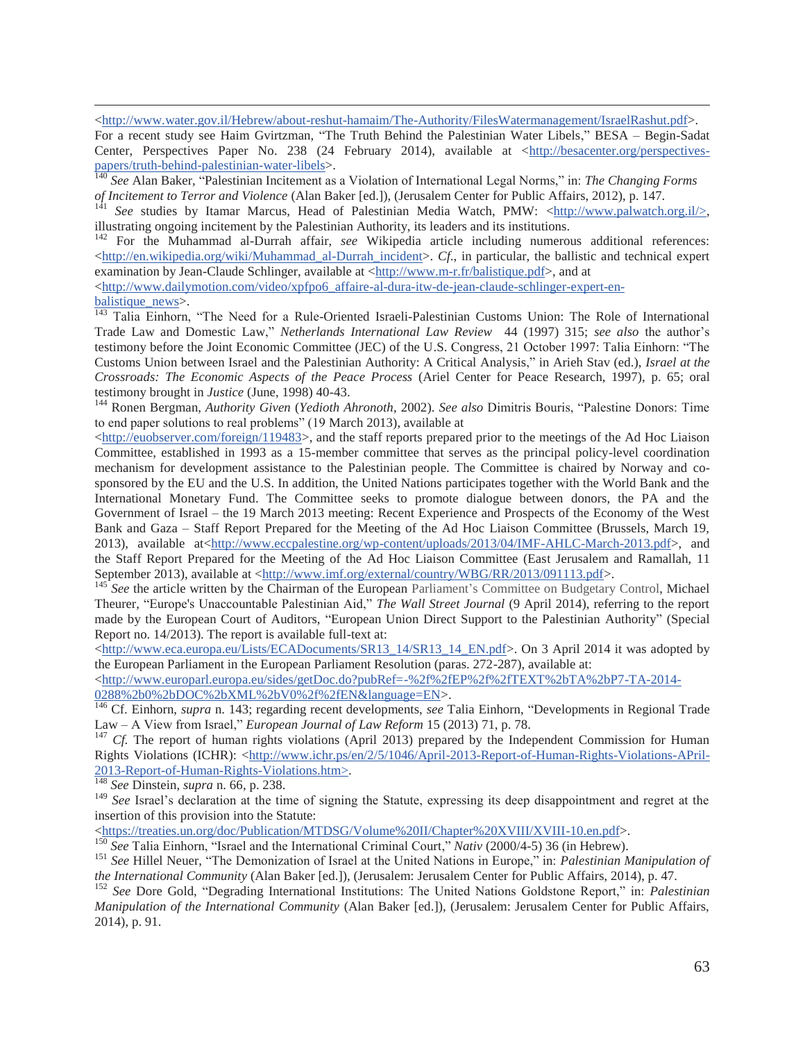<http://www.water.gov.il/Hebrew/about-reshut-hamaim/The-Authority/FilesWatermanagement/IsraelRashut.pdf>. For a recent study see Haim Gvirtzman, "The Truth Behind the Palestinian Water Libels," BESA – Begin-Sadat Center, Perspectives Paper No. 238 (24 February 2014), available at <http://besacenter.org/perspectives-papers/truth-behind-palestinian-water-libels>.

[140] *See* Alan Baker, "Palestinian Incitement as a Violation of International Legal Norms," in: *The Changing Forms of Incitement to Terror and Violence* (Alan Baker [ed.]), (Jerusalem Center for Public Affairs, 2012), p. 147.

[141] *See* studies by Itamar Marcus, Head of Palestinian Media Watch, PMW: <http://www.palwatch.org.il/>, illustrating ongoing incitement by the Palestinian Authority, its leaders and its institutions.

[142] For the Muhammad al-Durrah affair, *see* Wikipedia article including numerous additional references: <http://en.wikipedia.org/wiki/Muhammad_al-Durrah_incident>. *Cf.*, in particular, the ballistic and technical expert examination by Jean-Claude Schlinger, available at <http://www.m-r.fr/balistique.pdf>, and at <http://www.dailymotion.com/video/xpfpo6_affaire-al-dura-itw-de-jean-claude-schlinger-expert-en-balistique_news>.

[143] Talia Einhorn, "The Need for a Rule-Oriented Israeli-Palestinian Customs Union: The Role of International Trade Law and Domestic Law," *Netherlands International Law Review* 44 (1997) 315; *see also* the author's testimony before the Joint Economic Committee (JEC) of the U.S. Congress, 21 October 1997: Talia Einhorn: "The Customs Union between Israel and the Palestinian Authority: A Critical Analysis," in Arieh Stav (ed.), *Israel at the Crossroads: The Economic Aspects of the Peace Process* (Ariel Center for Peace Research, 1997), p. 65; oral testimony brought in *Justice* (June, 1998) 40-43.

[144] Ronen Bergman, *Authority Given* (*Yedioth Ahronoth*, 2002). *See also* Dimitris Bouris, "Palestine Donors: Time to end paper solutions to real problems" (19 March 2013), available at <http://euobserver.com/foreign/119483>, and the staff reports prepared prior to the meetings of the Ad Hoc Liaison Committee, established in 1993 as a 15-member committee that serves as the principal policy-level coordination mechanism for development assistance to the Palestinian people. The Committee is chaired by Norway and co-sponsored by the EU and the U.S. In addition, the United Nations participates together with the World Bank and the International Monetary Fund. The Committee seeks to promote dialogue between donors, the PA and the Government of Israel – the 19 March 2013 meeting: Recent Experience and Prospects of the Economy of the West Bank and Gaza – Staff Report Prepared for the Meeting of the Ad Hoc Liaison Committee (Brussels, March 19, 2013), available at<http://www.eccpalestine.org/wp-content/uploads/2013/04/IMF-AHLC-March-2013.pdf>, and the Staff Report Prepared for the Meeting of the Ad Hoc Liaison Committee (East Jerusalem and Ramallah, 11 September 2013), available at <http://www.imf.org/external/country/WBG/RR/2013/091113.pdf>.

[145] *See* the article written by the Chairman of the European Parliament's Committee on Budgetary Control, Michael Theurer, "Europe's Unaccountable Palestinian Aid," *The Wall Street Journal* (9 April 2014), referring to the report made by the European Court of Auditors, "European Union Direct Support to the Palestinian Authority" (Special Report no. 14/2013). The report is available full-text at: <http://www.eca.europa.eu/Lists/ECADocuments/SR13_14/SR13_14_EN.pdf>. On 3 April 2014 it was adopted by the European Parliament in the European Parliament Resolution (paras. 272-287), available at: <http://www.europarl.europa.eu/sides/getDoc.do?pubRef=-%2f%2fEP%2f%2fTEXT%2bTA%2bP7-TA-2014-0288%2b0%2bDOC%2bXML%2bV0%2f%2fEN&language=EN>.

[146] Cf. Einhorn, *supra* n. 143; regarding recent developments, *see* Talia Einhorn, "Developments in Regional Trade Law – A View from Israel," *European Journal of Law Reform* 15 (2013) 71, p. 78.

[147] *Cf.* The report of human rights violations (April 2013) prepared by the Independent Commission for Human Rights Violations (ICHR): <http://www.ichr.ps/en/2/5/1046/April-2013-Report-of-Human-Rights-Violations-APril-2013-Report-of-Human-Rights-Violations.htm>.

[148] *See* Dinstein, *supra* n. 66, p. 238.

[149] *See* Israel's declaration at the time of signing the Statute, expressing its deep disappointment and regret at the insertion of this provision into the Statute: <https://treaties.un.org/doc/Publication/MTDSG/Volume%20II/Chapter%20XVIII/XVIII-10.en.pdf>.

[150] *See* Talia Einhorn, "Israel and the International Criminal Court," *Nativ* (2000/4-5) 36 (in Hebrew).

[151] *See* Hillel Neuer, "The Demonization of Israel at the United Nations in Europe," in: *Palestinian Manipulation of the International Community* (Alan Baker [ed.]), (Jerusalem: Jerusalem Center for Public Affairs, 2014), p. 47.

[152] *See* Dore Gold, "Degrading International Institutions: The United Nations Goldstone Report," in: *Palestinian Manipulation of the International Community* (Alan Baker [ed.]), (Jerusalem: Jerusalem Center for Public Affairs, 2014), p. 91.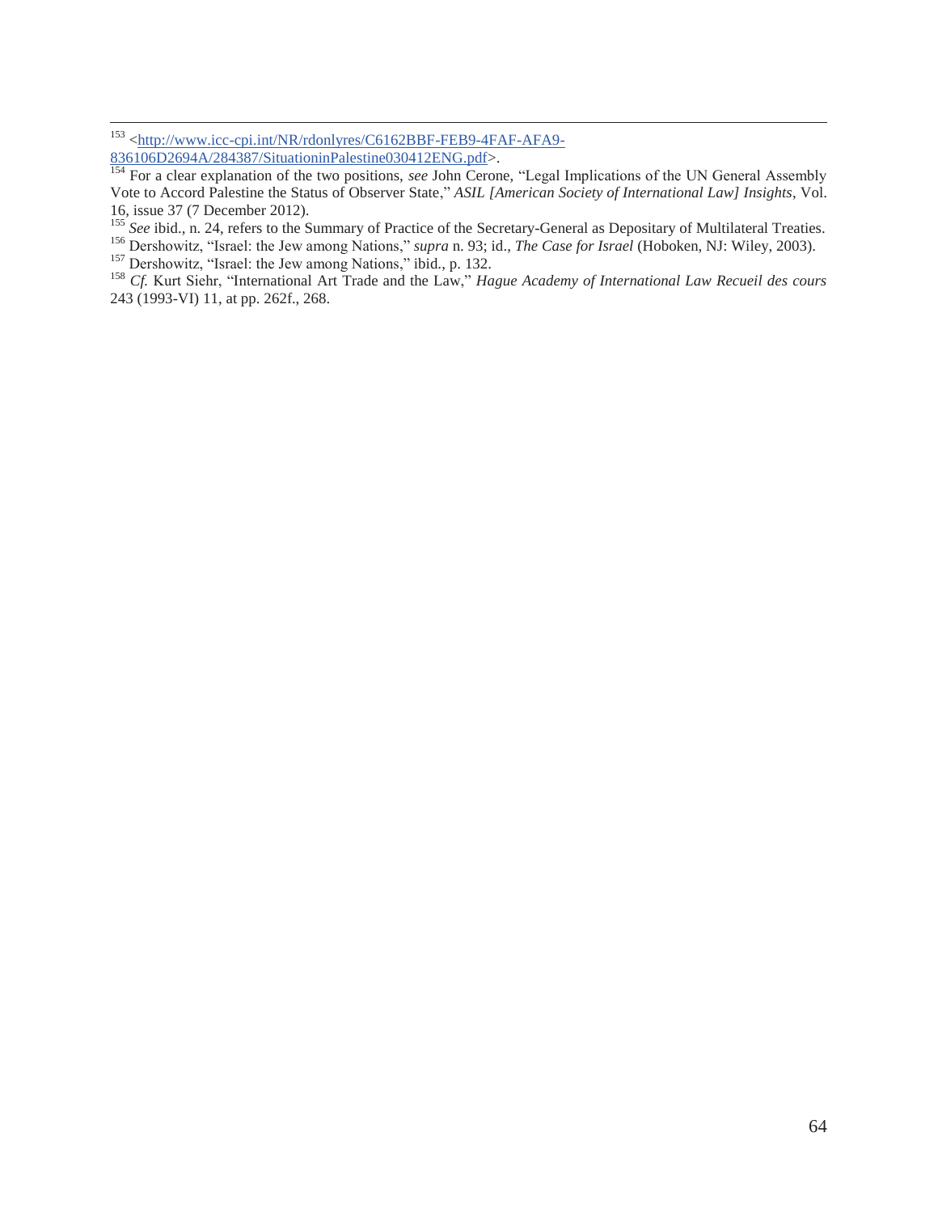[153] <http://www.icc-cpi.int/NR/rdonlyres/C6162BBF-FEB9-4FAF-AFA9-836106D2694A/284387/SituationinPalestine030412ENG.pdf>.

[154] For a clear explanation of the two positions, *see* John Cerone, "Legal Implications of the UN General Assembly Vote to Accord Palestine the Status of Observer State," *ASIL [American Society of International Law] Insights*, Vol. 16, issue 37 (7 December 2012).

[155] *See* ibid., n. 24, refers to the Summary of Practice of the Secretary-General as Depositary of Multilateral Treaties.

[156] Dershowitz, "Israel: the Jew among Nations," *supra* n. 93; id., *The Case for Israel* (Hoboken, NJ: Wiley, 2003).

[157] Dershowitz, "Israel: the Jew among Nations," ibid., p. 132.

[158] *Cf.* Kurt Siehr, "International Art Trade and the Law," *Hague Academy of International Law Recueil des cours* 243 (1993-VI) 11, at pp. 262f., 268.